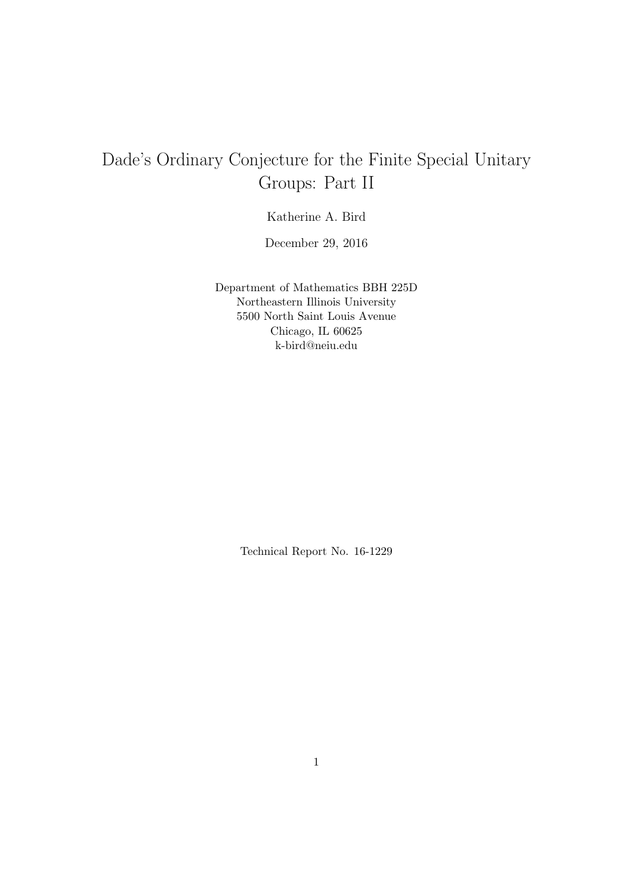# Dade's Ordinary Conjecture for the Finite Special Unitary Groups: Part II

Katherine A. Bird

December 29, 2016

Department of Mathematics BBH 225D
Northeastern Illinois University
5500 North Saint Louis Avenue
Chicago, IL 60625
k-bird@neiu.edu

Technical Report No. 16-1229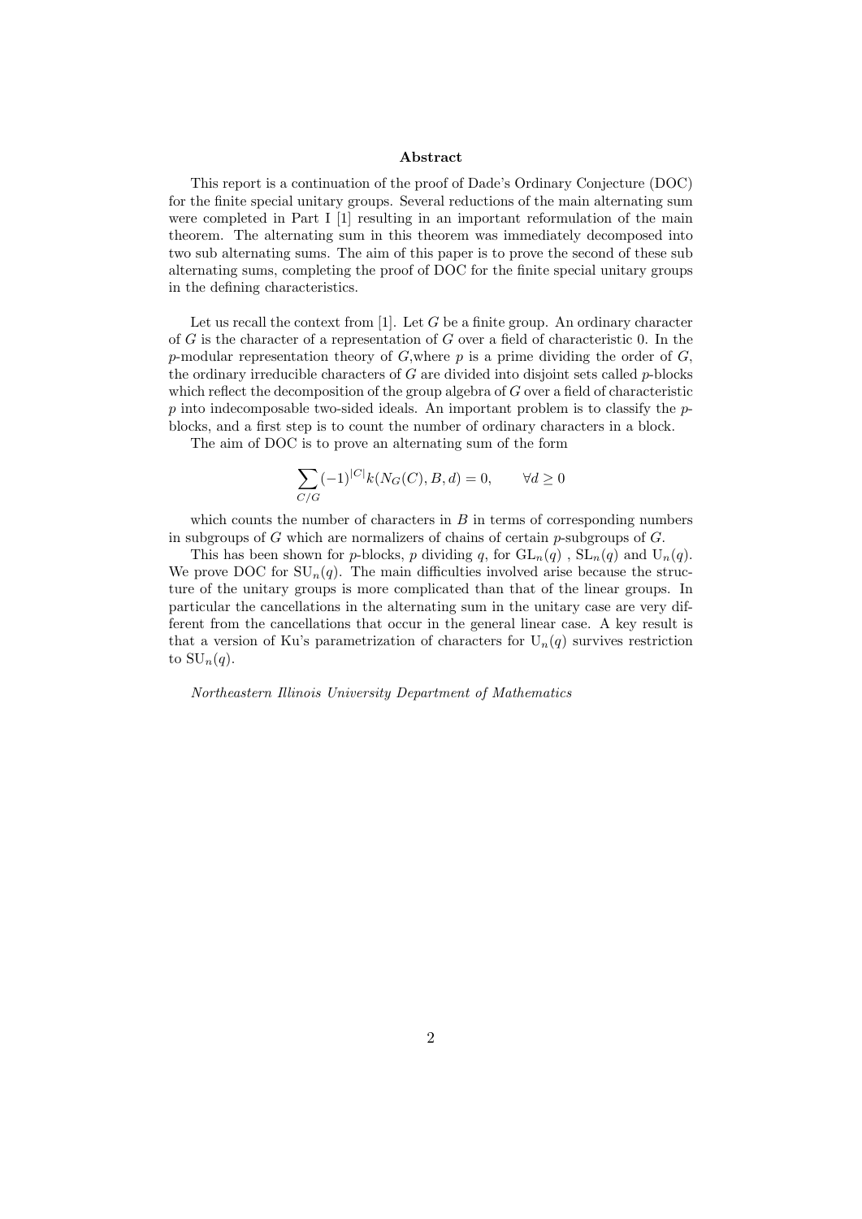## Abstract

This report is a continuation of the proof of Dade's Ordinary Conjecture (DOC) for the finite special unitary groups. Several reductions of the main alternating sum were completed in Part I [1] resulting in an important reformulation of the main theorem. The alternating sum in this theorem was immediately decomposed into two sub alternating sums. The aim of this paper is to prove the second of these sub alternating sums, completing the proof of DOC for the finite special unitary groups in the defining characteristics.

Let us recall the context from [1]. Let $G$ be a finite group. An ordinary character of $G$ is the character of a representation of $G$ over a field of characteristic 0. In the $p$-modular representation theory of $G$,where $p$ is a prime dividing the order of $G$, the ordinary irreducible characters of $G$ are divided into disjoint sets called $p$-blocks which reflect the decomposition of the group algebra of $G$ over a field of characteristic $p$ into indecomposable two-sided ideals. An important problem is to classify the $p$-blocks, and a first step is to count the number of ordinary characters in a block.

The aim of DOC is to prove an alternating sum of the form

$$\sum_{C/G} (-1)^{|C|} k(N_G(C), B, d) = 0, \qquad \forall d \geq 0$$

which counts the number of characters in $B$ in terms of corresponding numbers in subgroups of $G$ which are normalizers of chains of certain $p$-subgroups of $G$.

This has been shown for $p$-blocks, $p$ dividing $q$, for $\mathrm{GL}_n(q)$ , $\mathrm{SL}_n(q)$ and $\mathrm{U}_n(q)$. We prove DOC for $\mathrm{SU}_n(q)$. The main difficulties involved arise because the structure of the unitary groups is more complicated than that of the linear groups. In particular the cancellations in the alternating sum in the unitary case are very different from the cancellations that occur in the general linear case. A key result is that a version of Ku's parametrization of characters for $\mathrm{U}_n(q)$ survives restriction to $\mathrm{SU}_n(q)$.

*Northeastern Illinois University Department of Mathematics*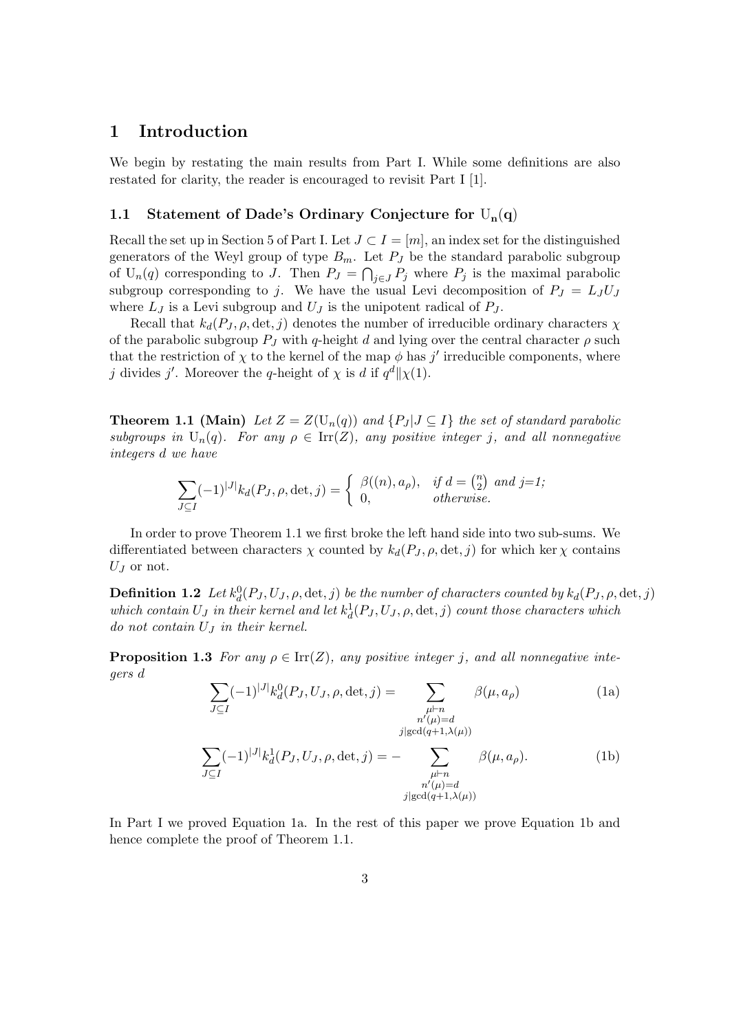# 1 Introduction

We begin by restating the main results from Part I. While some definitions are also restated for clarity, the reader is encouraged to revisit Part I [1].

## 1.1 Statement of Dade's Ordinary Conjecture for $\mathrm{U}_n(q)$

Recall the set up in Section 5 of Part I. Let $J \subset I = [m]$, an index set for the distinguished generators of the Weyl group of type $B_m$. Let $P_J$ be the standard parabolic subgroup of $\mathrm{U}_n(q)$ corresponding to $J$. Then $P_J = \bigcap_{j \in J} P_j$ where $P_j$ is the maximal parabolic subgroup corresponding to $j$. We have the usual Levi decomposition of $P_J = L_J U_J$ where $L_J$ is a Levi subgroup and $U_J$ is the unipotent radical of $P_J$.

Recall that $k_d(P_J, \rho, \det, j)$ denotes the number of irreducible ordinary characters $\chi$ of the parabolic subgroup $P_J$ with $q$-height $d$ and lying over the central character $\rho$ such that the restriction of $\chi$ to the kernel of the map $\phi$ has $j'$ irreducible components, where $j$ divides $j'$. Moreover the $q$-height of $\chi$ is $d$ if $q^d \| \chi(1)$.

**Theorem 1.1 (Main)** *Let $Z = Z(\mathrm{U}_n(q))$ and $\{P_J | J \subseteq I\}$ the set of standard parabolic subgroups in $\mathrm{U}_n(q)$. For any $\rho \in \mathrm{Irr}(Z)$, any positive integer $j$, and all nonnegative integers $d$ we have*

$$\sum_{J \subseteq I} (-1)^{|J|} k_d(P_J, \rho, \det, j) = \begin{cases} \beta((n), a_\rho), & \text{if } d = \binom{n}{2} \text{ and } j=1; \\ 0, & \text{otherwise.} \end{cases}$$

In order to prove Theorem 1.1 we first broke the left hand side into two sub-sums. We differentiated between characters $\chi$ counted by $k_d(P_J, \rho, \det, j)$ for which $\ker \chi$ contains $U_J$ or not.

**Definition 1.2** *Let $k_d^0(P_J, U_J, \rho, \det, j)$ be the number of characters counted by $k_d(P_J, \rho, \det, j)$ which contain $U_J$ in their kernel and let $k_d^1(P_J, U_J, \rho, \det, j)$ count those characters which do not contain $U_J$ in their kernel.*

**Proposition 1.3** *For any $\rho \in \mathrm{Irr}(Z)$, any positive integer $j$, and all nonnegative integers $d$*

$$\sum_{J \subseteq I} (-1)^{|J|} k_d^0(P_J, U_J, \rho, \det, j) = \sum_{\substack{\mu \vdash n \\ n'(\mu) = d \\ j | \gcd(q+1, \lambda(\mu))}} \beta(\mu, a_\rho) \tag{1a}$$

$$\sum_{J \subseteq I} (-1)^{|J|} k_d^1(P_J, U_J, \rho, \det, j) = - \sum_{\substack{\mu \vdash n \\ n'(\mu) = d \\ j | \gcd(q+1, \lambda(\mu))}} \beta(\mu, a_\rho). \tag{1b}$$

In Part I we proved Equation 1a. In the rest of this paper we prove Equation 1b and hence complete the proof of Theorem 1.1.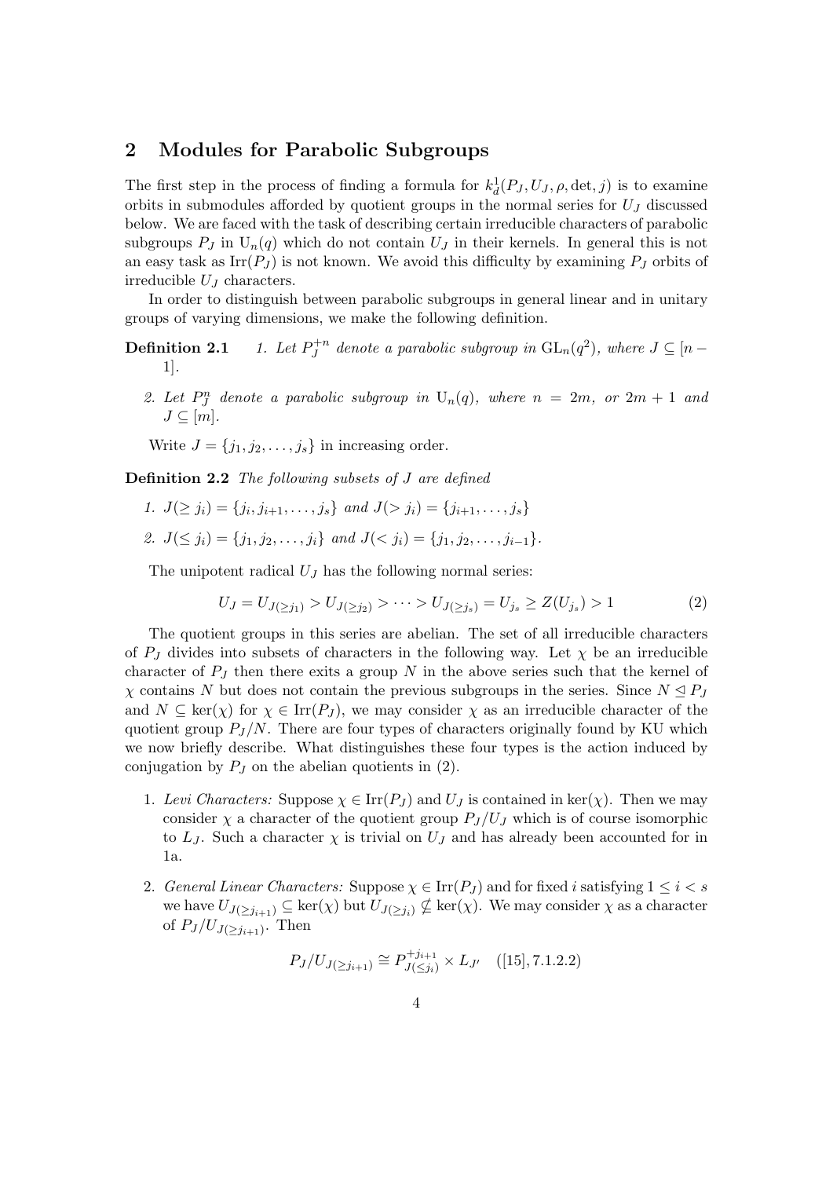## 2 Modules for Parabolic Subgroups

The first step in the process of finding a formula for $k_d^1(P_J, U_J, \rho, \det, j)$ is to examine orbits in submodules afforded by quotient groups in the normal series for $U_J$ discussed below. We are faced with the task of describing certain irreducible characters of parabolic subgroups $P_J$ in $\mathrm{U}_n(q)$ which do not contain $U_J$ in their kernels. In general this is not an easy task as $\mathrm{Irr}(P_J)$ is not known. We avoid this difficulty by examining $P_J$ orbits of irreducible $U_J$ characters.

In order to distinguish between parabolic subgroups in general linear and in unitary groups of varying dimensions, we make the following definition.

**Definition 2.1** *1. Let $P_J^{+n}$ denote a parabolic subgroup in $\mathrm{GL}_n(q^2)$, where $J \subseteq [n-1]$.*

*2. Let $P_J^n$ denote a parabolic subgroup in $\mathrm{U}_n(q)$, where $n = 2m$, or $2m+1$ and $J \subseteq [m]$.*

Write $J = \{j_1, j_2, \ldots, j_s\}$ in increasing order.

**Definition 2.2** *The following subsets of $J$ are defined*

1. *$J(\geq j_i) = \{j_i, j_{i+1}, \ldots, j_s\}$ and $J(> j_i) = \{j_{i+1}, \ldots, j_s\}$*
2. *$J(\leq j_i) = \{j_1, j_2, \ldots, j_i\}$ and $J(< j_i) = \{j_1, j_2, \ldots, j_{i-1}\}$.*

The unipotent radical $U_J$ has the following normal series:

$$U_J = U_{J(\geq j_1)} > U_{J(\geq j_2)} > \cdots > U_{J(\geq j_s)} = U_{j_s} \geq Z(U_{j_s}) > 1 \tag{2}$$

The quotient groups in this series are abelian. The set of all irreducible characters of $P_J$ divides into subsets of characters in the following way. Let $\chi$ be an irreducible character of $P_J$ then there exits a group $N$ in the above series such that the kernel of $\chi$ contains $N$ but does not contain the previous subgroups in the series. Since $N \trianglelefteq P_J$ and $N \subseteq \ker(\chi)$ for $\chi \in \mathrm{Irr}(P_J)$, we may consider $\chi$ as an irreducible character of the quotient group $P_J/N$. There are four types of characters originally found by KU which we now briefly describe. What distinguishes these four types is the action induced by conjugation by $P_J$ on the abelian quotients in (2).

1. *Levi Characters:* Suppose $\chi \in \mathrm{Irr}(P_J)$ and $U_J$ is contained in $\ker(\chi)$. Then we may consider $\chi$ a character of the quotient group $P_J/U_J$ which is of course isomorphic to $L_J$. Such a character $\chi$ is trivial on $U_J$ and has already been accounted for in 1a.

2. *General Linear Characters:* Suppose $\chi \in \mathrm{Irr}(P_J)$ and for fixed $i$ satisfying $1 \leq i < s$ we have $U_{J(\geq j_{i+1})} \subseteq \ker(\chi)$ but $U_{J(\geq j_i)} \nsubseteq \ker(\chi)$. We may consider $\chi$ as a character of $P_J/U_{J(\geq j_{i+1})}$. Then

$$P_J/U_{J(\geq j_{i+1})} \cong P^{+j_{i+1}}_{J(\leq j_i)} \times L_{J'} \quad ([15], 7.1.2.2)$$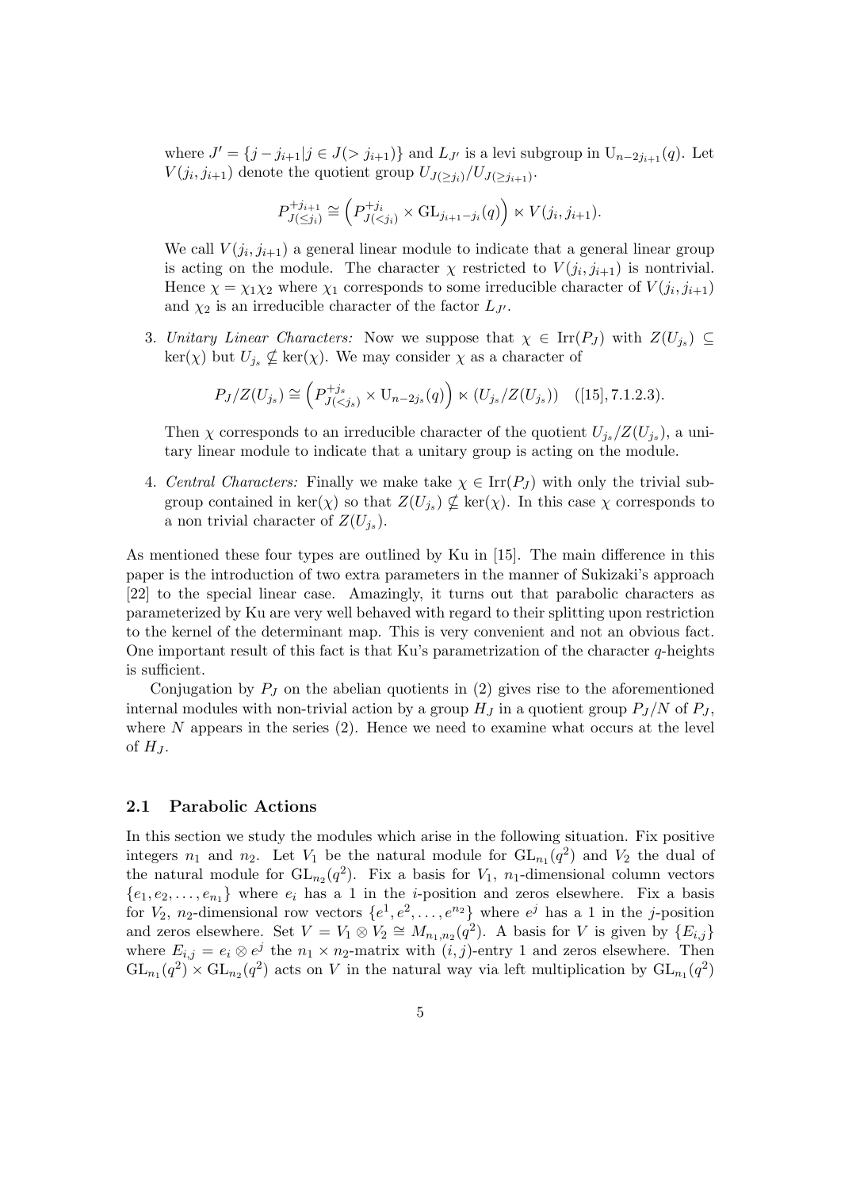where $J' = \{j - j_{i+1} | j \in J(> j_{i+1})\}$ and $L_{J'}$ is a levi subgroup in $\mathrm{U}_{n-2j_{i+1}}(q)$. Let $V(j_i, j_{i+1})$ denote the quotient group $U_{J(\geq j_i)}/U_{J(\geq j_{i+1})}$.

$$P^{+j_{i+1}}_{J(\leq j_i)} \cong \left(P^{+j_i}_{J(<j_i)} \times \mathrm{GL}_{j_{i+1}-j_i}(q)\right) \ltimes V(j_i, j_{i+1}).$$

We call $V(j_i, j_{i+1})$ a general linear module to indicate that a general linear group is acting on the module. The character $\chi$ restricted to $V(j_i, j_{i+1})$ is nontrivial. Hence $\chi = \chi_1\chi_2$ where $\chi_1$ corresponds to some irreducible character of $V(j_i, j_{i+1})$ and $\chi_2$ is an irreducible character of the factor $L_{J'}$.

3. *Unitary Linear Characters:* Now we suppose that $\chi \in \mathrm{Irr}(P_J)$ with $Z(U_{j_s}) \subseteq \ker(\chi)$ but $U_{j_s} \nsubseteq \ker(\chi)$. We may consider $\chi$ as a character of

$$P_J/Z(U_{j_s}) \cong \left(P^{+j_s}_{J(<j_s)} \times \mathrm{U}_{n-2j_s}(q)\right) \ltimes (U_{j_s}/Z(U_{j_s})) \quad ([15], 7.1.2.3).$$

Then $\chi$ corresponds to an irreducible character of the quotient $U_{j_s}/Z(U_{j_s})$, a unitary linear module to indicate that a unitary group is acting on the module.

4. *Central Characters:* Finally we make take $\chi \in \mathrm{Irr}(P_J)$ with only the trivial subgroup contained in $\ker(\chi)$ so that $Z(U_{j_s}) \nsubseteq \ker(\chi)$. In this case $\chi$ corresponds to a non trivial character of $Z(U_{j_s})$.

As mentioned these four types are outlined by Ku in [15]. The main difference in this paper is the introduction of two extra parameters in the manner of Sukizaki's approach [22] to the special linear case. Amazingly, it turns out that parabolic characters as parameterized by Ku are very well behaved with regard to their splitting upon restriction to the kernel of the determinant map. This is very convenient and not an obvious fact. One important result of this fact is that Ku's parametrization of the character $q$-heights is sufficient.

Conjugation by $P_J$ on the abelian quotients in (2) gives rise to the aforementioned internal modules with non-trivial action by a group $H_J$ in a quotient group $P_J/N$ of $P_J$, where $N$ appears in the series (2). Hence we need to examine what occurs at the level of $H_J$.

## 2.1 Parabolic Actions

In this section we study the modules which arise in the following situation. Fix positive integers $n_1$ and $n_2$. Let $V_1$ be the natural module for $\mathrm{GL}_{n_1}(q^2)$ and $V_2$ the dual of the natural module for $\mathrm{GL}_{n_2}(q^2)$. Fix a basis for $V_1$, $n_1$-dimensional column vectors $\{e_1, e_2, \ldots, e_{n_1}\}$ where $e_i$ has a 1 in the $i$-position and zeros elsewhere. Fix a basis for $V_2$, $n_2$-dimensional row vectors $\{e^1, e^2, \ldots, e^{n_2}\}$ where $e^j$ has a 1 in the $j$-position and zeros elsewhere. Set $V = V_1 \otimes V_2 \cong M_{n_1,n_2}(q^2)$. A basis for $V$ is given by $\{E_{i,j}\}$ where $E_{i,j} = e_i \otimes e^j$ the $n_1 \times n_2$-matrix with $(i,j)$-entry 1 and zeros elsewhere. Then $\mathrm{GL}_{n_1}(q^2) \times \mathrm{GL}_{n_2}(q^2)$ acts on $V$ in the natural way via left multiplication by $\mathrm{GL}_{n_1}(q^2)$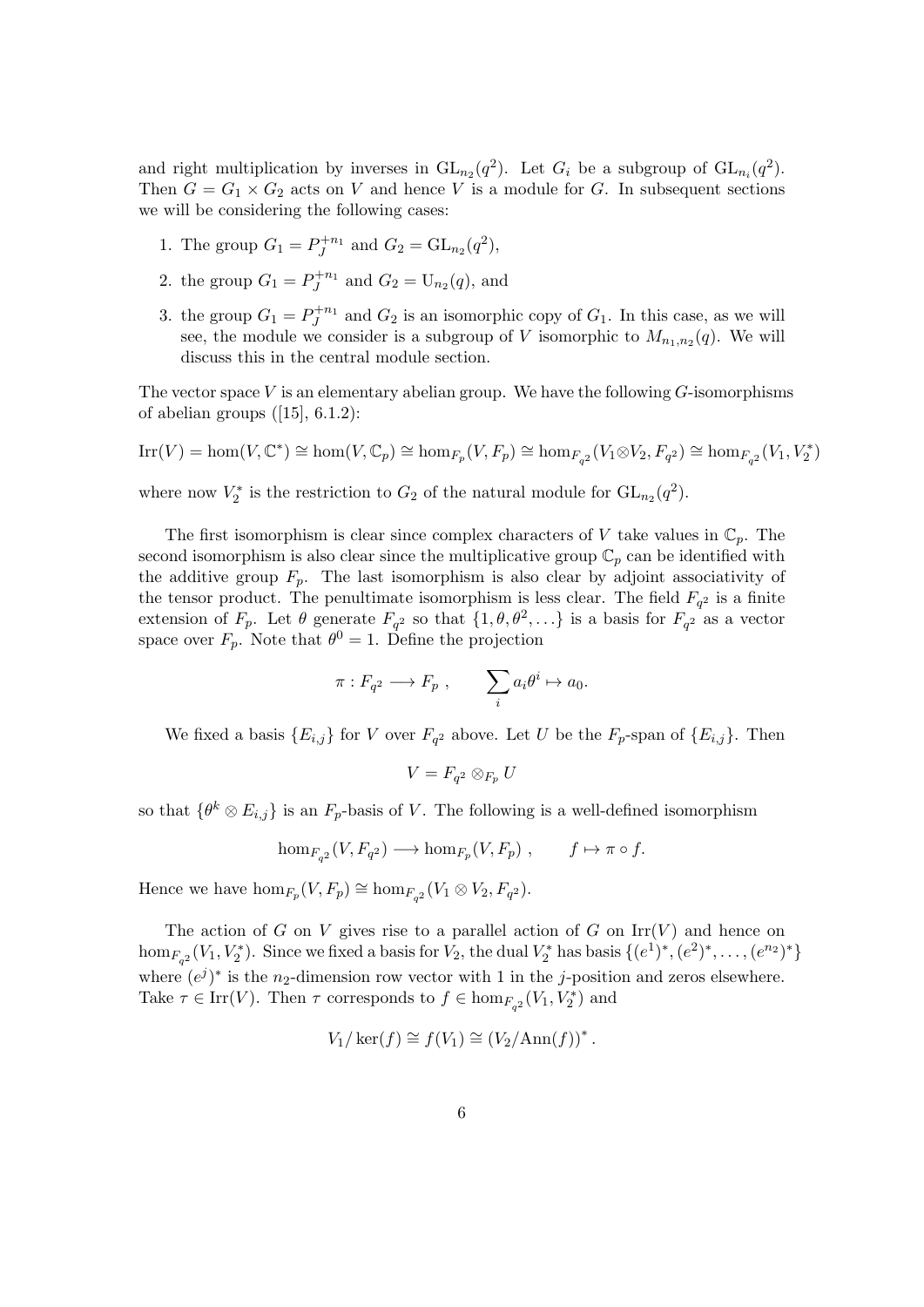and right multiplication by inverses in $\mathrm{GL}_{n_2}(q^2)$. Let $G_i$ be a subgroup of $\mathrm{GL}_{n_i}(q^2)$. Then $G = G_1 \times G_2$ acts on $V$ and hence $V$ is a module for $G$. In subsequent sections we will be considering the following cases:

1. The group $G_1 = P_J^{+n_1}$ and $G_2 = \mathrm{GL}_{n_2}(q^2)$,
2. the group $G_1 = P_J^{+n_1}$ and $G_2 = \mathrm{U}_{n_2}(q)$, and
3. the group $G_1 = P_J^{+n_1}$ and $G_2$ is an isomorphic copy of $G_1$. In this case, as we will see, the module we consider is a subgroup of $V$ isomorphic to $M_{n_1,n_2}(q)$. We will discuss this in the central module section.

The vector space $V$ is an elementary abelian group. We have the following $G$-isomorphisms of abelian groups ([15], 6.1.2):

$$\mathrm{Irr}(V) = \hom(V, \mathbb{C}^*) \cong \hom(V, \mathbb{C}_p) \cong \hom_{F_p}(V, F_p) \cong \hom_{F_{q^2}}(V_1 \otimes V_2, F_{q^2}) \cong \hom_{F_{q^2}}(V_1, V_2^*)$$

where now $V_2^*$ is the restriction to $G_2$ of the natural module for $\mathrm{GL}_{n_2}(q^2)$.

The first isomorphism is clear since complex characters of $V$ take values in $\mathbb{C}_p$. The second isomorphism is also clear since the multiplicative group $\mathbb{C}_p$ can be identified with the additive group $F_p$. The last isomorphism is also clear by adjoint associativity of the tensor product. The penultimate isomorphism is less clear. The field $F_{q^2}$ is a finite extension of $F_p$. Let $\theta$ generate $F_{q^2}$ so that $\{1, \theta, \theta^2, \ldots\}$ is a basis for $F_{q^2}$ as a vector space over $F_p$. Note that $\theta^0 = 1$. Define the projection

$$\pi : F_{q^2} \longrightarrow F_p \ , \qquad \sum_i a_i \theta^i \mapsto a_0.$$

We fixed a basis $\{E_{i,j}\}$ for $V$ over $F_{q^2}$ above. Let $U$ be the $F_p$-span of $\{E_{i,j}\}$. Then

$$V = F_{q^2} \otimes_{F_p} U$$

so that $\{\theta^k \otimes E_{i,j}\}$ is an $F_p$-basis of $V$. The following is a well-defined isomorphism

$$\hom_{F_{q^2}}(V, F_{q^2}) \longrightarrow \hom_{F_p}(V, F_p) \ , \qquad f \mapsto \pi \circ f.$$

Hence we have $\hom_{F_p}(V, F_p) \cong \hom_{F_{q^2}}(V_1 \otimes V_2, F_{q^2})$.

The action of $G$ on $V$ gives rise to a parallel action of $G$ on $\mathrm{Irr}(V)$ and hence on $\hom_{F_{q^2}}(V_1, V_2^*)$. Since we fixed a basis for $V_2$, the dual $V_2^*$ has basis $\{(e^1)^*, (e^2)^*, \ldots, (e^{n_2})^*\}$ where $(e^j)^*$ is the $n_2$-dimension row vector with 1 in the $j$-position and zeros elsewhere. Take $\tau \in \mathrm{Irr}(V)$. Then $\tau$ corresponds to $f \in \hom_{F_{q^2}}(V_1, V_2^*)$ and

$$V_1/\ker(f) \cong f(V_1) \cong (V_2/\mathrm{Ann}(f))^* .$$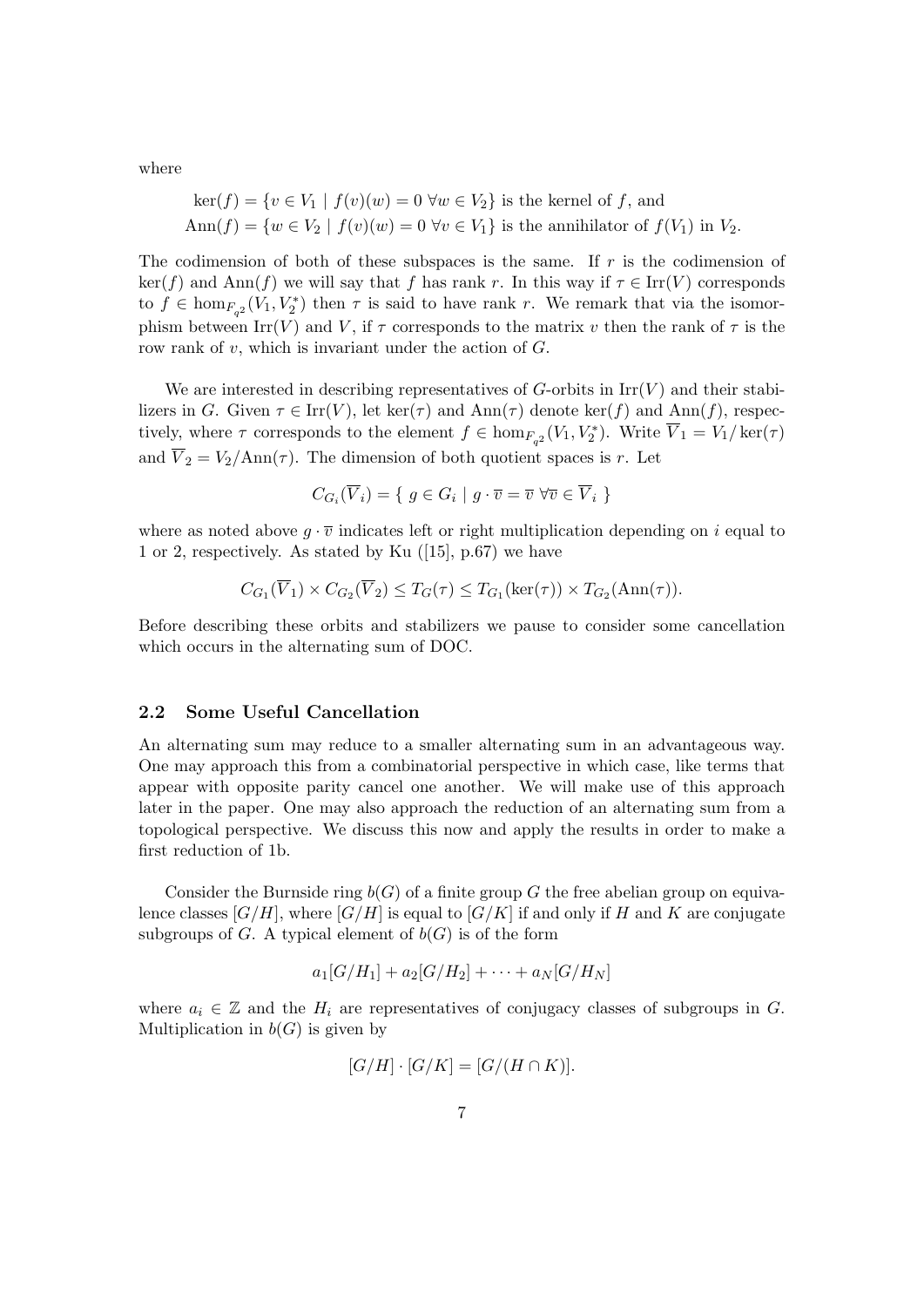where

$$\ker(f) = \{v \in V_1 \mid f(v)(w) = 0 \ \forall w \in V_2\} \text{ is the kernel of } f \text{, and}$$
$$\mathrm{Ann}(f) = \{w \in V_2 \mid f(v)(w) = 0 \ \forall v \in V_1\} \text{ is the annihilator of } f(V_1) \text{ in } V_2.$$

The codimension of both of these subspaces is the same. If $r$ is the codimension of $\ker(f)$ and $\mathrm{Ann}(f)$ we will say that $f$ has rank $r$. In this way if $\tau \in \mathrm{Irr}(V)$ corresponds to $f \in \hom_{F_{q^2}}(V_1, V_2^*)$ then $\tau$ is said to have rank $r$. We remark that via the isomorphism between $\mathrm{Irr}(V)$ and $V$, if $\tau$ corresponds to the matrix $v$ then the rank of $\tau$ is the row rank of $v$, which is invariant under the action of $G$.

We are interested in describing representatives of $G$-orbits in $\mathrm{Irr}(V)$ and their stabilizers in $G$. Given $\tau \in \mathrm{Irr}(V)$, let $\ker(\tau)$ and $\mathrm{Ann}(\tau)$ denote $\ker(f)$ and $\mathrm{Ann}(f)$, respectively, where $\tau$ corresponds to the element $f \in \hom_{F_{q^2}}(V_1, V_2^*)$. Write $\overline{V}_1 = V_1/\ker(\tau)$ and $\overline{V}_2 = V_2/\mathrm{Ann}(\tau)$. The dimension of both quotient spaces is $r$. Let

$$C_{G_i}(\overline{V}_i) = \{ \ g \in G_i \mid g \cdot \overline{v} = \overline{v} \ \forall \overline{v} \in \overline{V}_i \ \}$$

where as noted above $g \cdot \overline{v}$ indicates left or right multiplication depending on $i$ equal to 1 or 2, respectively. As stated by Ku ([15], p.67) we have

$$C_{G_1}(\overline{V}_1) \times C_{G_2}(\overline{V}_2) \leq T_G(\tau) \leq T_{G_1}(\ker(\tau)) \times T_{G_2}(\mathrm{Ann}(\tau)).$$

Before describing these orbits and stabilizers we pause to consider some cancellation which occurs in the alternating sum of DOC.

### 2.2 Some Useful Cancellation

An alternating sum may reduce to a smaller alternating sum in an advantageous way. One may approach this from a combinatorial perspective in which case, like terms that appear with opposite parity cancel one another. We will make use of this approach later in the paper. One may also approach the reduction of an alternating sum from a topological perspective. We discuss this now and apply the results in order to make a first reduction of 1b.

Consider the Burnside ring $b(G)$ of a finite group $G$ the free abelian group on equivalence classes $[G/H]$, where $[G/H]$ is equal to $[G/K]$ if and only if $H$ and $K$ are conjugate subgroups of $G$. A typical element of $b(G)$ is of the form

$$a_1[G/H_1] + a_2[G/H_2] + \cdots + a_N[G/H_N]$$

where $a_i \in \mathbb{Z}$ and the $H_i$ are representatives of conjugacy classes of subgroups in $G$. Multiplication in $b(G)$ is given by

$$[G/H] \cdot [G/K] = [G/(H \cap K)].$$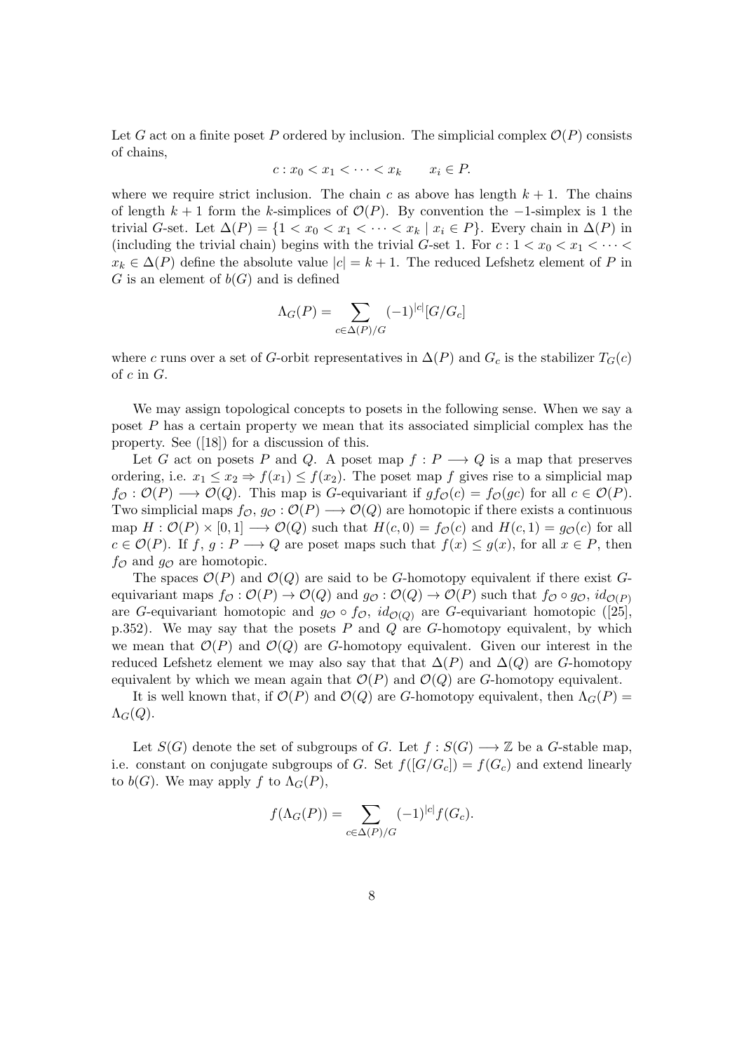Let $G$ act on a finite poset $P$ ordered by inclusion. The simplicial complex $\mathcal{O}(P)$ consists of chains,

$$c : x_0 < x_1 < \cdots < x_k \qquad x_i \in P.$$

where we require strict inclusion. The chain $c$ as above has length $k+1$. The chains of length $k+1$ form the $k$-simplices of $\mathcal{O}(P)$. By convention the $-1$-simplex is 1 the trivial $G$-set. Let $\Delta(P) = \{1 < x_0 < x_1 < \cdots < x_k \mid x_i \in P\}$. Every chain in $\Delta(P)$ in (including the trivial chain) begins with the trivial $G$-set 1. For $c : 1 < x_0 < x_1 < \cdots < x_k \in \Delta(P)$ define the absolute value $|c| = k+1$. The reduced Lefshetz element of $P$ in $G$ is an element of $b(G)$ and is defined

$$\Lambda_G(P) = \sum_{c \in \Delta(P)/G} (-1)^{|c|}[G/G_c]$$

where $c$ runs over a set of $G$-orbit representatives in $\Delta(P)$ and $G_c$ is the stabilizer $T_G(c)$ of $c$ in $G$.

We may assign topological concepts to posets in the following sense. When we say a poset $P$ has a certain property we mean that its associated simplicial complex has the property. See ([18]) for a discussion of this.

Let $G$ act on posets $P$ and $Q$. A poset map $f : P \longrightarrow Q$ is a map that preserves ordering, i.e. $x_1 \leq x_2 \Rightarrow f(x_1) \leq f(x_2)$. The poset map $f$ gives rise to a simplicial map $f_{\mathcal{O}} : \mathcal{O}(P) \longrightarrow \mathcal{O}(Q)$. This map is $G$-equivariant if $gf_{\mathcal{O}}(c) = f_{\mathcal{O}}(gc)$ for all $c \in \mathcal{O}(P)$. Two simplicial maps $f_{\mathcal{O}}, g_{\mathcal{O}} : \mathcal{O}(P) \longrightarrow \mathcal{O}(Q)$ are homotopic if there exists a continuous map $H : \mathcal{O}(P) \times [0,1] \longrightarrow \mathcal{O}(Q)$ such that $H(c,0) = f_{\mathcal{O}}(c)$ and $H(c,1) = g_{\mathcal{O}}(c)$ for all $c \in \mathcal{O}(P)$. If $f, g : P \longrightarrow Q$ are poset maps such that $f(x) \leq g(x)$, for all $x \in P$, then $f_{\mathcal{O}}$ and $g_{\mathcal{O}}$ are homotopic.

The spaces $\mathcal{O}(P)$ and $\mathcal{O}(Q)$ are said to be $G$-homotopy equivalent if there exist $G$-equivariant maps $f_{\mathcal{O}} : \mathcal{O}(P) \to \mathcal{O}(Q)$ and $g_{\mathcal{O}} : \mathcal{O}(Q) \to \mathcal{O}(P)$ such that $f_{\mathcal{O}} \circ g_{\mathcal{O}}$, $id_{\mathcal{O}(P)}$ are $G$-equivariant homotopic and $g_{\mathcal{O}} \circ f_{\mathcal{O}}$, $id_{\mathcal{O}(Q)}$ are $G$-equivariant homotopic ([25], p.352). We may say that the posets $P$ and $Q$ are $G$-homotopy equivalent, by which we mean that $\mathcal{O}(P)$ and $\mathcal{O}(Q)$ are $G$-homotopy equivalent. Given our interest in the reduced Lefshetz element we may also say that that $\Delta(P)$ and $\Delta(Q)$ are $G$-homotopy equivalent by which we mean again that $\mathcal{O}(P)$ and $\mathcal{O}(Q)$ are $G$-homotopy equivalent.

It is well known that, if $\mathcal{O}(P)$ and $\mathcal{O}(Q)$ are $G$-homotopy equivalent, then $\Lambda_G(P) = \Lambda_G(Q)$.

Let $S(G)$ denote the set of subgroups of $G$. Let $f : S(G) \longrightarrow \mathbb{Z}$ be a $G$-stable map, i.e. constant on conjugate subgroups of $G$. Set $f([G/G_c]) = f(G_c)$ and extend linearly to $b(G)$. We may apply $f$ to $\Lambda_G(P)$,

$$f(\Lambda_G(P)) = \sum_{c \in \Delta(P)/G} (-1)^{|c|} f(G_c).$$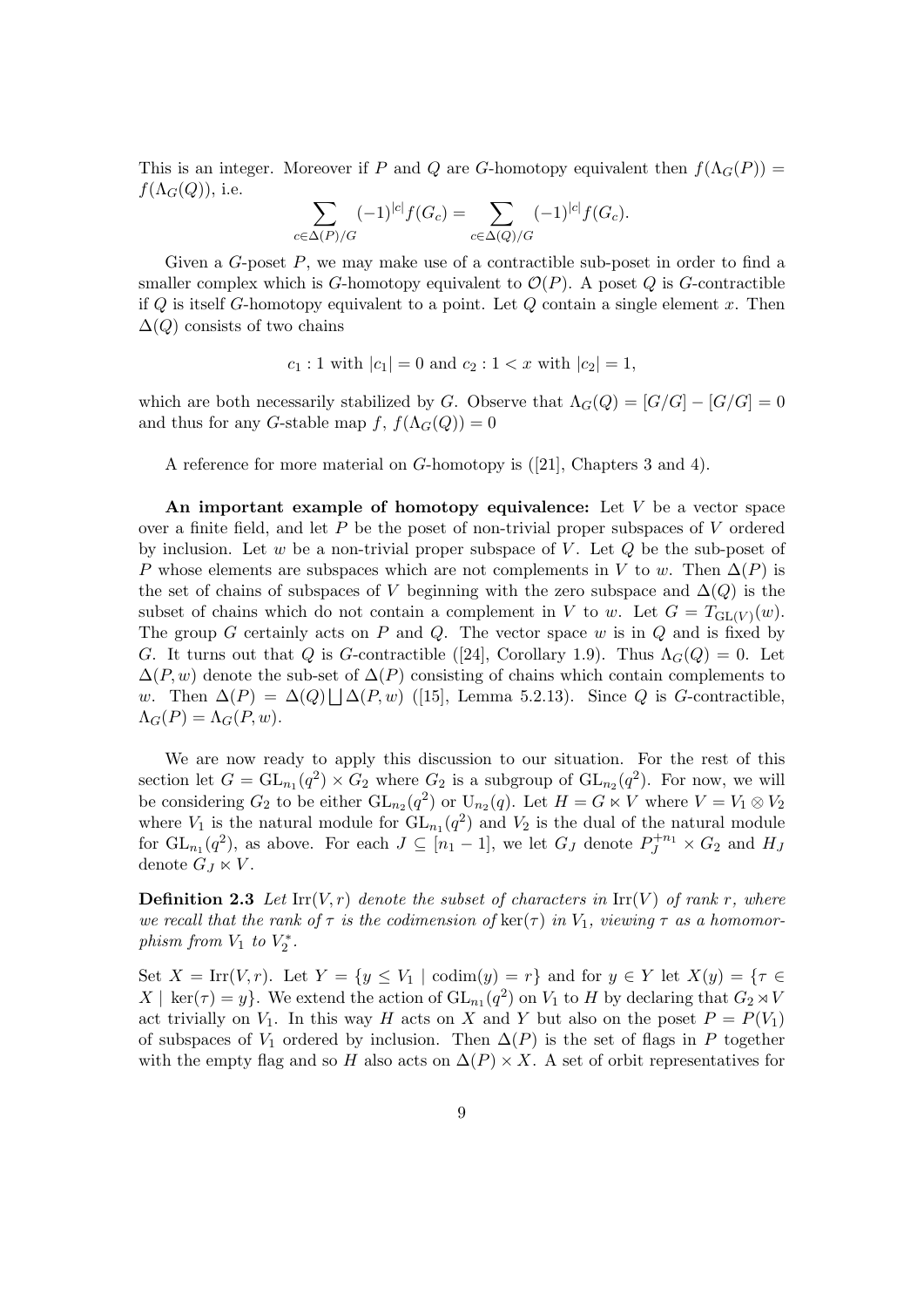This is an integer. Moreover if $P$ and $Q$ are $G$-homotopy equivalent then $f(\Lambda_G(P)) = f(\Lambda_G(Q))$, i.e.

$$\sum_{c\in\Delta(P)/G} (-1)^{|c|} f(G_c) = \sum_{c\in\Delta(Q)/G} (-1)^{|c|} f(G_c).$$

Given a $G$-poset $P$, we may make use of a contractible sub-poset in order to find a smaller complex which is $G$-homotopy equivalent to $\mathcal{O}(P)$. A poset $Q$ is $G$-contractible if $Q$ is itself $G$-homotopy equivalent to a point. Let $Q$ contain a single element $x$. Then $\Delta(Q)$ consists of two chains

$$c_1 : 1 \text{ with } |c_1| = 0 \text{ and } c_2 : 1 < x \text{ with } |c_2| = 1,$$

which are both necessarily stabilized by $G$. Observe that $\Lambda_G(Q) = [G/G] - [G/G] = 0$ and thus for any $G$-stable map $f$, $f(\Lambda_G(Q)) = 0$

A reference for more material on $G$-homotopy is ([21], Chapters 3 and 4).

**An important example of homotopy equivalence:** Let $V$ be a vector space over a finite field, and let $P$ be the poset of non-trivial proper subspaces of $V$ ordered by inclusion. Let $w$ be a non-trivial proper subspace of $V$. Let $Q$ be the sub-poset of $P$ whose elements are subspaces which are not complements in $V$ to $w$. Then $\Delta(P)$ is the set of chains of subspaces of $V$ beginning with the zero subspace and $\Delta(Q)$ is the subset of chains which do not contain a complement in $V$ to $w$. Let $G = T_{\mathrm{GL}(V)}(w)$. The group $G$ certainly acts on $P$ and $Q$. The vector space $w$ is in $Q$ and is fixed by $G$. It turns out that $Q$ is $G$-contractible ([24], Corollary 1.9). Thus $\Lambda_G(Q) = 0$. Let $\Delta(P, w)$ denote the sub-set of $\Delta(P)$ consisting of chains which contain complements to $w$. Then $\Delta(P) = \Delta(Q) \bigsqcup \Delta(P, w)$ ([15], Lemma 5.2.13). Since $Q$ is $G$-contractible, $\Lambda_G(P) = \Lambda_G(P, w)$.

We are now ready to apply this discussion to our situation. For the rest of this section let $G = \mathrm{GL}_{n_1}(q^2) \times G_2$ where $G_2$ is a subgroup of $\mathrm{GL}_{n_2}(q^2)$. For now, we will be considering $G_2$ to be either $\mathrm{GL}_{n_2}(q^2)$ or $\mathrm{U}_{n_2}(q)$. Let $H = G \ltimes V$ where $V = V_1 \otimes V_2$ where $V_1$ is the natural module for $\mathrm{GL}_{n_1}(q^2)$ and $V_2$ is the dual of the natural module for $\mathrm{GL}_{n_1}(q^2)$, as above. For each $J \subseteq [n_1 - 1]$, we let $G_J$ denote $P_J^{+n_1} \times G_2$ and $H_J$ denote $G_J \ltimes V$.

**Definition 2.3** *Let $\mathrm{Irr}(V, r)$ denote the subset of characters in $\mathrm{Irr}(V)$ of rank $r$, where we recall that the rank of $\tau$ is the codimension of $\ker(\tau)$ in $V_1$, viewing $\tau$ as a homomorphism from $V_1$ to $V_2^*$.*

Set $X = \mathrm{Irr}(V, r)$. Let $Y = \{y \leq V_1 \mid \mathrm{codim}(y) = r\}$ and for $y \in Y$ let $X(y) = \{\tau \in X \mid \ker(\tau) = y\}$. We extend the action of $\mathrm{GL}_{n_1}(q^2)$ on $V_1$ to $H$ by declaring that $G_2 \rtimes V$ act trivially on $V_1$. In this way $H$ acts on $X$ and $Y$ but also on the poset $P = P(V_1)$ of subspaces of $V_1$ ordered by inclusion. Then $\Delta(P)$ is the set of flags in $P$ together with the empty flag and so $H$ also acts on $\Delta(P) \times X$. A set of orbit representatives for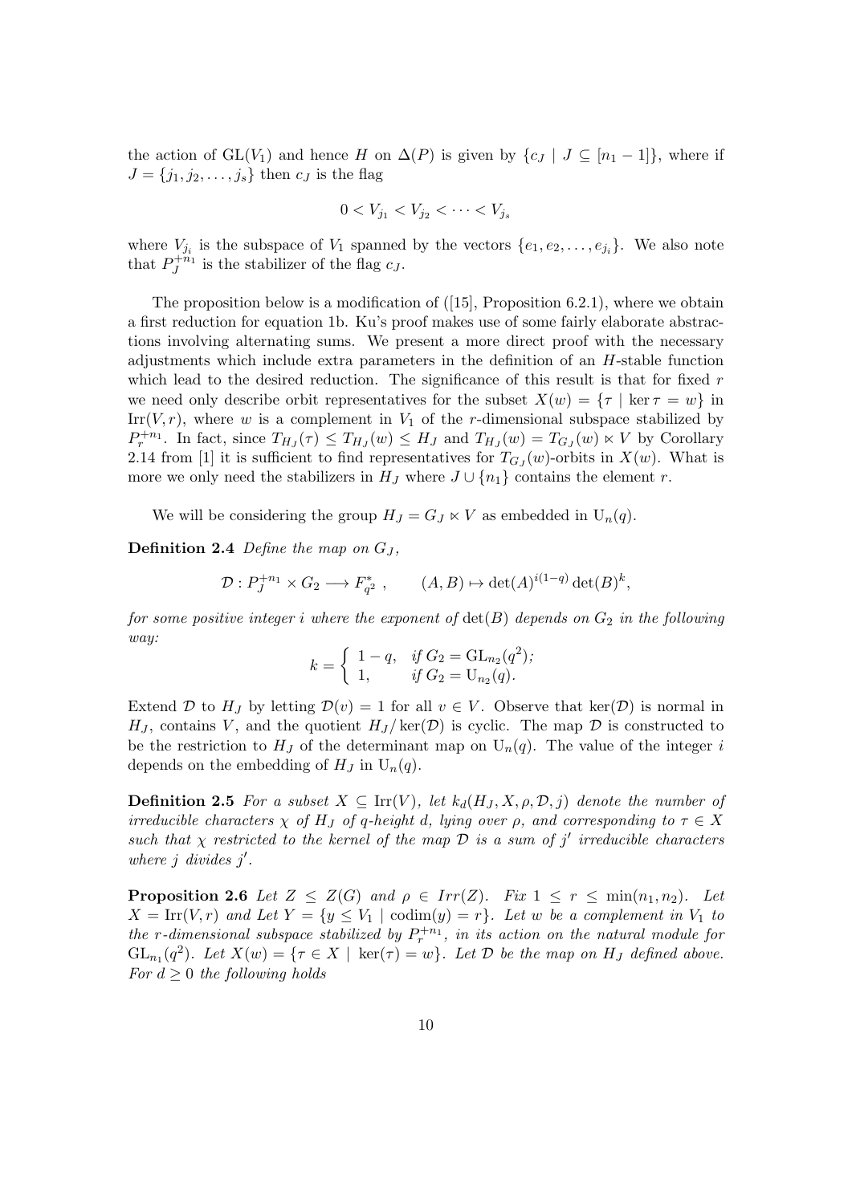the action of $\mathrm{GL}(V_1)$ and hence $H$ on $\Delta(P)$ is given by $\{c_J \mid J \subseteq [n_1-1]\}$, where if $J = \{j_1, j_2, \ldots, j_s\}$ then $c_J$ is the flag

$$0 < V_{j_1} < V_{j_2} < \cdots < V_{j_s}$$

where $V_{j_i}$ is the subspace of $V_1$ spanned by the vectors $\{e_1, e_2, \ldots, e_{j_i}\}$. We also note that $P_J^{+n_1}$ is the stabilizer of the flag $c_J$.

The proposition below is a modification of ([15], Proposition 6.2.1), where we obtain a first reduction for equation 1b. Ku's proof makes use of some fairly elaborate abstractions involving alternating sums. We present a more direct proof with the necessary adjustments which include extra parameters in the definition of an $H$-stable function which lead to the desired reduction. The significance of this result is that for fixed $r$ we need only describe orbit representatives for the subset $X(w) = \{\tau \mid \ker \tau = w\}$ in $\mathrm{Irr}(V, r)$, where $w$ is a complement in $V_1$ of the $r$-dimensional subspace stabilized by $P_r^{+n_1}$. In fact, since $T_{H_J}(\tau) \le T_{H_J}(w) \le H_J$ and $T_{H_J}(w) = T_{G_J}(w) \ltimes V$ by Corollary 2.14 from [1] it is sufficient to find representatives for $T_{G_J}(w)$-orbits in $X(w)$. What is more we only need the stabilizers in $H_J$ where $J \cup \{n_1\}$ contains the element $r$.

We will be considering the group $H_J = G_J \ltimes V$ as embedded in $\mathrm{U}_n(q)$.

**Definition 2.4** *Define the map on $G_J$,*

$$\mathcal{D} : P_J^{+n_1} \times G_2 \longrightarrow F_{q^2}^* , \qquad (A, B) \mapsto \det(A)^{i(1-q)} \det(B)^k,$$

*for some positive integer $i$ where the exponent of $\det(B)$ depends on $G_2$ in the following way:*

$$k = \begin{cases} 1-q, & \text{if } G_2 = \mathrm{GL}_{n_2}(q^2); \\ 1, & \text{if } G_2 = \mathrm{U}_{n_2}(q). \end{cases}$$

Extend $\mathcal{D}$ to $H_J$ by letting $\mathcal{D}(v) = 1$ for all $v \in V$. Observe that $\ker(\mathcal{D})$ is normal in $H_J$, contains $V$, and the quotient $H_J/\ker(\mathcal{D})$ is cyclic. The map $\mathcal{D}$ is constructed to be the restriction to $H_J$ of the determinant map on $\mathrm{U}_n(q)$. The value of the integer $i$ depends on the embedding of $H_J$ in $\mathrm{U}_n(q)$.

**Definition 2.5** *For a subset $X \subseteq \mathrm{Irr}(V)$, let $k_d(H_J, X, \rho, \mathcal{D}, j)$ denote the number of irreducible characters $\chi$ of $H_J$ of $q$-height $d$, lying over $\rho$, and corresponding to $\tau \in X$ such that $\chi$ restricted to the kernel of the map $\mathcal{D}$ is a sum of $j'$ irreducible characters where $j$ divides $j'$.*

**Proposition 2.6** *Let $Z \le Z(G)$ and $\rho \in Irr(Z)$. Fix $1 \le r \le \min(n_1, n_2)$. Let $X = \mathrm{Irr}(V, r)$ and Let $Y = \{y \le V_1 \mid \mathrm{codim}(y) = r\}$. Let $w$ be a complement in $V_1$ to the $r$-dimensional subspace stabilized by $P_r^{+n_1}$, in its action on the natural module for $\mathrm{GL}_{n_1}(q^2)$. Let $X(w) = \{\tau \in X \mid \ker(\tau) = w\}$. Let $\mathcal{D}$ be the map on $H_J$ defined above. For $d \ge 0$ the following holds*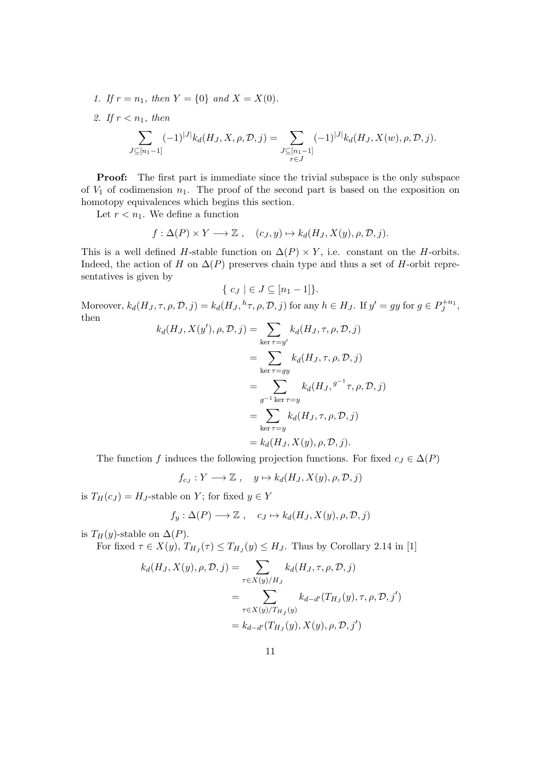1. *If $r = n_1$, then $Y = \{0\}$ and $X = X(0)$.*
2. *If $r < n_1$, then*

$$\sum_{J \subseteq [n_1-1]} (-1)^{|J|} k_d(H_J, X, \rho, \mathcal{D}, j) = \sum_{\substack{J \subseteq [n_1-1] \\ r \in J}} (-1)^{|J|} k_d(H_J, X(w), \rho, \mathcal{D}, j).$$

**Proof:** The first part is immediate since the trivial subspace is the only subspace of $V_1$ of codimension $n_1$. The proof of the second part is based on the exposition on homotopy equivalences which begins this section.

Let $r < n_1$. We define a function

$$f : \Delta(P) \times Y \longrightarrow \mathbb{Z}\ , \quad (c_J, y) \mapsto k_d(H_J, X(y), \rho, \mathcal{D}, j).$$

This is a well defined $H$-stable function on $\Delta(P) \times Y$, i.e. constant on the $H$-orbits. Indeed, the action of $H$ on $\Delta(P)$ preserves chain type and thus a set of $H$-orbit representatives is given by

$$\{\ c_J \mid \in J \subseteq [n_1 - 1]\}.$$

Moreover, $k_d(H_J, \tau, \rho, \mathcal{D}, j) = k_d(H_J, {}^h\tau, \rho, \mathcal{D}, j)$ for any $h \in H_J$. If $y' = gy$ for $g \in P_J^{+n_1}$, then

$$\begin{aligned}
k_d(H_J, X(y'), \rho, \mathcal{D}, j) &= \sum_{\ker \tau = y'} k_d(H_J, \tau, \rho, \mathcal{D}, j) \\
&= \sum_{\ker \tau = gy} k_d(H_J, \tau, \rho, \mathcal{D}, j) \\
&= \sum_{g^{-1} \ker \tau = y} k_d(H_J, {}^{g^{-1}}\tau, \rho, \mathcal{D}, j) \\
&= \sum_{\ker \tau = y} k_d(H_J, \tau, \rho, \mathcal{D}, j) \\
&= k_d(H_J, X(y), \rho, \mathcal{D}, j).
\end{aligned}$$

The function $f$ induces the following projection functions. For fixed $c_J \in \Delta(P)$

$$f_{c_J} : Y \longrightarrow \mathbb{Z}\ , \quad y \mapsto k_d(H_J, X(y), \rho, \mathcal{D}, j)$$

is $T_H(c_J) = H_J$-stable on $Y$; for fixed $y \in Y$

$$f_y : \Delta(P) \longrightarrow \mathbb{Z}\ , \quad c_J \mapsto k_d(H_J, X(y), \rho, \mathcal{D}, j)$$

is $T_H(y)$-stable on $\Delta(P)$.

For fixed $\tau \in X(y)$, $T_{H_J}(\tau) \leq T_{H_J}(y) \leq H_J$. Thus by Corollary 2.14 in [1]

$$\begin{aligned}
k_d(H_J, X(y), \rho, \mathcal{D}, j) &= \sum_{\tau \in X(y)/H_J} k_d(H_J, \tau, \rho, \mathcal{D}, j) \\
&= \sum_{\tau \in X(y)/T_{H_J}(y)} k_{d-d'}(T_{H_J}(y), \tau, \rho, \mathcal{D}, j') \\
&= k_{d-d'}(T_{H_J}(y), X(y), \rho, \mathcal{D}, j')
\end{aligned}$$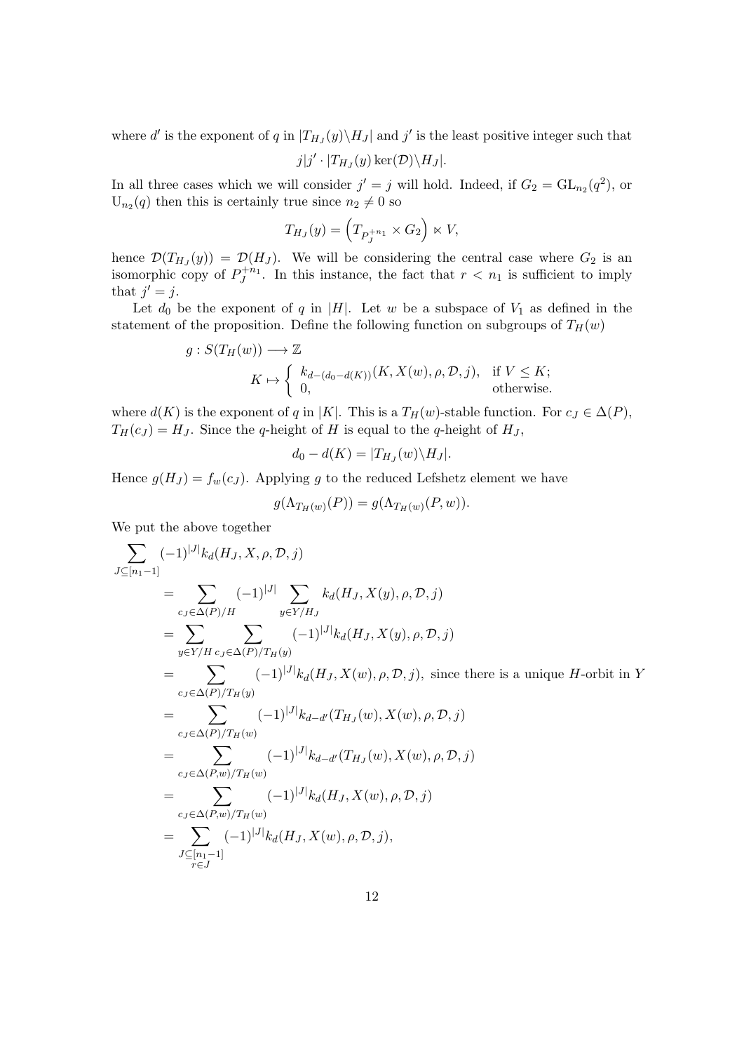where $d'$ is the exponent of $q$ in $|T_{H_J}(y)\backslash H_J|$ and $j'$ is the least positive integer such that

$$j|j' \cdot |T_{H_J}(y)\ker(\mathcal{D})\backslash H_J|.$$

In all three cases which we will consider $j' = j$ will hold. Indeed, if $G_2 = \mathrm{GL}_{n_2}(q^2)$, or $\mathrm{U}_{n_2}(q)$ then this is certainly true since $n_2 \neq 0$ so

$$T_{H_J}(y) = \left(T_{P_J^{+n_1}} \times G_2\right) \ltimes V,$$

hence $\mathcal{D}(T_{H_J}(y)) = \mathcal{D}(H_J)$. We will be considering the central case where $G_2$ is an isomorphic copy of $P_J^{+n_1}$. In this instance, the fact that $r < n_1$ is sufficient to imply that $j' = j$.

Let $d_0$ be the exponent of $q$ in $|H|$. Let $w$ be a subspace of $V_1$ as defined in the statement of the proposition. Define the following function on subgroups of $T_H(w)$

$$g : S(T_H(w)) \longrightarrow \mathbb{Z}$$
$$K \mapsto \begin{cases} k_{d-(d_0-d(K))}(K, X(w), \rho, \mathcal{D}, j), & \text{if } V \leq K; \\ 0, & \text{otherwise.} \end{cases}$$

where $d(K)$ is the exponent of $q$ in $|K|$. This is a $T_H(w)$-stable function. For $c_J \in \Delta(P)$, $T_H(c_J) = H_J$. Since the $q$-height of $H$ is equal to the $q$-height of $H_J$,

$$d_0 - d(K) = |T_{H_J}(w)\backslash H_J|.$$

Hence $g(H_J) = f_w(c_J)$. Applying $g$ to the reduced Lefshetz element we have

$$g(\Lambda_{T_H(w)}(P)) = g(\Lambda_{T_H(w)}(P, w)).$$

We put the above together

$$\begin{aligned}
\sum_{J \subseteq [n_1-1]} & (-1)^{|J|} k_d(H_J, X, \rho, \mathcal{D}, j) \\
&= \sum_{c_J \in \Delta(P)/H} (-1)^{|J|} \sum_{y \in Y/H_J} k_d(H_J, X(y), \rho, \mathcal{D}, j) \\
&= \sum_{y \in Y/H} \sum_{c_J \in \Delta(P)/T_H(y)} (-1)^{|J|} k_d(H_J, X(y), \rho, \mathcal{D}, j) \\
&= \sum_{c_J \in \Delta(P)/T_H(y)} (-1)^{|J|} k_d(H_J, X(w), \rho, \mathcal{D}, j), \text{ since there is a unique } H\text{-orbit in } Y \\
&= \sum_{c_J \in \Delta(P)/T_H(w)} (-1)^{|J|} k_{d-d'}(T_{H_J}(w), X(w), \rho, \mathcal{D}, j) \\
&= \sum_{c_J \in \Delta(P,w)/T_H(w)} (-1)^{|J|} k_{d-d'}(T_{H_J}(w), X(w), \rho, \mathcal{D}, j) \\
&= \sum_{c_J \in \Delta(P,w)/T_H(w)} (-1)^{|J|} k_d(H_J, X(w), \rho, \mathcal{D}, j) \\
&= \sum_{\substack{J \subseteq [n_1-1] \\ r \in J}} (-1)^{|J|} k_d(H_J, X(w), \rho, \mathcal{D}, j),
\end{aligned}$$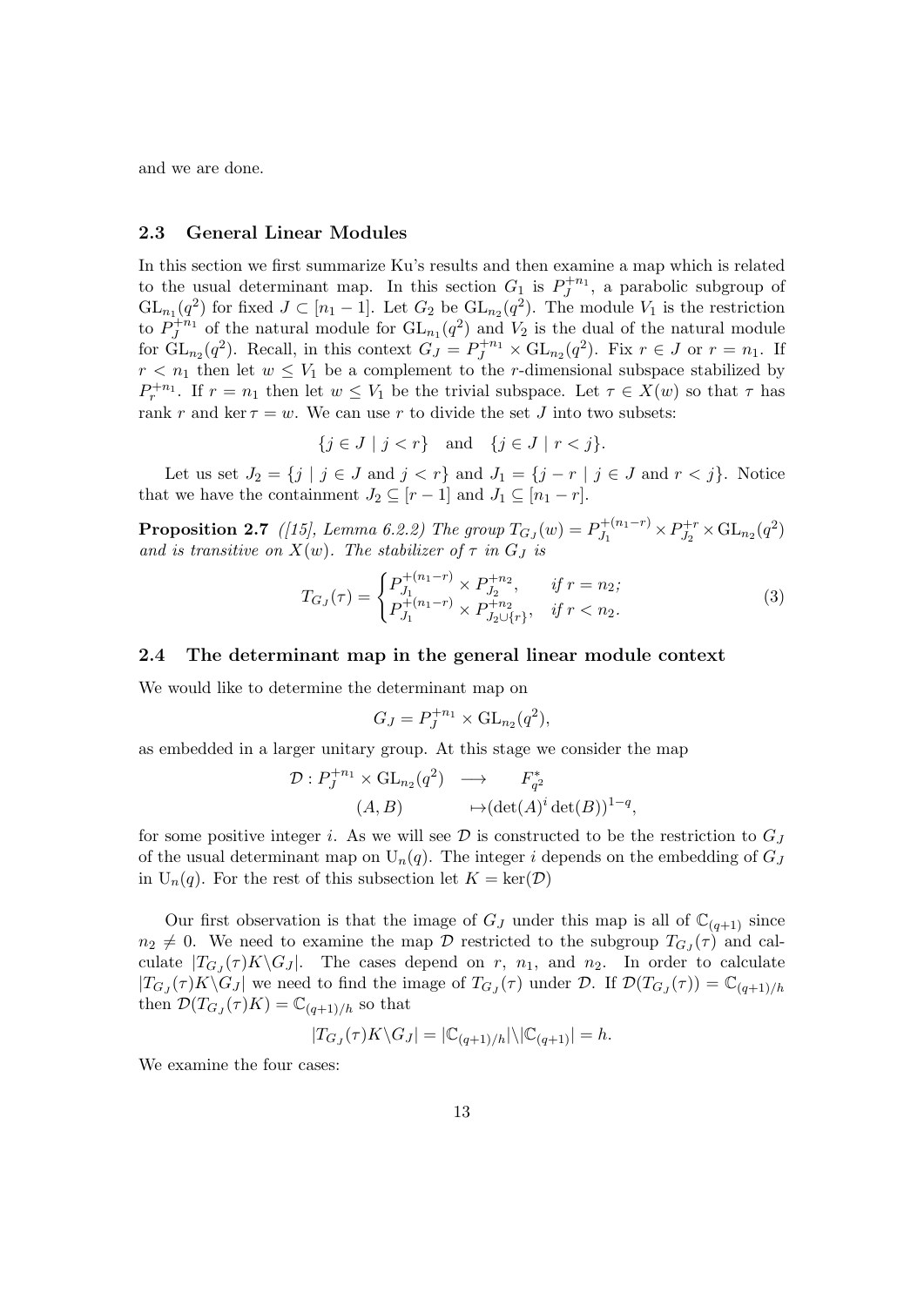and we are done.

### 2.3 General Linear Modules

In this section we first summarize Ku's results and then examine a map which is related to the usual determinant map. In this section $G_1$ is $P_J^{+n_1}$, a parabolic subgroup of $\mathrm{GL}_{n_1}(q^2)$ for fixed $J \subset [n_1 - 1]$. Let $G_2$ be $\mathrm{GL}_{n_2}(q^2)$. The module $V_1$ is the restriction to $P_J^{+n_1}$ of the natural module for $\mathrm{GL}_{n_1}(q^2)$ and $V_2$ is the dual of the natural module for $\mathrm{GL}_{n_2}(q^2)$. Recall, in this context $G_J = P_J^{+n_1} \times \mathrm{GL}_{n_2}(q^2)$. Fix $r \in J$ or $r = n_1$. If $r < n_1$ then let $w \leq V_1$ be a complement to the $r$-dimensional subspace stabilized by $P_r^{+n_1}$. If $r = n_1$ then let $w \leq V_1$ be the trivial subspace. Let $\tau \in X(w)$ so that $\tau$ has rank $r$ and $\ker \tau = w$. We can use $r$ to divide the set $J$ into two subsets:

$$\{j \in J \mid j < r\} \quad \text{and} \quad \{j \in J \mid r < j\}.$$

Let us set $J_2 = \{j \mid j \in J \text{ and } j < r\}$ and $J_1 = \{j - r \mid j \in J \text{ and } r < j\}$. Notice that we have the containment $J_2 \subseteq [r-1]$ and $J_1 \subseteq [n_1 - r]$.

**Proposition 2.7** *([15], Lemma 6.2.2) The group $T_{G_J}(w) = P_{J_1}^{+(n_1-r)} \times P_{J_2}^{+r} \times \mathrm{GL}_{n_2}(q^2)$ and is transitive on $X(w)$. The stabilizer of $\tau$ in $G_J$ is*

$$T_{G_J}(\tau) = \begin{cases} P_{J_1}^{+(n_1-r)} \times P_{J_2}^{+n_2}, & \text{if } r = n_2; \\ P_{J_1}^{+(n_1-r)} \times P_{J_2 \cup \{r\}}^{+n_2}, & \text{if } r < n_2. \end{cases} \tag{3}$$

### 2.4 The determinant map in the general linear module context

We would like to determine the determinant map on

$$G_J = P_J^{+n_1} \times \mathrm{GL}_{n_2}(q^2),$$

as embedded in a larger unitary group. At this stage we consider the map

$$\begin{aligned} \mathcal{D} : P_J^{+n_1} \times \mathrm{GL}_{n_2}(q^2) &\longrightarrow \quad F_{q^2}^* \\ (A, B) \quad &\mapsto (\det(A)^i \det(B))^{1-q}, \end{aligned}$$

for some positive integer $i$. As we will see $\mathcal{D}$ is constructed to be the restriction to $G_J$ of the usual determinant map on $\mathrm{U}_n(q)$. The integer $i$ depends on the embedding of $G_J$ in $\mathrm{U}_n(q)$. For the rest of this subsection let $K = \ker(\mathcal{D})$

Our first observation is that the image of $G_J$ under this map is all of $\mathbb{C}_{(q+1)}$ since $n_2 \neq 0$. We need to examine the map $\mathcal{D}$ restricted to the subgroup $T_{G_J}(\tau)$ and calculate $|T_{G_J}(\tau)K \backslash G_J|$. The cases depend on $r$, $n_1$, and $n_2$. In order to calculate $|T_{G_J}(\tau)K \backslash G_J|$ we need to find the image of $T_{G_J}(\tau)$ under $\mathcal{D}$. If $\mathcal{D}(T_{G_J}(\tau)) = \mathbb{C}_{(q+1)/h}$ then $\mathcal{D}(T_{G_J}(\tau)K) = \mathbb{C}_{(q+1)/h}$ so that

$$|T_{G_J}(\tau)K \backslash G_J| = |\mathbb{C}_{(q+1)/h}| \backslash |\mathbb{C}_{(q+1)}| = h.$$

We examine the four cases: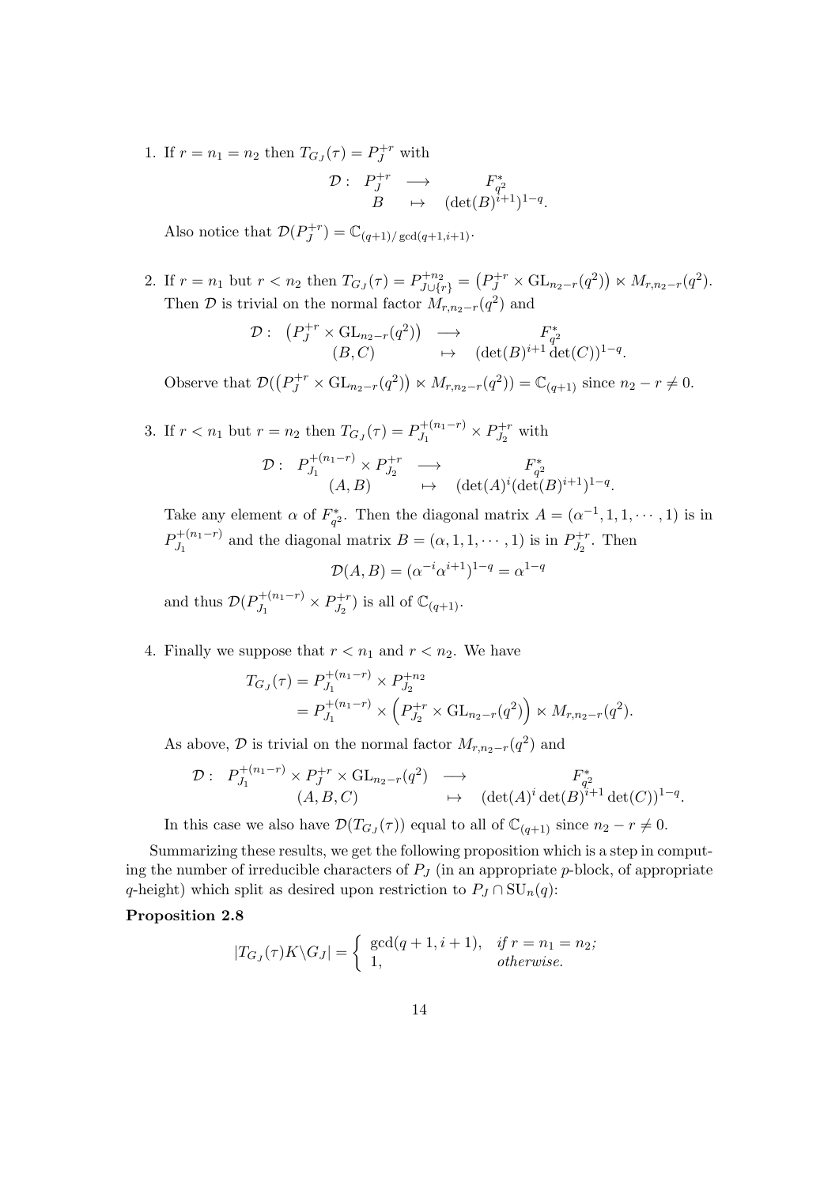1. If $r = n_1 = n_2$ then $T_{G_J}(\tau) = P_J^{+r}$ with

$$\mathcal{D}: \begin{array}{ccc} P_J^{+r} & \longrightarrow & F_{q^2}^* \\ B & \mapsto & (\det(B)^{i+1})^{1-q}. \end{array}$$

   Also notice that $\mathcal{D}(P_J^{+r}) = \mathbb{C}_{(q+1)/\gcd(q+1,i+1)}$.

2. If $r = n_1$ but $r < n_2$ then $T_{G_J}(\tau) = P_{J\cup\{r\}}^{+n_2} = \left(P_J^{+r} \times \mathrm{GL}_{n_2-r}(q^2)\right) \ltimes M_{r,n_2-r}(q^2)$. Then $\mathcal{D}$ is trivial on the normal factor $M_{r,n_2-r}(q^2)$ and

$$\mathcal{D}: \begin{array}{ccc} \left(P_J^{+r} \times \mathrm{GL}_{n_2-r}(q^2)\right) & \longrightarrow & F_{q^2}^* \\ (B, C) & \mapsto & (\det(B)^{i+1}\det(C))^{1-q}. \end{array}$$

   Observe that $\mathcal{D}(\left(P_J^{+r} \times \mathrm{GL}_{n_2-r}(q^2)\right) \ltimes M_{r,n_2-r}(q^2)) = \mathbb{C}_{(q+1)}$ since $n_2 - r \neq 0$.

3. If $r < n_1$ but $r = n_2$ then $T_{G_J}(\tau) = P_{J_1}^{+(n_1-r)} \times P_{J_2}^{+r}$ with

$$\mathcal{D}: \begin{array}{ccc} P_{J_1}^{+(n_1-r)} \times P_{J_2}^{+r} & \longrightarrow & F_{q^2}^* \\ (A, B) & \mapsto & (\det(A)^i(\det(B)^{i+1})^{1-q}. \end{array}$$

   Take any element $\alpha$ of $F_{q^2}^*$. Then the diagonal matrix $A = (\alpha^{-1}, 1, 1, \cdots, 1)$ is in $P_{J_1}^{+(n_1-r)}$ and the diagonal matrix $B = (\alpha, 1, 1, \cdots, 1)$ is in $P_{J_2}^{+r}$. Then

$$\mathcal{D}(A, B) = (\alpha^{-i}\alpha^{i+1})^{1-q} = \alpha^{1-q}$$

   and thus $\mathcal{D}(P_{J_1}^{+(n_1-r)} \times P_{J_2}^{+r})$ is all of $\mathbb{C}_{(q+1)}$.

4. Finally we suppose that $r < n_1$ and $r < n_2$. We have

$$\begin{aligned} T_{G_J}(\tau) &= P_{J_1}^{+(n_1-r)} \times P_{J_2}^{+n_2} \\ &= P_{J_1}^{+(n_1-r)} \times \left(P_{J_2}^{+r} \times \mathrm{GL}_{n_2-r}(q^2)\right) \ltimes M_{r,n_2-r}(q^2). \end{aligned}$$

   As above, $\mathcal{D}$ is trivial on the normal factor $M_{r,n_2-r}(q^2)$ and

$$\mathcal{D}: \begin{array}{ccc} P_{J_1}^{+(n_1-r)} \times P_J^{+r} \times \mathrm{GL}_{n_2-r}(q^2) & \longrightarrow & F_{q^2}^* \\ (A, B, C) & \mapsto & (\det(A)^i \det(B)^{i+1}\det(C))^{1-q}. \end{array}$$

   In this case we also have $\mathcal{D}(T_{G_J}(\tau))$ equal to all of $\mathbb{C}_{(q+1)}$ since $n_2 - r \neq 0$.

Summarizing these results, we get the following proposition which is a step in computing the number of irreducible characters of $P_J$ (in an appropriate $p$-block, of appropriate $q$-height) which split as desired upon restriction to $P_J \cap \mathrm{SU}_n(q)$:

**Proposition 2.8**

$$|T_{G_J}(\tau)K\backslash G_J| = \begin{cases} \gcd(q+1, i+1), & \textit{if } r = n_1 = n_2; \\ 1, & \textit{otherwise.} \end{cases}$$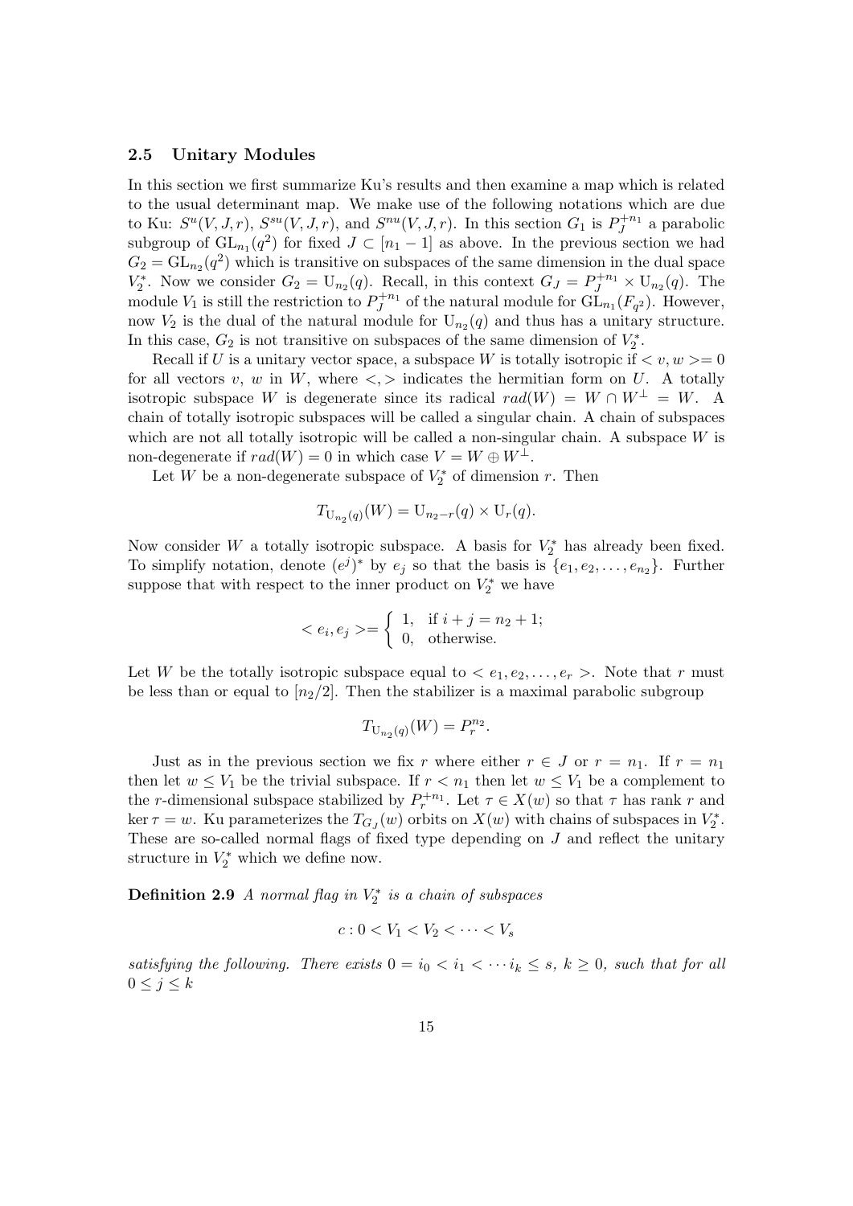### 2.5 Unitary Modules

In this section we first summarize Ku's results and then examine a map which is related to the usual determinant map. We make use of the following notations which are due to Ku: $S^u(V, J, r)$, $S^{su}(V, J, r)$, and $S^{nu}(V, J, r)$. In this section $G_1$ is $P_J^{+n_1}$ a parabolic subgroup of $\mathrm{GL}_{n_1}(q^2)$ for fixed $J \subset [n_1 - 1]$ as above. In the previous section we had $G_2 = \mathrm{GL}_{n_2}(q^2)$ which is transitive on subspaces of the same dimension in the dual space $V_2^*$. Now we consider $G_2 = \mathrm{U}_{n_2}(q)$. Recall, in this context $G_J = P_J^{+n_1} \times \mathrm{U}_{n_2}(q)$. The module $V_1$ is still the restriction to $P_J^{+n_1}$ of the natural module for $\mathrm{GL}_{n_1}(F_{q^2})$. However, now $V_2$ is the dual of the natural module for $\mathrm{U}_{n_2}(q)$ and thus has a unitary structure. In this case, $G_2$ is not transitive on subspaces of the same dimension of $V_2^*$.

Recall if $U$ is a unitary vector space, a subspace $W$ is totally isotropic if $< v, w >= 0$ for all vectors $v$, $w$ in $W$, where $<,>$ indicates the hermitian form on $U$. A totally isotropic subspace $W$ is degenerate since its radical $rad(W) = W \cap W^{\perp} = W$. A chain of totally isotropic subspaces will be called a singular chain. A chain of subspaces which are not all totally isotropic will be called a non-singular chain. A subspace $W$ is non-degenerate if $rad(W) = 0$ in which case $V = W \oplus W^{\perp}$.

Let $W$ be a non-degenerate subspace of $V_2^*$ of dimension $r$. Then

$$T_{\mathrm{U}_{n_2}(q)}(W) = \mathrm{U}_{n_2 - r}(q) \times \mathrm{U}_r(q).$$

Now consider $W$ a totally isotropic subspace. A basis for $V_2^*$ has already been fixed. To simplify notation, denote $(e^j)^*$ by $e_j$ so that the basis is $\{e_1, e_2, \ldots, e_{n_2}\}$. Further suppose that with respect to the inner product on $V_2^*$ we have

$$< e_i, e_j >= \begin{cases} 1, & \text{if } i + j = n_2 + 1; \\ 0, & \text{otherwise.} \end{cases}$$

Let $W$ be the totally isotropic subspace equal to $< e_1, e_2, \ldots, e_r >$. Note that $r$ must be less than or equal to $[n_2/2]$. Then the stabilizer is a maximal parabolic subgroup

$$T_{\mathrm{U}_{n_2}(q)}(W) = P_r^{n_2}.$$

Just as in the previous section we fix $r$ where either $r \in J$ or $r = n_1$. If $r = n_1$ then let $w \leq V_1$ be the trivial subspace. If $r < n_1$ then let $w \leq V_1$ be a complement to the $r$-dimensional subspace stabilized by $P_r^{+n_1}$. Let $\tau \in X(w)$ so that $\tau$ has rank $r$ and $\ker \tau = w$. Ku parameterizes the $T_{G_J}(w)$ orbits on $X(w)$ with chains of subspaces in $V_2^*$. These are so-called normal flags of fixed type depending on $J$ and reflect the unitary structure in $V_2^*$ which we define now.

**Definition 2.9** *A normal flag in $V_2^*$ is a chain of subspaces*

$$c : 0 < V_1 < V_2 < \cdots < V_s$$

*satisfying the following. There exists $0 = i_0 < i_1 < \cdots i_k \leq s$, $k \geq 0$, such that for all $0 \leq j \leq k$*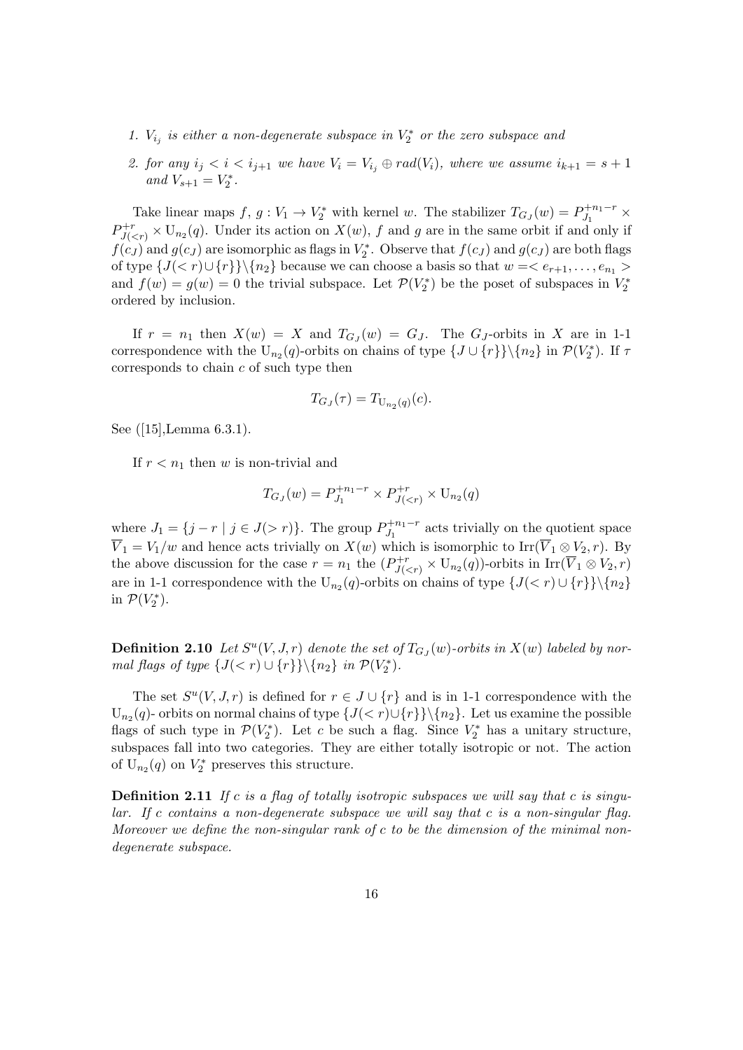1. $V_{i_j}$ is either a non-degenerate subspace in $V_2^*$ or the zero subspace and

2. for any $i_j < i < i_{j+1}$ we have $V_i = V_{i_j} \oplus rad(V_i)$, where we assume $i_{k+1} = s+1$ and $V_{s+1} = V_2^*$.

Take linear maps $f,\, g : V_1 \to V_2^*$ with kernel $w$. The stabilizer $T_{G_J}(w) = P_{J_1}^{+n_1-r} \times P_{J(<r)}^{+r} \times \mathrm{U}_{n_2}(q)$. Under its action on $X(w)$, $f$ and $g$ are in the same orbit if and only if $f(c_J)$ and $g(c_J)$ are isomorphic as flags in $V_2^*$. Observe that $f(c_J)$ and $g(c_J)$ are both flags of type $\{J(<r) \cup \{r\}\}\backslash\{n_2\}$ because we can choose a basis so that $w =< e_{r+1}, \ldots, e_{n_1} >$ and $f(w) = g(w) = 0$ the trivial subspace. Let $\mathcal{P}(V_2^*)$ be the poset of subspaces in $V_2^*$ ordered by inclusion.

If $r = n_1$ then $X(w) = X$ and $T_{G_J}(w) = G_J$. The $G_J$-orbits in $X$ are in 1-1 correspondence with the $\mathrm{U}_{n_2}(q)$-orbits on chains of type $\{J \cup \{r\}\}\backslash\{n_2\}$ in $\mathcal{P}(V_2^*)$. If $\tau$ corresponds to chain $c$ of such type then

$$T_{G_J}(\tau) = T_{\mathrm{U}_{n_2}(q)}(c).$$

See ([15],Lemma 6.3.1).

If $r < n_1$ then $w$ is non-trivial and

$$T_{G_J}(w) = P_{J_1}^{+n_1-r} \times P_{J(<r)}^{+r} \times \mathrm{U}_{n_2}(q)$$

where $J_1 = \{j - r \mid j \in J(>r)\}$. The group $P_{J_1}^{+n_1-r}$ acts trivially on the quotient space $\overline{V}_1 = V_1/w$ and hence acts trivially on $X(w)$ which is isomorphic to $\mathrm{Irr}(\overline{V}_1 \otimes V_2, r)$. By the above discussion for the case $r = n_1$ the $(P_{J(<r)}^{+r} \times \mathrm{U}_{n_2}(q))$-orbits in $\mathrm{Irr}(\overline{V}_1 \otimes V_2, r)$ are in 1-1 correspondence with the $\mathrm{U}_{n_2}(q)$-orbits on chains of type $\{J(<r) \cup \{r\}\}\backslash\{n_2\}$ in $\mathcal{P}(V_2^*)$.

**Definition 2.10** *Let $S^u(V, J, r)$ denote the set of $T_{G_J}(w)$-orbits in $X(w)$ labeled by normal flags of type $\{J(<r) \cup \{r\}\}\backslash\{n_2\}$ in $\mathcal{P}(V_2^*)$.*

The set $S^u(V, J, r)$ is defined for $r \in J \cup \{r\}$ and is in 1-1 correspondence with the $\mathrm{U}_{n_2}(q)$- orbits on normal chains of type $\{J(<r) \cup \{r\}\}\backslash\{n_2\}$. Let us examine the possible flags of such type in $\mathcal{P}(V_2^*)$. Let $c$ be such a flag. Since $V_2^*$ has a unitary structure, subspaces fall into two categories. They are either totally isotropic or not. The action of $\mathrm{U}_{n_2}(q)$ on $V_2^*$ preserves this structure.

**Definition 2.11** *If $c$ is a flag of totally isotropic subspaces we will say that $c$ is singular. If $c$ contains a non-degenerate subspace we will say that $c$ is a non-singular flag. Moreover we define the non-singular rank of $c$ to be the dimension of the minimal non-degenerate subspace.*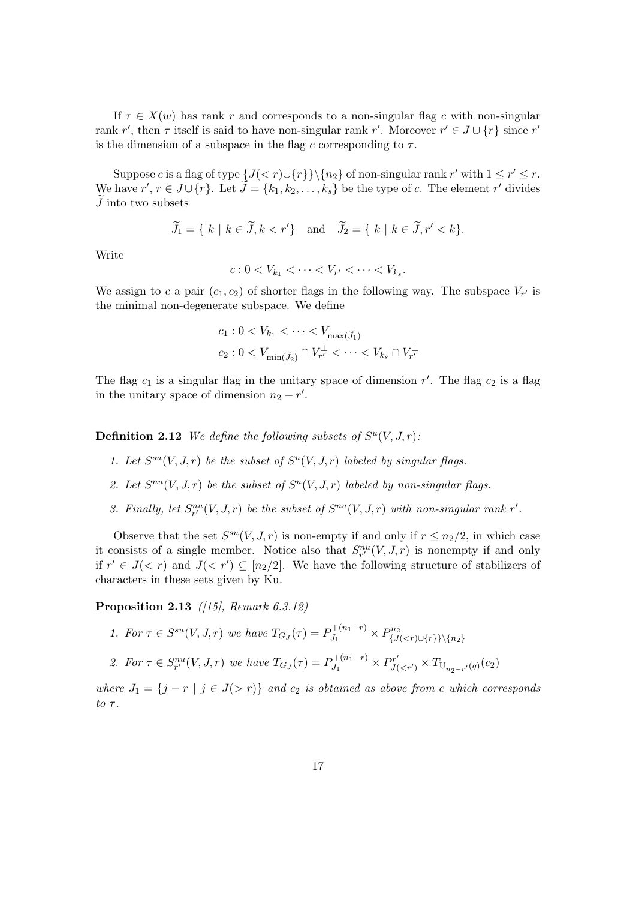If $\tau \in X(w)$ has rank $r$ and corresponds to a non-singular flag $c$ with non-singular rank $r'$, then $\tau$ itself is said to have non-singular rank $r'$. Moreover $r' \in J \cup \{r\}$ since $r'$ is the dimension of a subspace in the flag $c$ corresponding to $\tau$.

Suppose $c$ is a flag of type $\{J(<r) \cup \{r\}\} \backslash \{n_2\}$ of non-singular rank $r'$ with $1 \leq r' \leq r$. We have $r', r \in J \cup \{r\}$. Let $\widetilde{J} = \{k_1, k_2, \ldots, k_s\}$ be the type of $c$. The element $r'$ divides $\widetilde{J}$ into two subsets

$$\widetilde{J}_1 = \{\ k \mid k \in \widetilde{J}, k < r'\} \quad \text{and} \quad \widetilde{J}_2 = \{\ k \mid k \in \widetilde{J}, r' < k\}.$$

Write

$$c : 0 < V_{k_1} < \cdots < V_{r'} < \cdots < V_{k_s}.$$

We assign to $c$ a pair $(c_1, c_2)$ of shorter flags in the following way. The subspace $V_{r'}$ is the minimal non-degenerate subspace. We define

$$\begin{aligned}
c_1 &: 0 < V_{k_1} < \cdots < V_{\max(\widetilde{J}_1)} \\
c_2 &: 0 < V_{\min(\widetilde{J}_2)} \cap V_{r'}^{\perp} < \cdots < V_{k_s} \cap V_{r'}^{\perp}
\end{aligned}$$

The flag $c_1$ is a singular flag in the unitary space of dimension $r'$. The flag $c_2$ is a flag in the unitary space of dimension $n_2 - r'$.

**Definition 2.12** *We define the following subsets of $S^u(V, J, r)$:*

1. *Let $S^{su}(V, J, r)$ be the subset of $S^u(V, J, r)$ labeled by singular flags.*
2. *Let $S^{nu}(V, J, r)$ be the subset of $S^u(V, J, r)$ labeled by non-singular flags.*
3. *Finally, let $S^{nu}_{r'}(V, J, r)$ be the subset of $S^{nu}(V, J, r)$ with non-singular rank $r'$.*

Observe that the set $S^{su}(V, J, r)$ is non-empty if and only if $r \leq n_2/2$, in which case it consists of a single member. Notice also that $S^{nu}_{r'}(V, J, r)$ is nonempty if and only if $r' \in J(<r)$ and $J(<r') \subseteq [n_2/2]$. We have the following structure of stabilizers of characters in these sets given by Ku.

**Proposition 2.13** *([15], Remark 6.3.12)*

1. *For $\tau \in S^{su}(V, J, r)$ we have $T_{G_J}(\tau) = P^{+(n_1 - r)}_{J_1} \times P^{n_2}_{\{J(<r) \cup \{r\}\} \backslash \{n_2\}}$*
2. *For $\tau \in S^{nu}_{r'}(V, J, r)$ we have $T_{G_J}(\tau) = P^{+(n_1 - r)}_{J_1} \times P^{r'}_{J(<r')} \times T_{\mathrm{U}_{n_2 - r'}(q)}(c_2)$*

*where $J_1 = \{j - r \mid j \in J(>r)\}$ and $c_2$ is obtained as above from $c$ which corresponds to $\tau$.*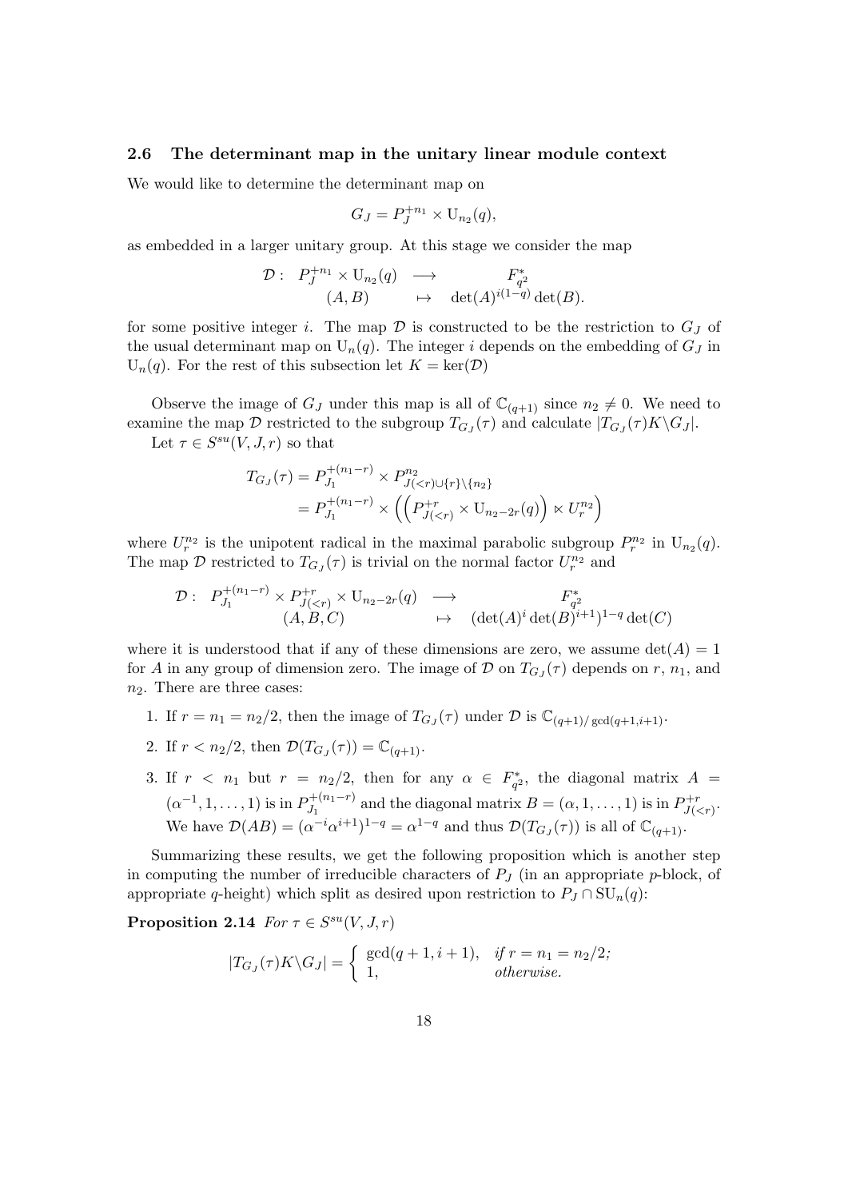### 2.6 The determinant map in the unitary linear module context

We would like to determine the determinant map on

$$G_J = P_J^{+n_1} \times \mathrm{U}_{n_2}(q),$$

as embedded in a larger unitary group. At this stage we consider the map

$$\begin{array}{rccc} \mathcal{D}: & P_J^{+n_1} \times \mathrm{U}_{n_2}(q) & \longrightarrow & F_{q^2}^* \\ & (A, B) & \mapsto & \det(A)^{i(1-q)} \det(B). \end{array}$$

for some positive integer $i$. The map $\mathcal{D}$ is constructed to be the restriction to $G_J$ of the usual determinant map on $\mathrm{U}_n(q)$. The integer $i$ depends on the embedding of $G_J$ in $\mathrm{U}_n(q)$. For the rest of this subsection let $K = \ker(\mathcal{D})$

Observe the image of $G_J$ under this map is all of $\mathbb{C}_{(q+1)}$ since $n_2 \neq 0$. We need to examine the map $\mathcal{D}$ restricted to the subgroup $T_{G_J}(\tau)$ and calculate $|T_{G_J}(\tau)K\backslash G_J|$.

Let $\tau \in S^{su}(V, J, r)$ so that

$$\begin{aligned} T_{G_J}(\tau) &= P_{J_1}^{+(n_1-r)} \times P_{J(<r)\cup\{r\}\backslash\{n_2\}}^{n_2} \\ &= P_{J_1}^{+(n_1-r)} \times \left( \left( P_{J(<r)}^{+r} \times \mathrm{U}_{n_2-2r}(q) \right) \ltimes U_r^{n_2} \right) \end{aligned}$$

where $U_r^{n_2}$ is the unipotent radical in the maximal parabolic subgroup $P_r^{n_2}$ in $\mathrm{U}_{n_2}(q)$. The map $\mathcal{D}$ restricted to $T_{G_J}(\tau)$ is trivial on the normal factor $U_r^{n_2}$ and

$$\begin{array}{rccc} \mathcal{D}: & P_{J_1}^{+(n_1-r)} \times P_{J(<r)}^{+r} \times \mathrm{U}_{n_2-2r}(q) & \longrightarrow & F_{q^2}^* \\ & (A, B, C) & \mapsto & (\det(A)^i \det(B)^{i+1})^{1-q} \det(C) \end{array}$$

where it is understood that if any of these dimensions are zero, we assume $\det(A) = 1$ for $A$ in any group of dimension zero. The image of $\mathcal{D}$ on $T_{G_J}(\tau)$ depends on $r$, $n_1$, and $n_2$. There are three cases:

1. If $r = n_1 = n_2/2$, then the image of $T_{G_J}(\tau)$ under $\mathcal{D}$ is $\mathbb{C}_{(q+1)/\gcd(q+1,i+1)}$.
2. If $r < n_2/2$, then $\mathcal{D}(T_{G_J}(\tau)) = \mathbb{C}_{(q+1)}$.
3. If $r < n_1$ but $r = n_2/2$, then for any $\alpha \in F_{q^2}^*$, the diagonal matrix $A = (\alpha^{-1}, 1, \ldots, 1)$ is in $P_{J_1}^{+(n_1-r)}$ and the diagonal matrix $B = (\alpha, 1, \ldots, 1)$ is in $P_{J(<r)}^{+r}$. We have $\mathcal{D}(AB) = (\alpha^{-i}\alpha^{i+1})^{1-q} = \alpha^{1-q}$ and thus $\mathcal{D}(T_{G_J}(\tau))$ is all of $\mathbb{C}_{(q+1)}$.

Summarizing these results, we get the following proposition which is another step in computing the number of irreducible characters of $P_J$ (in an appropriate $p$-block, of appropriate $q$-height) which split as desired upon restriction to $P_J \cap \mathrm{SU}_n(q)$:

**Proposition 2.14** *For $\tau \in S^{su}(V, J, r)$*

$$|T_{G_J}(\tau)K\backslash G_J| = \begin{cases} \gcd(q+1, i+1), & \text{if } r = n_1 = n_2/2; \\ 1, & \text{otherwise.} \end{cases}$$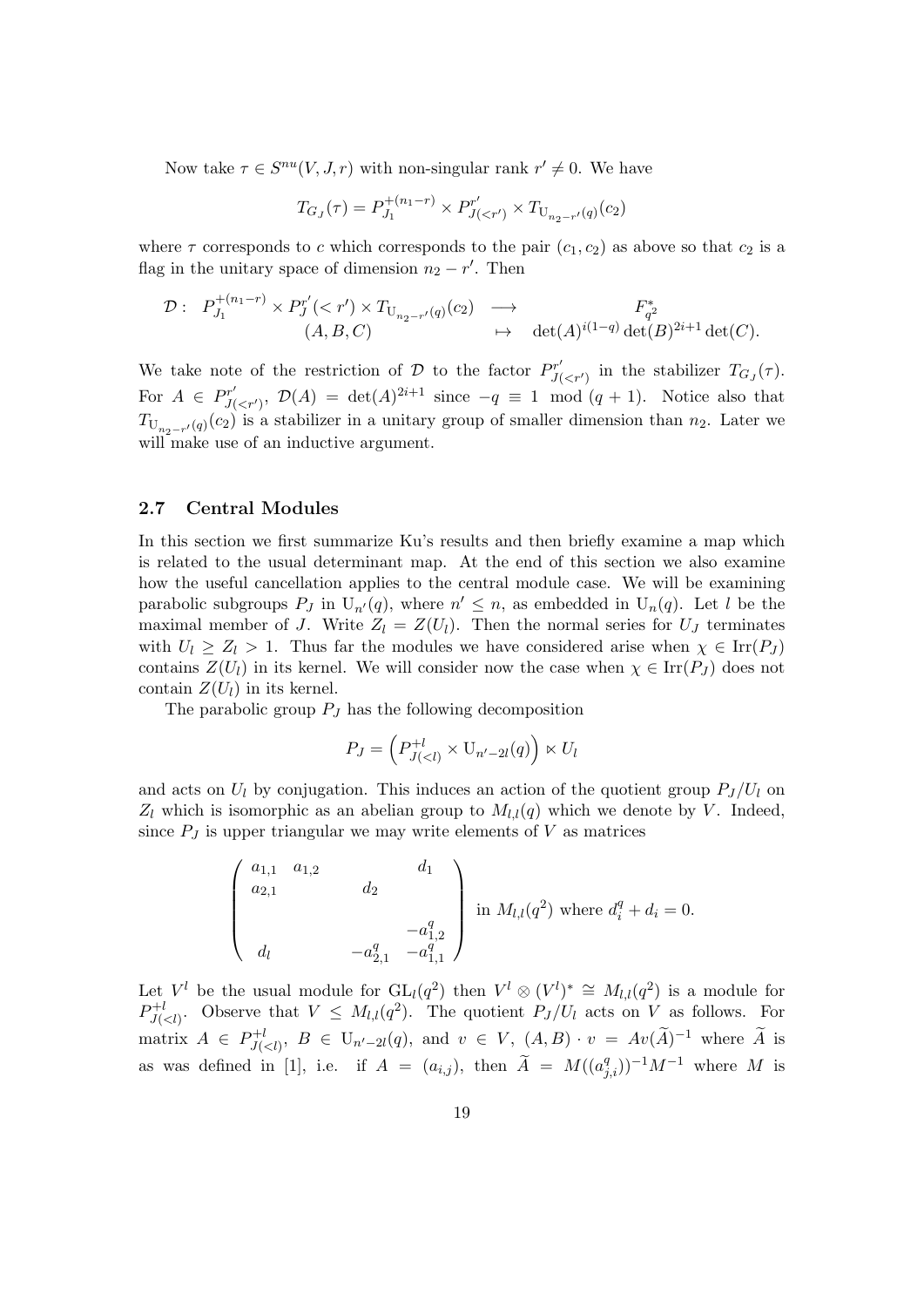Now take $\tau \in S^{nu}(V, J, r)$ with non-singular rank $r' \neq 0$. We have

$$T_{G_J}(\tau) = P_{J_1}^{+(n_1-r)} \times P_{J(<r')}^{r'} \times T_{\mathrm{U}_{n_2-r'}(q)}(c_2)$$

where $\tau$ corresponds to $c$ which corresponds to the pair $(c_1, c_2)$ as above so that $c_2$ is a flag in the unitary space of dimension $n_2 - r'$. Then

$$\begin{array}{rlcl} \mathcal{D}: & P_{J_1}^{+(n_1-r)} \times P_J^{r'}(<r') \times T_{\mathrm{U}_{n_2-r'}(q)}(c_2) & \longrightarrow & F_{q^2}^* \\ & (A, B, C) & \mapsto & \det(A)^{i(1-q)} \det(B)^{2i+1} \det(C). \end{array}$$

We take note of the restriction of $\mathcal{D}$ to the factor $P_{J(<r')}^{r'}$ in the stabilizer $T_{G_J}(\tau)$. For $A \in P_{J(<r')}^{r'}$, $\mathcal{D}(A) = \det(A)^{2i+1}$ since $-q \equiv 1 \mod (q+1)$. Notice also that $T_{\mathrm{U}_{n_2-r'}(q)}(c_2)$ is a stabilizer in a unitary group of smaller dimension than $n_2$. Later we will make use of an inductive argument.

### 2.7 Central Modules

In this section we first summarize Ku's results and then briefly examine a map which is related to the usual determinant map. At the end of this section we also examine how the useful cancellation applies to the central module case. We will be examining parabolic subgroups $P_J$ in $\mathrm{U}_{n'}(q)$, where $n' \leq n$, as embedded in $\mathrm{U}_n(q)$. Let $l$ be the maximal member of $J$. Write $Z_l = Z(U_l)$. Then the normal series for $U_J$ terminates with $U_l \geq Z_l > 1$. Thus far the modules we have considered arise when $\chi \in \mathrm{Irr}(P_J)$ contains $Z(U_l)$ in its kernel. We will consider now the case when $\chi \in \mathrm{Irr}(P_J)$ does not contain $Z(U_l)$ in its kernel.

The parabolic group $P_J$ has the following decomposition

$$P_J = \left(P_{J(<l)}^{+l} \times \mathrm{U}_{n'-2l}(q)\right) \ltimes U_l$$

and acts on $U_l$ by conjugation. This induces an action of the quotient group $P_J/U_l$ on $Z_l$ which is isomorphic as an abelian group to $M_{l,l}(q)$ which we denote by $V$. Indeed, since $P_J$ is upper triangular we may write elements of $V$ as matrices

$$\begin{pmatrix} a_{1,1} & a_{1,2} & & & d_1 \\ a_{2,1} & & & d_2 & \\ & & & & \\ & & & & -a_{1,2}^q \\ d_l & & & -a_{2,1}^q & -a_{1,1}^q \end{pmatrix} \text{ in } M_{l,l}(q^2) \text{ where } d_i^q + d_i = 0.$$

Let $V^l$ be the usual module for $\mathrm{GL}_l(q^2)$ then $V^l \otimes (V^l)^* \cong M_{l,l}(q^2)$ is a module for $P_{J(<l)}^{+l}$. Observe that $V \leq M_{l,l}(q^2)$. The quotient $P_J/U_l$ acts on $V$ as follows. For matrix $A \in P_{J(<l)}^{+l}$, $B \in \mathrm{U}_{n'-2l}(q)$, and $v \in V$, $(A, B) \cdot v = Av(\widetilde{A})^{-1}$ where $\widetilde{A}$ is as was defined in [1], i.e. if $A = (a_{i,j})$, then $\widetilde{A} = M((a_{j,i}^q))^{-1}M^{-1}$ where $M$ is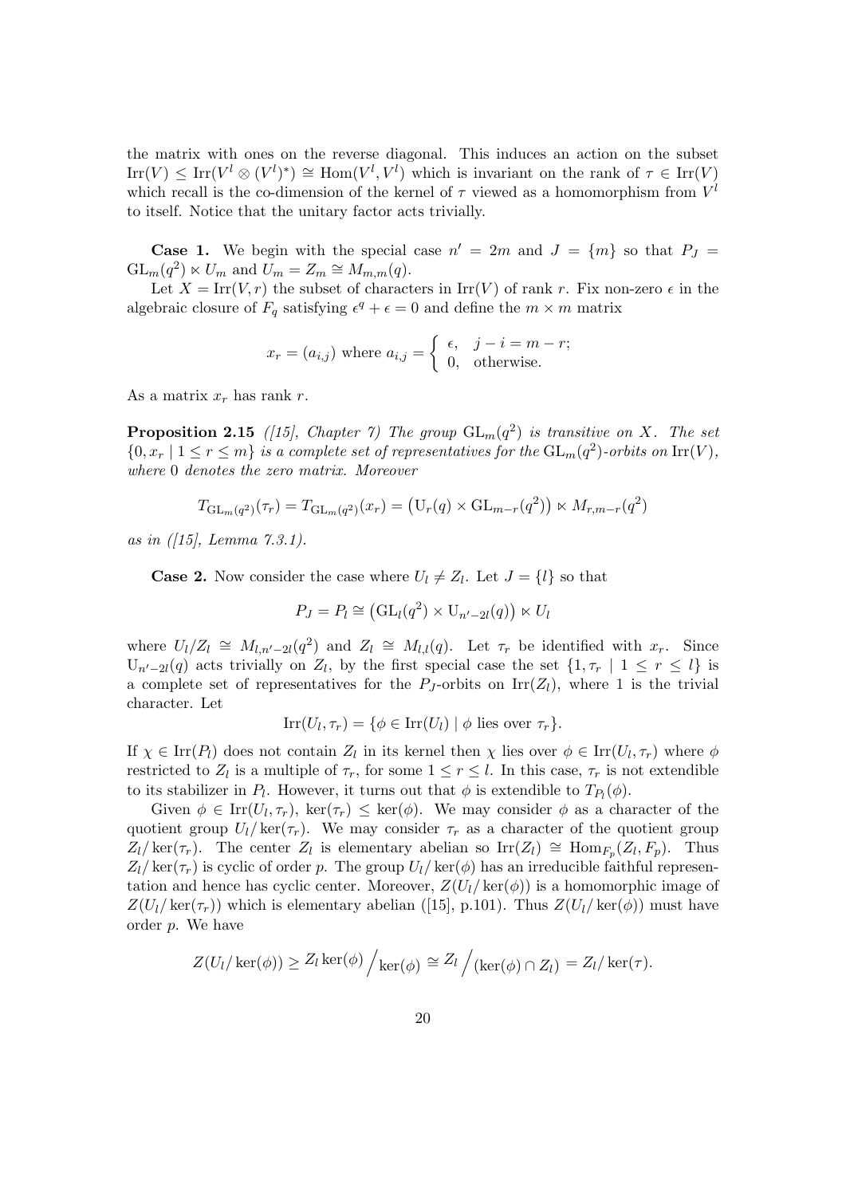the matrix with ones on the reverse diagonal. This induces an action on the subset $\mathrm{Irr}(V) \leq \mathrm{Irr}(V^l \otimes (V^l)^*) \cong \mathrm{Hom}(V^l, V^l)$ which is invariant on the rank of $\tau \in \mathrm{Irr}(V)$ which recall is the co-dimension of the kernel of $\tau$ viewed as a homomorphism from $V^l$ to itself. Notice that the unitary factor acts trivially.

**Case 1.** We begin with the special case $n' = 2m$ and $J = \{m\}$ so that $P_J = \mathrm{GL}_m(q^2) \ltimes U_m$ and $U_m = Z_m \cong M_{m,m}(q)$.

Let $X = \mathrm{Irr}(V, r)$ the subset of characters in $\mathrm{Irr}(V)$ of rank $r$. Fix non-zero $\epsilon$ in the algebraic closure of $F_q$ satisfying $\epsilon^q + \epsilon = 0$ and define the $m \times m$ matrix

$$x_r = (a_{i,j}) \text{ where } a_{i,j} = \begin{cases} \epsilon, & j - i = m - r; \\ 0, & \text{otherwise.} \end{cases}$$

As a matrix $x_r$ has rank $r$.

**Proposition 2.15** *([15], Chapter 7) The group $\mathrm{GL}_m(q^2)$ is transitive on $X$. The set $\{0, x_r \mid 1 \leq r \leq m\}$ is a complete set of representatives for the $\mathrm{GL}_m(q^2)$-orbits on $\mathrm{Irr}(V)$, where 0 denotes the zero matrix. Moreover*

$$T_{\mathrm{GL}_m(q^2)}(\tau_r) = T_{\mathrm{GL}_m(q^2)}(x_r) = \left(\mathrm{U}_r(q) \times \mathrm{GL}_{m-r}(q^2)\right) \ltimes M_{r,m-r}(q^2)$$

*as in ([15], Lemma 7.3.1).*

**Case 2.** Now consider the case where $U_l \neq Z_l$. Let $J = \{l\}$ so that

$$P_J = P_l \cong \left(\mathrm{GL}_l(q^2) \times \mathrm{U}_{n'-2l}(q)\right) \ltimes U_l$$

where $U_l/Z_l \cong M_{l,n'-2l}(q^2)$ and $Z_l \cong M_{l,l}(q)$. Let $\tau_r$ be identified with $x_r$. Since $\mathrm{U}_{n'-2l}(q)$ acts trivially on $Z_l$, by the first special case the set $\{1, \tau_r \mid 1 \leq r \leq l\}$ is a complete set of representatives for the $P_J$-orbits on $\mathrm{Irr}(Z_l)$, where 1 is the trivial character. Let

$$\mathrm{Irr}(U_l, \tau_r) = \{\phi \in \mathrm{Irr}(U_l) \mid \phi \text{ lies over } \tau_r\}.$$

If $\chi \in \mathrm{Irr}(P_l)$ does not contain $Z_l$ in its kernel then $\chi$ lies over $\phi \in \mathrm{Irr}(U_l, \tau_r)$ where $\phi$ restricted to $Z_l$ is a multiple of $\tau_r$, for some $1 \leq r \leq l$. In this case, $\tau_r$ is not extendible to its stabilizer in $P_l$. However, it turns out that $\phi$ is extendible to $T_{P_l}(\phi)$.

Given $\phi \in \mathrm{Irr}(U_l, \tau_r)$, $\ker(\tau_r) \leq \ker(\phi)$. We may consider $\phi$ as a character of the quotient group $U_l/\ker(\tau_r)$. We may consider $\tau_r$ as a character of the quotient group $Z_l/\ker(\tau_r)$. The center $Z_l$ is elementary abelian so $\mathrm{Irr}(Z_l) \cong \mathrm{Hom}_{F_p}(Z_l, F_p)$. Thus $Z_l/\ker(\tau_r)$ is cyclic of order $p$. The group $U_l/\ker(\phi)$ has an irreducible faithful representation and hence has cyclic center. Moreover, $Z(U_l/\ker(\phi))$ is a homomorphic image of $Z(U_l/\ker(\tau_r))$ which is elementary abelian ([15], p.101). Thus $Z(U_l/\ker(\phi))$ must have order $p$. We have

$$Z(U_l/\ker(\phi)) \geq Z_l \ker(\phi) \Big/ \ker(\phi) \cong Z_l \Big/ (\ker(\phi) \cap Z_l) = Z_l/\ker(\tau).$$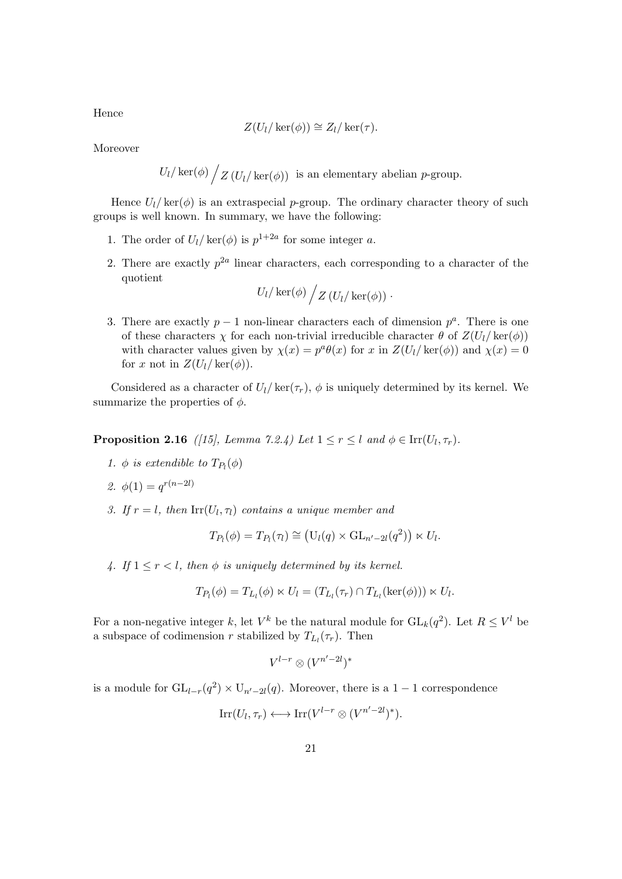Hence

$$Z(U_l/\ker(\phi)) \cong Z_l/\ker(\tau).$$

Moreover

$$U_l/\ker(\phi) \Big/ Z\left(U_l/\ker(\phi)\right) \text{ is an elementary abelian } p\text{-group.}$$

Hence $U_l/\ker(\phi)$ is an extraspecial $p$-group. The ordinary character theory of such groups is well known. In summary, we have the following:

1. The order of $U_l/\ker(\phi)$ is $p^{1+2a}$ for some integer $a$.
2. There are exactly $p^{2a}$ linear characters, each corresponding to a character of the quotient
$$U_l/\ker(\phi) \Big/ Z\left(U_l/\ker(\phi)\right).$$
3. There are exactly $p-1$ non-linear characters each of dimension $p^a$. There is one of these characters $\chi$ for each non-trivial irreducible character $\theta$ of $Z(U_l/\ker(\phi))$ with character values given by $\chi(x) = p^a\theta(x)$ for $x$ in $Z(U_l/\ker(\phi))$ and $\chi(x) = 0$ for $x$ not in $Z(U_l/\ker(\phi))$.

Considered as a character of $U_l/\ker(\tau_r)$, $\phi$ is uniquely determined by its kernel. We summarize the properties of $\phi$.

**Proposition 2.16** *([15], Lemma 7.2.4) Let $1 \le r \le l$ and $\phi \in \mathrm{Irr}(U_l, \tau_r)$.*

1. *$\phi$ is extendible to $T_{P_l}(\phi)$*
2. *$\phi(1) = q^{r(n-2l)}$*
3. *If $r = l$, then $\mathrm{Irr}(U_l, \tau_l)$ contains a unique member and*
$$T_{P_l}(\phi) = T_{P_l}(\tau_l) \cong \left(\mathrm{U}_l(q) \times \mathrm{GL}_{n'-2l}(q^2)\right) \ltimes U_l.$$
4. *If $1 \le r < l$, then $\phi$ is uniquely determined by its kernel.*
$$T_{P_l}(\phi) = T_{L_l}(\phi) \ltimes U_l = (T_{L_l}(\tau_r) \cap T_{L_l}(\ker(\phi))) \ltimes U_l.$$

For a non-negative integer $k$, let $V^k$ be the natural module for $\mathrm{GL}_k(q^2)$. Let $R \le V^l$ be a subspace of codimension $r$ stabilized by $T_{L_l}(\tau_r)$. Then

$$V^{l-r} \otimes (V^{n'-2l})^*$$

is a module for $\mathrm{GL}_{l-r}(q^2) \times \mathrm{U}_{n'-2l}(q)$. Moreover, there is a $1-1$ correspondence

$$\mathrm{Irr}(U_l, \tau_r) \longleftrightarrow \mathrm{Irr}(V^{l-r} \otimes (V^{n'-2l})^*).$$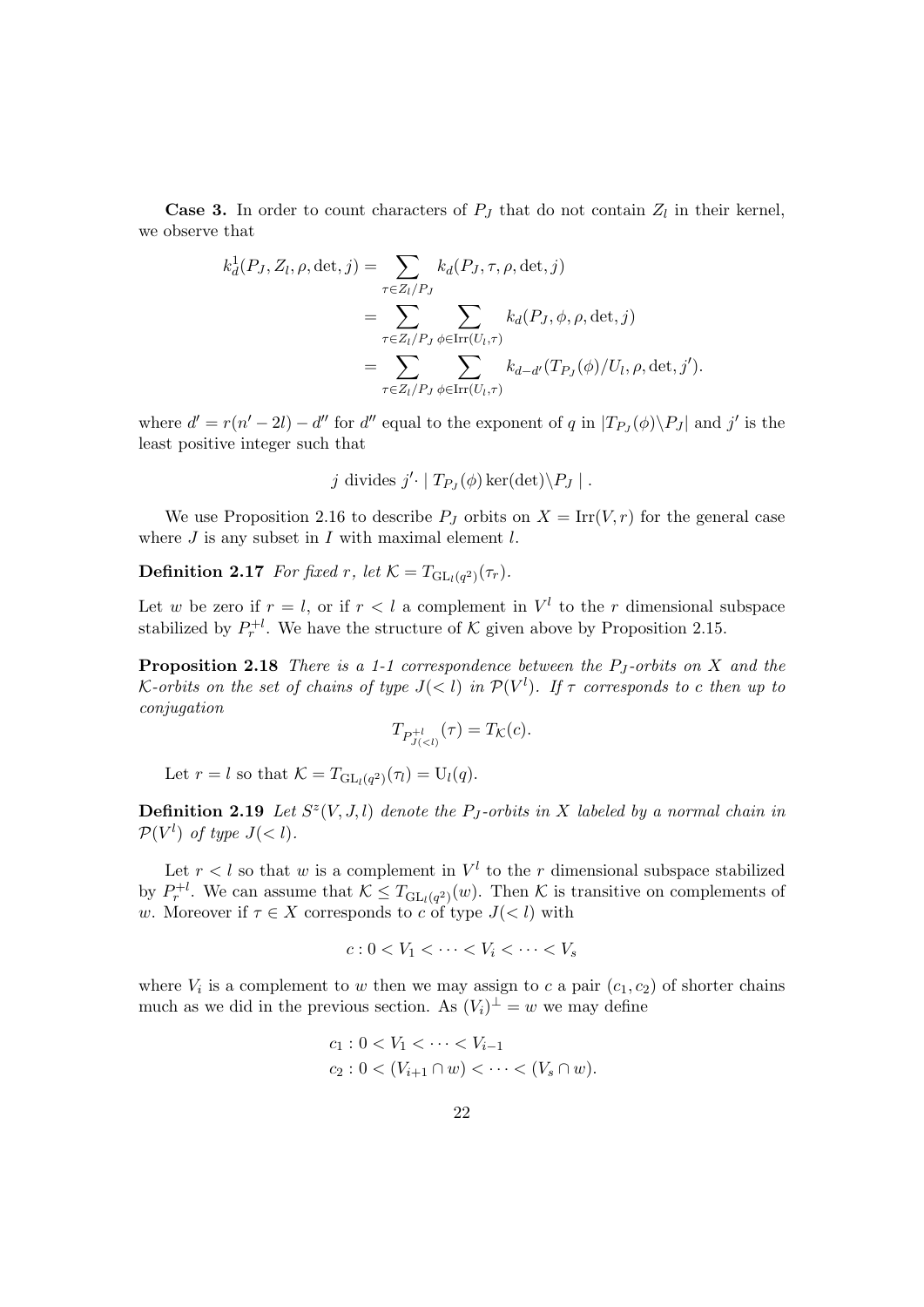**Case 3.** In order to count characters of $P_J$ that do not contain $Z_l$ in their kernel, we observe that

$$
\begin{aligned}
k_d^1(P_J, Z_l, \rho, \det, j) &= \sum_{\tau \in Z_l/P_J} k_d(P_J, \tau, \rho, \det, j) \\
&= \sum_{\tau \in Z_l/P_J} \sum_{\phi \in \mathrm{Irr}(U_l, \tau)} k_d(P_J, \phi, \rho, \det, j) \\
&= \sum_{\tau \in Z_l/P_J} \sum_{\phi \in \mathrm{Irr}(U_l, \tau)} k_{d-d'}(T_{P_J}(\phi)/U_l, \rho, \det, j').
\end{aligned}
$$

where $d' = r(n' - 2l) - d''$ for $d''$ equal to the exponent of $q$ in $|T_{P_J}(\phi)\backslash P_J|$ and $j'$ is the least positive integer such that

$$j \text{ divides } j' \cdot \mid T_{P_J}(\phi) \ker(\det)\backslash P_J \mid .$$

We use Proposition 2.16 to describe $P_J$ orbits on $X = \mathrm{Irr}(V, r)$ for the general case where $J$ is any subset in $I$ with maximal element $l$.

**Definition 2.17** *For fixed $r$, let $\mathcal{K} = T_{\mathrm{GL}_l(q^2)}(\tau_r)$.*

Let $w$ be zero if $r = l$, or if $r < l$ a complement in $V^l$ to the $r$ dimensional subspace stabilized by $P_r^{+l}$. We have the structure of $\mathcal{K}$ given above by Proposition 2.15.

**Proposition 2.18** *There is a 1-1 correspondence between the $P_J$-orbits on $X$ and the $\mathcal{K}$-orbits on the set of chains of type $J(<l)$ in $\mathcal{P}(V^l)$. If $\tau$ corresponds to $c$ then up to conjugation*

$$T_{P^{+l}_{J(<l)}}(\tau) = T_{\mathcal{K}}(c).$$

Let $r = l$ so that $\mathcal{K} = T_{\mathrm{GL}_l(q^2)}(\tau_l) = \mathrm{U}_l(q)$.

**Definition 2.19** *Let $S^z(V, J, l)$ denote the $P_J$-orbits in $X$ labeled by a normal chain in $\mathcal{P}(V^l)$ of type $J(<l)$.*

Let $r < l$ so that $w$ is a complement in $V^l$ to the $r$ dimensional subspace stabilized by $P_r^{+l}$. We can assume that $\mathcal{K} \leq T_{\mathrm{GL}_l(q^2)}(w)$. Then $\mathcal{K}$ is transitive on complements of $w$. Moreover if $\tau \in X$ corresponds to $c$ of type $J(<l)$ with

$$c : 0 < V_1 < \cdots < V_i < \cdots < V_s$$

where $V_i$ is a complement to $w$ then we may assign to $c$ a pair $(c_1, c_2)$ of shorter chains much as we did in the previous section. As $(V_i)^\perp = w$ we may define

$$
\begin{aligned}
&c_1 : 0 < V_1 < \cdots < V_{i-1} \\
&c_2 : 0 < (V_{i+1} \cap w) < \cdots < (V_s \cap w).
\end{aligned}
$$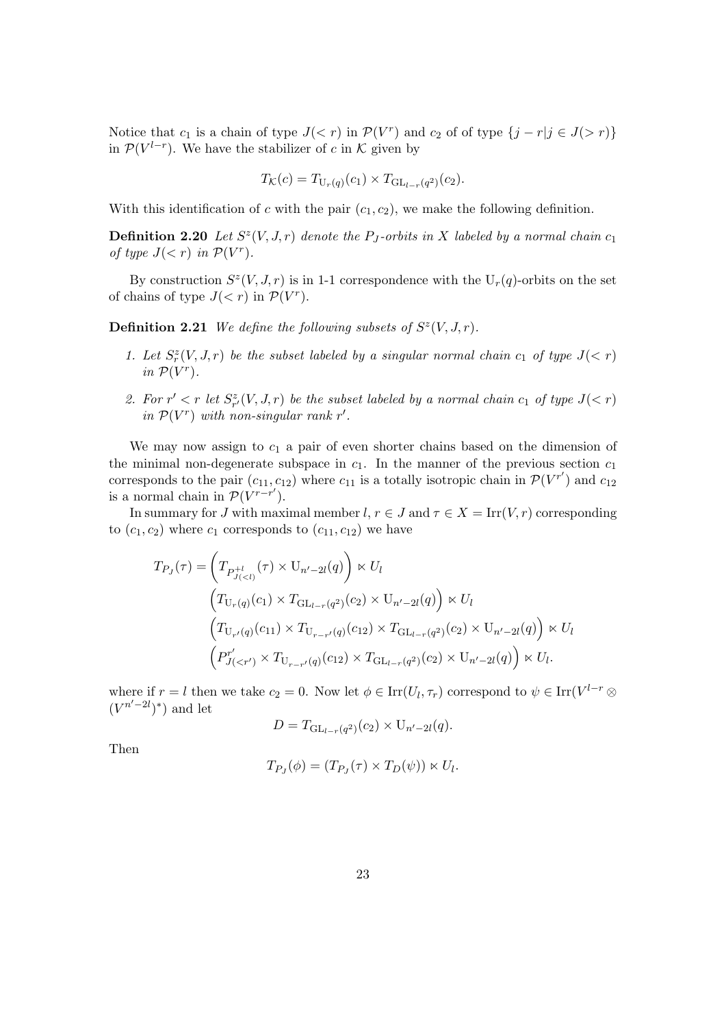Notice that $c_1$ is a chain of type $J(<r)$ in $\mathcal{P}(V^r)$ and $c_2$ of of type $\{j-r|j \in J(>r)\}$ in $\mathcal{P}(V^{l-r})$. We have the stabilizer of $c$ in $\mathcal{K}$ given by

$$T_{\mathcal{K}}(c) = T_{\mathrm{U}_r(q)}(c_1) \times T_{\mathrm{GL}_{l-r}(q^2)}(c_2).$$

With this identification of $c$ with the pair $(c_1, c_2)$, we make the following definition.

**Definition 2.20** *Let $S^z(V, J, r)$ denote the $P_J$-orbits in $X$ labeled by a normal chain $c_1$ of type $J(<r)$ in $\mathcal{P}(V^r)$.*

By construction $S^z(V, J, r)$ is in 1-1 correspondence with the $\mathrm{U}_r(q)$-orbits on the set of chains of type $J(<r)$ in $\mathcal{P}(V^r)$.

**Definition 2.21** *We define the following subsets of $S^z(V, J, r)$.*

1. *Let $S^z_r(V, J, r)$ be the subset labeled by a singular normal chain $c_1$ of type $J(<r)$ in $\mathcal{P}(V^r)$.*
2. *For $r' < r$ let $S^z_{r'}(V, J, r)$ be the subset labeled by a normal chain $c_1$ of type $J(<r)$ in $\mathcal{P}(V^r)$ with non-singular rank $r'$.*

We may now assign to $c_1$ a pair of even shorter chains based on the dimension of the minimal non-degenerate subspace in $c_1$. In the manner of the previous section $c_1$ corresponds to the pair $(c_{11}, c_{12})$ where $c_{11}$ is a totally isotropic chain in $\mathcal{P}(V^{r'})$ and $c_{12}$ is a normal chain in $\mathcal{P}(V^{r-r'})$.

In summary for $J$ with maximal member $l$, $r \in J$ and $\tau \in X = \mathrm{Irr}(V, r)$ corresponding to $(c_1, c_2)$ where $c_1$ corresponds to $(c_{11}, c_{12})$ we have

$$\begin{aligned}
T_{P_J}(\tau) &= \left(T_{P^{+l}_{J(<l)}}(\tau) \times \mathrm{U}_{n'-2l}(q)\right) \ltimes U_l \\
&\left(T_{\mathrm{U}_r(q)}(c_1) \times T_{\mathrm{GL}_{l-r}(q^2)}(c_2) \times \mathrm{U}_{n'-2l}(q)\right) \ltimes U_l \\
&\left(T_{\mathrm{U}_{r'}(q)}(c_{11}) \times T_{\mathrm{U}_{r-r'}(q)}(c_{12}) \times T_{\mathrm{GL}_{l-r}(q^2)}(c_2) \times \mathrm{U}_{n'-2l}(q)\right) \ltimes U_l \\
&\left(P^{r'}_{J(<r')} \times T_{\mathrm{U}_{r-r'}(q)}(c_{12}) \times T_{\mathrm{GL}_{l-r}(q^2)}(c_2) \times \mathrm{U}_{n'-2l}(q)\right) \ltimes U_l.
\end{aligned}$$

where if $r = l$ then we take $c_2 = 0$. Now let $\phi \in \mathrm{Irr}(U_l, \tau_r)$ correspond to $\psi \in \mathrm{Irr}(V^{l-r} \otimes (V^{n'-2l})^*)$ and let

$$D = T_{\mathrm{GL}_{l-r}(q^2)}(c_2) \times \mathrm{U}_{n'-2l}(q).$$

Then

$$T_{P_J}(\phi) = (T_{P_J}(\tau) \times T_D(\psi)) \ltimes U_l.$$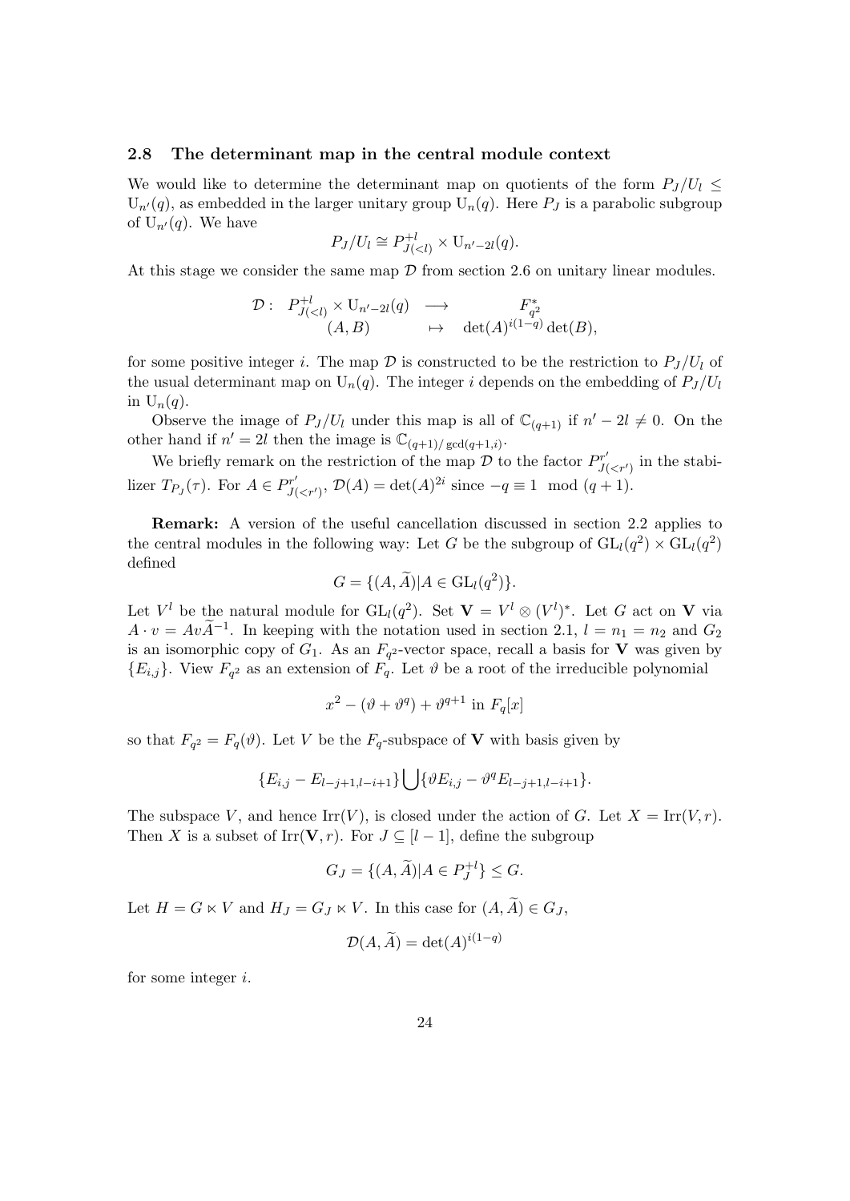### 2.8 The determinant map in the central module context

We would like to determine the determinant map on quotients of the form $P_J/U_l \leq \mathrm{U}_{n'}(q)$, as embedded in the larger unitary group $\mathrm{U}_n(q)$. Here $P_J$ is a parabolic subgroup of $\mathrm{U}_{n'}(q)$. We have

$$P_J/U_l \cong P^{+l}_{J(<l)} \times \mathrm{U}_{n'-2l}(q).$$

At this stage we consider the same map $\mathcal{D}$ from section 2.6 on unitary linear modules.

$$\begin{array}{rccc} \mathcal{D}: & P^{+l}_{J(<l)} \times \mathrm{U}_{n'-2l}(q) & \longrightarrow & F^*_{q^2} \\ & (A, B) & \mapsto & \det(A)^{i(1-q)} \det(B), \end{array}$$

for some positive integer $i$. The map $\mathcal{D}$ is constructed to be the restriction to $P_J/U_l$ of the usual determinant map on $\mathrm{U}_n(q)$. The integer $i$ depends on the embedding of $P_J/U_l$ in $\mathrm{U}_n(q)$.

Observe the image of $P_J/U_l$ under this map is all of $\mathbb{C}_{(q+1)}$ if $n' - 2l \neq 0$. On the other hand if $n' = 2l$ then the image is $\mathbb{C}_{(q+1)/\gcd(q+1,i)}$.

We briefly remark on the restriction of the map $\mathcal{D}$ to the factor $P^{r'}_{J(<r')}$ in the stabilizer $T_{P_J}(\tau)$. For $A \in P^{r'}_{J(<r')}$, $\mathcal{D}(A) = \det(A)^{2i}$ since $-q \equiv 1 \mod (q+1)$.

**Remark:** A version of the useful cancellation discussed in section 2.2 applies to the central modules in the following way: Let $G$ be the subgroup of $\mathrm{GL}_l(q^2) \times \mathrm{GL}_l(q^2)$ defined

$$G = \{(A, \widetilde{A}) | A \in \mathrm{GL}_l(q^2)\}.$$

Let $V^l$ be the natural module for $\mathrm{GL}_l(q^2)$. Set $\mathbf{V} = V^l \otimes (V^l)^*$. Let $G$ act on $\mathbf{V}$ via $A \cdot v = Av\widetilde{A}^{-1}$. In keeping with the notation used in section 2.1, $l = n_1 = n_2$ and $G_2$ is an isomorphic copy of $G_1$. As an $F_{q^2}$-vector space, recall a basis for $\mathbf{V}$ was given by $\{E_{i,j}\}$. View $F_{q^2}$ as an extension of $F_q$. Let $\vartheta$ be a root of the irreducible polynomial

$$x^2 - (\vartheta + \vartheta^q) + \vartheta^{q+1} \text{ in } F_q[x]$$

so that $F_{q^2} = F_q(\vartheta)$. Let $V$ be the $F_q$-subspace of $\mathbf{V}$ with basis given by

$$\{E_{i,j} - E_{l-j+1,l-i+1}\} \bigcup \{\vartheta E_{i,j} - \vartheta^q E_{l-j+1,l-i+1}\}.$$

The subspace $V$, and hence $\mathrm{Irr}(V)$, is closed under the action of $G$. Let $X = \mathrm{Irr}(V, r)$. Then $X$ is a subset of $\mathrm{Irr}(\mathbf{V}, r)$. For $J \subseteq [l-1]$, define the subgroup

$$G_J = \{(A, \widetilde{A}) | A \in P^{+l}_J\} \leq G.$$

Let $H = G \ltimes V$ and $H_J = G_J \ltimes V$. In this case for $(A, \widetilde{A}) \in G_J$,

$$\mathcal{D}(A, \widetilde{A}) = \det(A)^{i(1-q)}$$

for some integer $i$.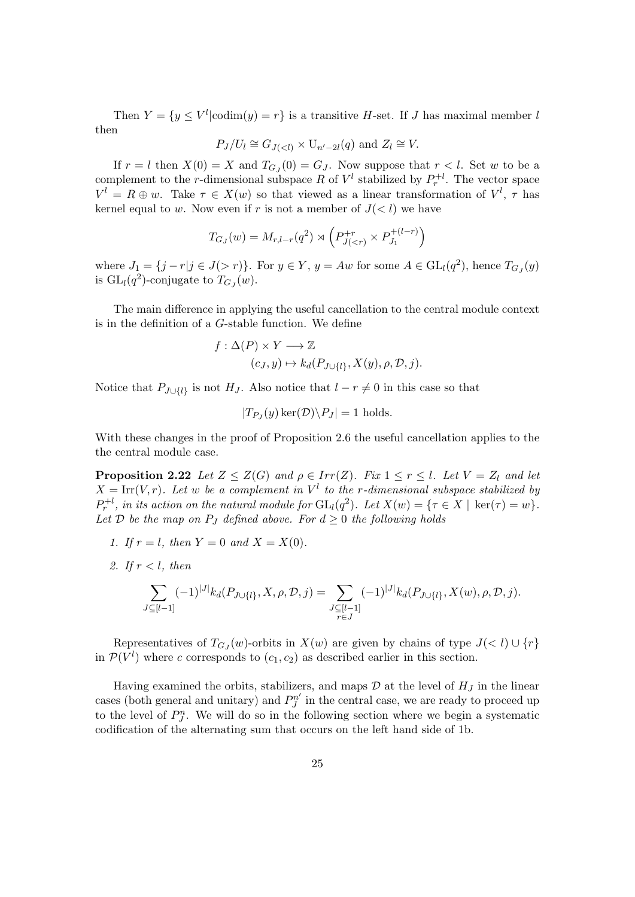Then $Y = \{y \leq V^l | \text{codim}(y) = r\}$ is a transitive $H$-set. If $J$ has maximal member $l$ then

$$P_J/U_l \cong G_{J(<l)} \times \mathrm{U}_{n'-2l}(q) \text{ and } Z_l \cong V.$$

If $r = l$ then $X(0) = X$ and $T_{G_J}(0) = G_J$. Now suppose that $r < l$. Set $w$ to be a complement to the $r$-dimensional subspace $R$ of $V^l$ stabilized by $P_r^{+l}$. The vector space $V^l = R \oplus w$. Take $\tau \in X(w)$ so that viewed as a linear transformation of $V^l$, $\tau$ has kernel equal to $w$. Now even if $r$ is not a member of $J(<l)$ we have

$$T_{G_J}(w) = M_{r,l-r}(q^2) \rtimes \left(P_{J(<r)}^{+r} \times P_{J_1}^{+(l-r)}\right)$$

where $J_1 = \{j - r | j \in J(>r)\}$. For $y \in Y$, $y = Aw$ for some $A \in \mathrm{GL}_l(q^2)$, hence $T_{G_J}(y)$ is $\mathrm{GL}_l(q^2)$-conjugate to $T_{G_J}(w)$.

The main difference in applying the useful cancellation to the central module context is in the definition of a $G$-stable function. We define

$$\begin{aligned} f : \Delta(P) \times Y &\longrightarrow \mathbb{Z} \\ (c_J, y) &\mapsto k_d(P_{J\cup\{l\}}, X(y), \rho, \mathcal{D}, j). \end{aligned}$$

Notice that $P_{J\cup\{l\}}$ is not $H_J$. Also notice that $l - r \neq 0$ in this case so that

$$|T_{P_J}(y)\ker(\mathcal{D})\backslash P_J| = 1 \text{ holds.}$$

With these changes in the proof of Proposition 2.6 the useful cancellation applies to the the central module case.

**Proposition 2.22** *Let $Z \leq Z(G)$ and $\rho \in Irr(Z)$. Fix $1 \leq r \leq l$. Let $V = Z_l$ and let $X = \mathrm{Irr}(V, r)$. Let $w$ be a complement in $V^l$ to the $r$-dimensional subspace stabilized by $P_r^{+l}$, in its action on the natural module for $\mathrm{GL}_l(q^2)$. Let $X(w) = \{\tau \in X \mid \ker(\tau) = w\}$. Let $\mathcal{D}$ be the map on $P_J$ defined above. For $d \geq 0$ the following holds*

1. *If $r = l$, then $Y = 0$ and $X = X(0)$.*
2. *If $r < l$, then*

$$\sum_{J\subseteq[l-1]} (-1)^{|J|} k_d(P_{J\cup\{l\}}, X, \rho, \mathcal{D}, j) = \sum_{\substack{J\subseteq[l-1] \\ r\in J}} (-1)^{|J|} k_d(P_{J\cup\{l\}}, X(w), \rho, \mathcal{D}, j).$$

Representatives of $T_{G_J}(w)$-orbits in $X(w)$ are given by chains of type $J(<l) \cup \{r\}$ in $\mathcal{P}(V^l)$ where $c$ corresponds to $(c_1, c_2)$ as described earlier in this section.

Having examined the orbits, stabilizers, and maps $\mathcal{D}$ at the level of $H_J$ in the linear cases (both general and unitary) and $P_J^{n'}$ in the central case, we are ready to proceed up to the level of $P_J^n$. We will do so in the following section where we begin a systematic codification of the alternating sum that occurs on the left hand side of 1b.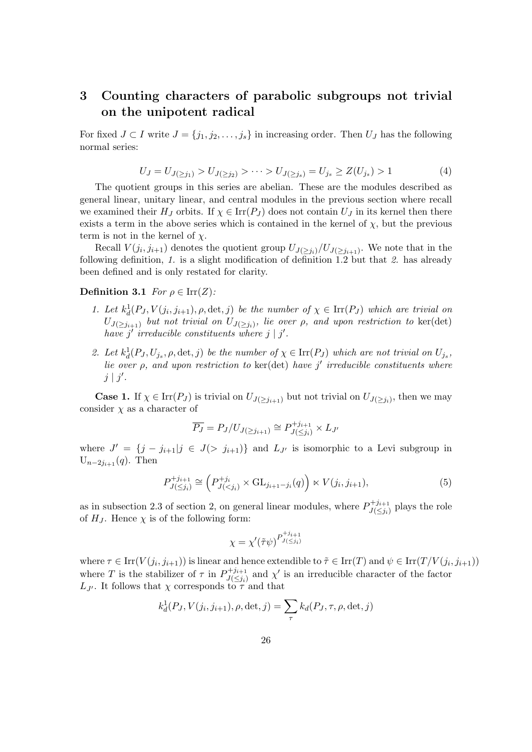## 3 Counting characters of parabolic subgroups not trivial on the unipotent radical

For fixed $J \subset I$ write $J = \{j_1, j_2, \ldots, j_s\}$ in increasing order. Then $U_J$ has the following normal series:

$$U_J = U_{J(\geq j_1)} > U_{J(\geq j_2)} > \cdots > U_{J(\geq j_s)} = U_{j_s} \geq Z(U_{j_s}) > 1 \tag{4}$$

The quotient groups in this series are abelian. These are the modules described as general linear, unitary linear, and central modules in the previous section where recall we examined their $H_J$ orbits. If $\chi \in \mathrm{Irr}(P_J)$ does not contain $U_J$ in its kernel then there exists a term in the above series which is contained in the kernel of $\chi$, but the previous term is not in the kernel of $\chi$.

Recall $V(j_i, j_{i+1})$ denotes the quotient group $U_{J(\geq j_i)}/U_{J(\geq j_{i+1})}$. We note that in the following definition, *1.* is a slight modification of definition 1.2 but that *2.* has already been defined and is only restated for clarity.

**Definition 3.1** *For $\rho \in \mathrm{Irr}(Z)$:*

1. *Let $k^1_d(P_J, V(j_i, j_{i+1}), \rho, \det, j)$ be the number of $\chi \in \mathrm{Irr}(P_J)$ which are trivial on $U_{J(\geq j_{i+1})}$ but not trivial on $U_{J(\geq j_i)}$, lie over $\rho$, and upon restriction to $\ker(\det)$ have $j'$ irreducible constituents where $j \mid j'$.*
2. *Let $k^1_d(P_J, U_{j_s}, \rho, \det, j)$ be the number of $\chi \in \mathrm{Irr}(P_J)$ which are not trivial on $U_{j_s}$, lie over $\rho$, and upon restriction to $\ker(\det)$ have $j'$ irreducible constituents where $j \mid j'$.*

**Case 1.** If $\chi \in \mathrm{Irr}(P_J)$ is trivial on $U_{J(\geq j_{i+1})}$ but not trivial on $U_{J(\geq j_i)}$, then we may consider $\chi$ as a character of

$$\overline{P_J} = P_J/U_{J(\geq j_{i+1})} \cong P^{+j_{i+1}}_{J(\leq j_i)} \times L_{J'}$$

where $J' = \{j - j_{i+1} | j \in J(> j_{i+1})\}$ and $L_{J'}$ is isomorphic to a Levi subgroup in $\mathrm{U}_{n-2j_{i+1}}(q)$. Then

$$P^{+j_{i+1}}_{J(\leq j_i)} \cong \left(P^{+j_i}_{J(<j_i)} \times \mathrm{GL}_{j_{i+1}-j_i}(q)\right) \ltimes V(j_i, j_{i+1}), \tag{5}$$

as in subsection 2.3 of section 2, on general linear modules, where $P^{+j_{i+1}}_{J(\leq j_i)}$ plays the role of $H_J$. Hence $\chi$ is of the following form:

$$\chi = \chi'(\tilde{\tau}\psi)^{P^{+j_{i+1}}_{J(\leq j_i)}}$$

where $\tau \in \mathrm{Irr}(V(j_i, j_{i+1}))$ is linear and hence extendible to $\tilde{\tau} \in \mathrm{Irr}(T)$ and $\psi \in \mathrm{Irr}(T/V(j_i, j_{i+1}))$ where $T$ is the stabilizer of $\tau$ in $P^{+j_{i+1}}_{J(\leq j_i)}$ and $\chi'$ is an irreducible character of the factor $L_{J'}$. It follows that $\chi$ corresponds to $\tau$ and that

$$k^1_d(P_J, V(j_i, j_{i+1}), \rho, \det, j) = \sum_{\tau} k_d(P_J, \tau, \rho, \det, j)$$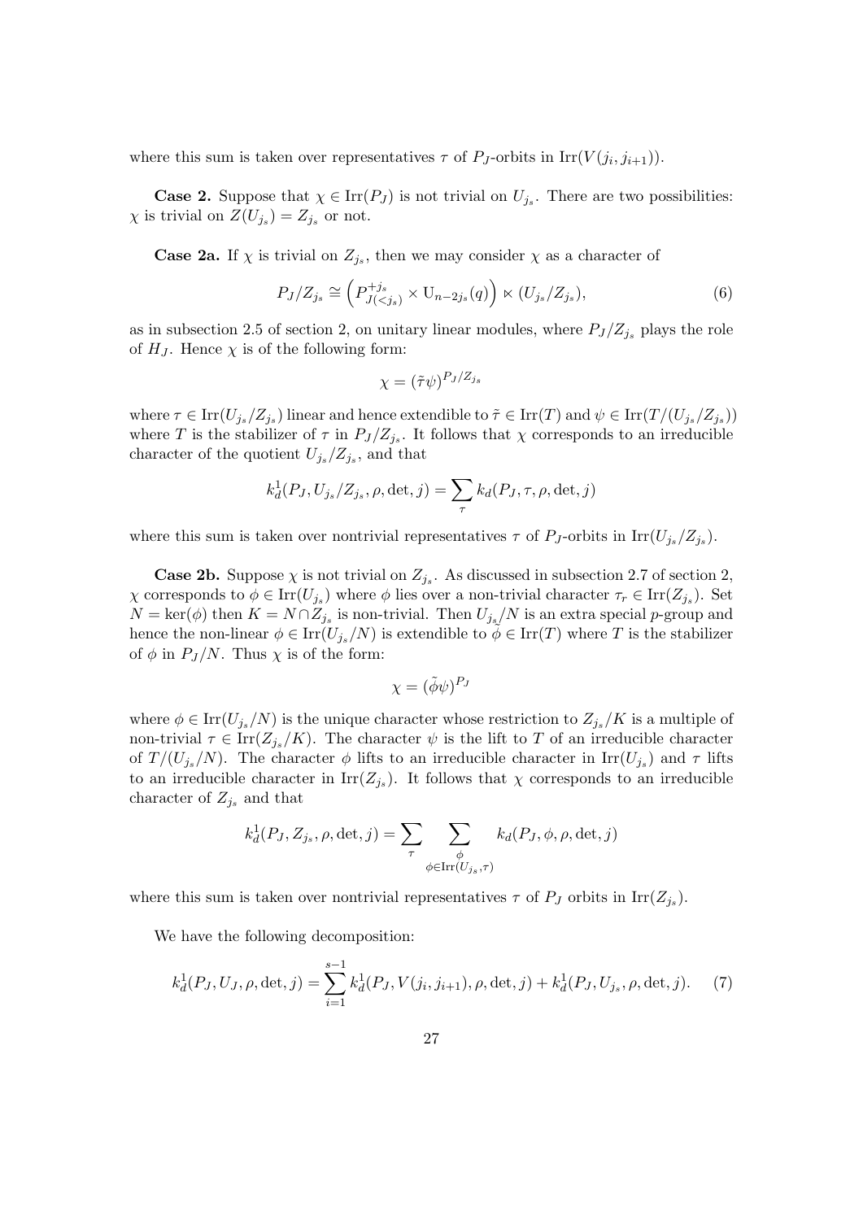where this sum is taken over representatives $\tau$ of $P_J$-orbits in $\mathrm{Irr}(V(j_i, j_{i+1}))$.

**Case 2.** Suppose that $\chi \in \mathrm{Irr}(P_J)$ is not trivial on $U_{j_s}$. There are two possibilities: $\chi$ is trivial on $Z(U_{j_s}) = Z_{j_s}$ or not.

**Case 2a.** If $\chi$ is trivial on $Z_{j_s}$, then we may consider $\chi$ as a character of

$$P_J/Z_{j_s} \cong \left(P^{+j_s}_{J(<j_s)} \times \mathrm{U}_{n-2j_s}(q)\right) \ltimes (U_{j_s}/Z_{j_s}), \tag{6}$$

as in subsection 2.5 of section 2, on unitary linear modules, where $P_J/Z_{j_s}$ plays the role of $H_J$. Hence $\chi$ is of the following form:

$$\chi = (\tilde{\tau}\psi)^{P_J/Z_{j_s}}$$

where $\tau \in \mathrm{Irr}(U_{j_s}/Z_{j_s})$ linear and hence extendible to $\tilde{\tau} \in \mathrm{Irr}(T)$ and $\psi \in \mathrm{Irr}(T/(U_{j_s}/Z_{j_s}))$ where $T$ is the stabilizer of $\tau$ in $P_J/Z_{j_s}$. It follows that $\chi$ corresponds to an irreducible character of the quotient $U_{j_s}/Z_{j_s}$, and that

$$k^1_d(P_J, U_{j_s}/Z_{j_s}, \rho, \det, j) = \sum_{\tau} k_d(P_J, \tau, \rho, \det, j)$$

where this sum is taken over nontrivial representatives $\tau$ of $P_J$-orbits in $\mathrm{Irr}(U_{j_s}/Z_{j_s})$.

**Case 2b.** Suppose $\chi$ is not trivial on $Z_{j_s}$. As discussed in subsection 2.7 of section 2, $\chi$ corresponds to $\phi \in \mathrm{Irr}(U_{j_s})$ where $\phi$ lies over a non-trivial character $\tau_r \in \mathrm{Irr}(Z_{j_s})$. Set $N = \ker(\phi)$ then $K = N \cap Z_{j_s}$ is non-trivial. Then $U_{j_s}/N$ is an extra special $p$-group and hence the non-linear $\phi \in \mathrm{Irr}(U_{j_s}/N)$ is extendible to $\tilde{\phi} \in \mathrm{Irr}(T)$ where $T$ is the stabilizer of $\phi$ in $P_J/N$. Thus $\chi$ is of the form:

$$\chi = (\tilde{\phi}\psi)^{P_J}$$

where $\phi \in \mathrm{Irr}(U_{j_s}/N)$ is the unique character whose restriction to $Z_{j_s}/K$ is a multiple of non-trivial $\tau \in \mathrm{Irr}(Z_{j_s}/K)$. The character $\psi$ is the lift to $T$ of an irreducible character of $T/(U_{j_s}/N)$. The character $\phi$ lifts to an irreducible character in $\mathrm{Irr}(U_{j_s})$ and $\tau$ lifts to an irreducible character in $\mathrm{Irr}(Z_{j_s})$. It follows that $\chi$ corresponds to an irreducible character of $Z_{j_s}$ and that

$$k^1_d(P_J, Z_{j_s}, \rho, \det, j) = \sum_{\tau} \sum_{\substack{\phi \\ \phi \in \mathrm{Irr}(U_{j_s}, \tau)}} k_d(P_J, \phi, \rho, \det, j)$$

where this sum is taken over nontrivial representatives $\tau$ of $P_J$ orbits in $\mathrm{Irr}(Z_{j_s})$.

We have the following decomposition:

$$k^1_d(P_J, U_J, \rho, \det, j) = \sum_{i=1}^{s-1} k^1_d(P_J, V(j_i, j_{i+1}), \rho, \det, j) + k^1_d(P_J, U_{j_s}, \rho, \det, j). \tag{7}$$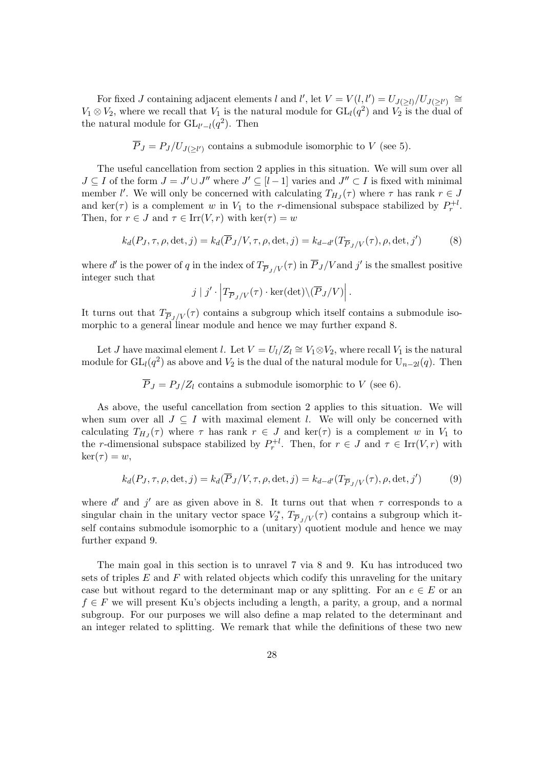For fixed $J$ containing adjacent elements $l$ and $l'$, let $V = V(l, l') = U_{J(\geq l)}/U_{J(\geq l')} \cong V_1 \otimes V_2$, where we recall that $V_1$ is the natural module for $\mathrm{GL}_l(q^2)$ and $V_2$ is the dual of the natural module for $\mathrm{GL}_{l'-l}(q^2)$. Then

$$\overline{P}_J = P_J/U_{J(\geq l')} \text{ contains a submodule isomorphic to } V \text{ (see 5).}$$

The useful cancellation from section 2 applies in this situation. We will sum over all $J \subseteq I$ of the form $J = J' \cup J''$ where $J' \subseteq [l-1]$ varies and $J'' \subset I$ is fixed with minimal member $l'$. We will only be concerned with calculating $T_{H_J}(\tau)$ where $\tau$ has rank $r \in J$ and $\ker(\tau)$ is a complement $w$ in $V_1$ to the $r$-dimensional subspace stabilized by $P_r^{+l}$. Then, for $r \in J$ and $\tau \in \mathrm{Irr}(V, r)$ with $\ker(\tau) = w$

$$k_d(P_J, \tau, \rho, \det, j) = k_d(\overline{P}_J/V, \tau, \rho, \det, j) = k_{d-d'}(T_{\overline{P}_J/V}(\tau), \rho, \det, j') \tag{8}$$

where $d'$ is the power of $q$ in the index of $T_{\overline{P}_J/V}(\tau)$ in $\overline{P}_J/V$ and $j'$ is the smallest positive integer such that

$$j \mid j' \cdot \left| T_{\overline{P}_J/V}(\tau) \cdot \ker(\det) \backslash (\overline{P}_J/V) \right|.$$

It turns out that $T_{\overline{P}_J/V}(\tau)$ contains a subgroup which itself contains a submodule isomorphic to a general linear module and hence we may further expand 8.

Let $J$ have maximal element $l$. Let $V = U_l/Z_l \cong V_1 \otimes V_2$, where recall $V_1$ is the natural module for $\mathrm{GL}_l(q^2)$ as above and $V_2$ is the dual of the natural module for $\mathrm{U}_{n-2l}(q)$. Then

$$\overline{P}_J = P_J/Z_l \text{ contains a submodule isomorphic to } V \text{ (see 6).}$$

As above, the useful cancellation from section 2 applies to this situation. We will when sum over all $J \subseteq I$ with maximal element $l$. We will only be concerned with calculating $T_{H_J}(\tau)$ where $\tau$ has rank $r \in J$ and $\ker(\tau)$ is a complement $w$ in $V_1$ to the $r$-dimensional subspace stabilized by $P_r^{+l}$. Then, for $r \in J$ and $\tau \in \mathrm{Irr}(V, r)$ with $\ker(\tau) = w$,

$$k_d(P_J, \tau, \rho, \det, j) = k_d(\overline{P}_J/V, \tau, \rho, \det, j) = k_{d-d'}(T_{\overline{P}_J/V}(\tau), \rho, \det, j') \tag{9}$$

where $d'$ and $j'$ are as given above in 8. It turns out that when $\tau$ corresponds to a singular chain in the unitary vector space $V_2^*$, $T_{\overline{P}_J/V}(\tau)$ contains a subgroup which itself contains submodule isomorphic to a (unitary) quotient module and hence we may further expand 9.

The main goal in this section is to unravel 7 via 8 and 9. Ku has introduced two sets of triples $E$ and $F$ with related objects which codify this unraveling for the unitary case but without regard to the determinant map or any splitting. For an $e \in E$ or an $f \in F$ we will present Ku's objects including a length, a parity, a group, and a normal subgroup. For our purposes we will also define a map related to the determinant and an integer related to splitting. We remark that while the definitions of these two new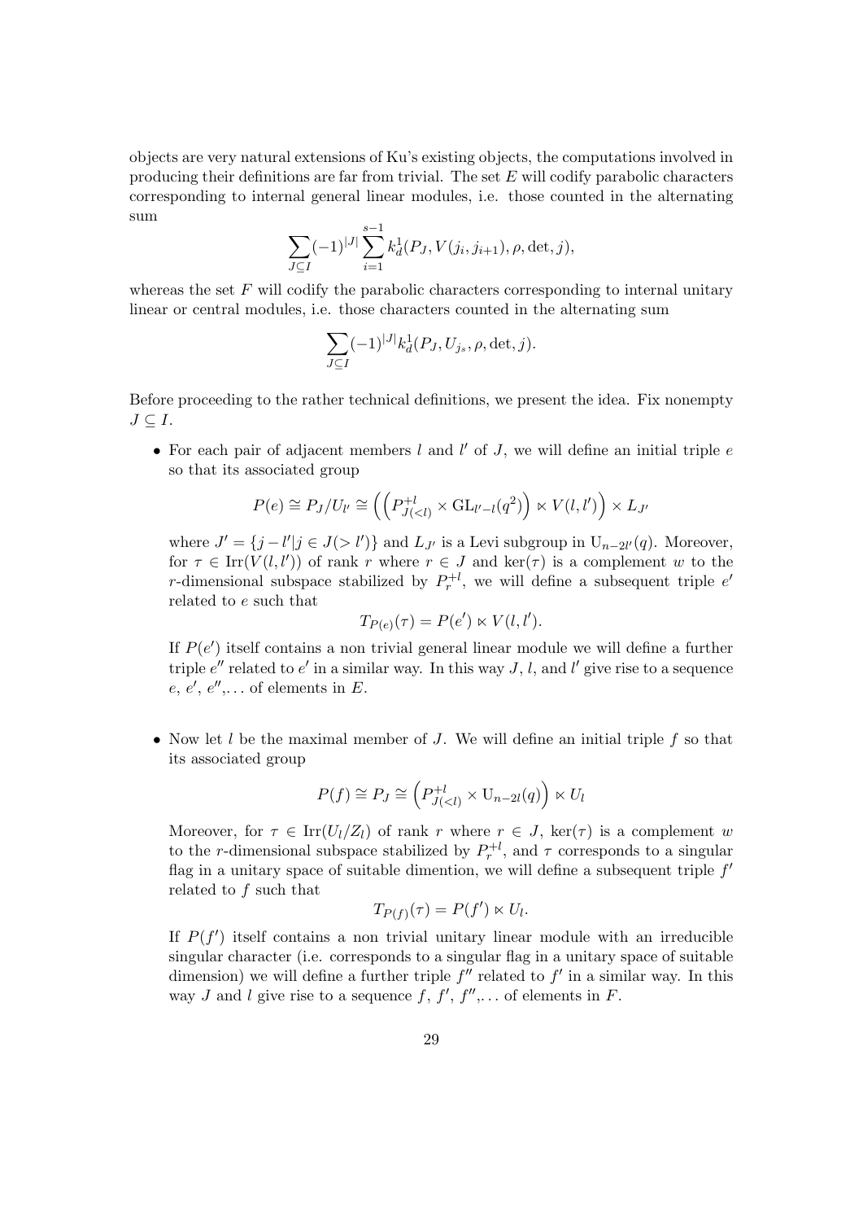objects are very natural extensions of Ku's existing objects, the computations involved in producing their definitions are far from trivial. The set $E$ will codify parabolic characters corresponding to internal general linear modules, i.e. those counted in the alternating sum

$$\sum_{J\subseteq I}(-1)^{|J|}\sum_{i=1}^{s-1}k_d^1(P_J, V(j_i, j_{i+1}), \rho, \det, j),$$

whereas the set $F$ will codify the parabolic characters corresponding to internal unitary linear or central modules, i.e. those characters counted in the alternating sum

$$\sum_{J\subseteq I}(-1)^{|J|}k_d^1(P_J, U_{j_s}, \rho, \det, j).$$

Before proceeding to the rather technical definitions, we present the idea. Fix nonempty $J \subseteq I$.

- For each pair of adjacent members $l$ and $l'$ of $J$, we will define an initial triple $e$ so that its associated group

  $$P(e) \cong P_J/U_{l'} \cong \left(\left(P^{+l}_{J(<l)} \times \mathrm{GL}_{l'-l}(q^2)\right) \ltimes V(l,l')\right) \times L_{J'}$$

  where $J' = \{j - l' | j \in J(> l')\}$ and $L_{J'}$ is a Levi subgroup in $\mathrm{U}_{n-2l'}(q)$. Moreover, for $\tau \in \mathrm{Irr}(V(l,l'))$ of rank $r$ where $r \in J$ and $\ker(\tau)$ is a complement $w$ to the $r$-dimensional subspace stabilized by $P^{+l}_r$, we will define a subsequent triple $e'$ related to $e$ such that

  $$T_{P(e)}(\tau) = P(e') \ltimes V(l,l').$$

  If $P(e')$ itself contains a non trivial general linear module we will define a further triple $e''$ related to $e'$ in a similar way. In this way $J$, $l$, and $l'$ give rise to a sequence $e$, $e'$, $e''$,... of elements in $E$.

- Now let $l$ be the maximal member of $J$. We will define an initial triple $f$ so that its associated group

  $$P(f) \cong P_J \cong \left(P^{+l}_{J(<l)} \times \mathrm{U}_{n-2l}(q)\right) \ltimes U_l$$

  Moreover, for $\tau \in \mathrm{Irr}(U_l/Z_l)$ of rank $r$ where $r \in J$, $\ker(\tau)$ is a complement $w$ to the $r$-dimensional subspace stabilized by $P^{+l}_r$, and $\tau$ corresponds to a singular flag in a unitary space of suitable dimention, we will define a subsequent triple $f'$ related to $f$ such that

  $$T_{P(f)}(\tau) = P(f') \ltimes U_l.$$

  If $P(f')$ itself contains a non trivial unitary linear module with an irreducible singular character (i.e. corresponds to a singular flag in a unitary space of suitable dimension) we will define a further triple $f''$ related to $f'$ in a similar way. In this way $J$ and $l$ give rise to a sequence $f$, $f'$, $f''$,... of elements in $F$.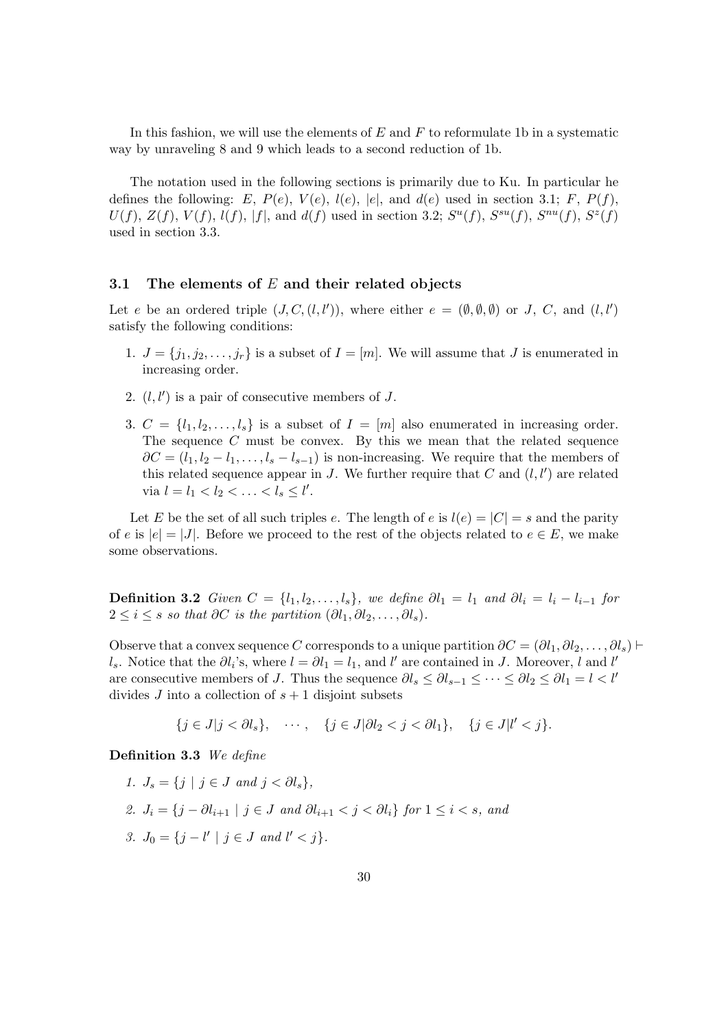In this fashion, we will use the elements of $E$ and $F$ to reformulate 1b in a systematic way by unraveling 8 and 9 which leads to a second reduction of 1b.

The notation used in the following sections is primarily due to Ku. In particular he defines the following: $E$, $P(e)$, $V(e)$, $l(e)$, $|e|$, and $d(e)$ used in section 3.1; $F$, $P(f)$, $U(f)$, $Z(f)$, $V(f)$, $l(f)$, $|f|$, and $d(f)$ used in section 3.2; $S^u(f)$, $S^{su}(f)$, $S^{nu}(f)$, $S^z(f)$ used in section 3.3.

### 3.1 The elements of $E$ and their related objects

Let $e$ be an ordered triple $(J, C, (l, l'))$, where either $e = (\emptyset, \emptyset, \emptyset)$ or $J$, $C$, and $(l, l')$ satisfy the following conditions:

1. $J = \{j_1, j_2, \ldots, j_r\}$ is a subset of $I = [m]$. We will assume that $J$ is enumerated in increasing order.
2. $(l, l')$ is a pair of consecutive members of $J$.
3. $C = \{l_1, l_2, \ldots, l_s\}$ is a subset of $I = [m]$ also enumerated in increasing order. The sequence $C$ must be convex. By this we mean that the related sequence $\partial C = (l_1, l_2 - l_1, \ldots, l_s - l_{s-1})$ is non-increasing. We require that the members of this related sequence appear in $J$. We further require that $C$ and $(l, l')$ are related via $l = l_1 < l_2 < \ldots < l_s \leq l'$.

Let $E$ be the set of all such triples $e$. The length of $e$ is $l(e) = |C| = s$ and the parity of $e$ is $|e| = |J|$. Before we proceed to the rest of the objects related to $e \in E$, we make some observations.

**Definition 3.2** *Given $C = \{l_1, l_2, \ldots, l_s\}$, we define $\partial l_1 = l_1$ and $\partial l_i = l_i - l_{i-1}$ for $2 \leq i \leq s$ so that $\partial C$ is the partition $(\partial l_1, \partial l_2, \ldots, \partial l_s)$.*

Observe that a convex sequence $C$ corresponds to a unique partition $\partial C = (\partial l_1, \partial l_2, \ldots, \partial l_s) \vdash l_s$. Notice that the $\partial l_i$'s, where $l = \partial l_1 = l_1$, and $l'$ are contained in $J$. Moreover, $l$ and $l'$ are consecutive members of $J$. Thus the sequence $\partial l_s \leq \partial l_{s-1} \leq \cdots \leq \partial l_2 \leq \partial l_1 = l < l'$ divides $J$ into a collection of $s + 1$ disjoint subsets

$$\{j \in J | j < \partial l_s\}, \quad \cdots, \quad \{j \in J | \partial l_2 < j < \partial l_1\}, \quad \{j \in J | l' < j\}.$$

**Definition 3.3** *We define*

1. $J_s = \{j \mid j \in J \text{ and } j < \partial l_s\}$,
2. $J_i = \{j - \partial l_{i+1} \mid j \in J \text{ and } \partial l_{i+1} < j < \partial l_i\}$ *for* $1 \leq i < s$, *and*
3. $J_0 = \{j - l' \mid j \in J \text{ and } l' < j\}$.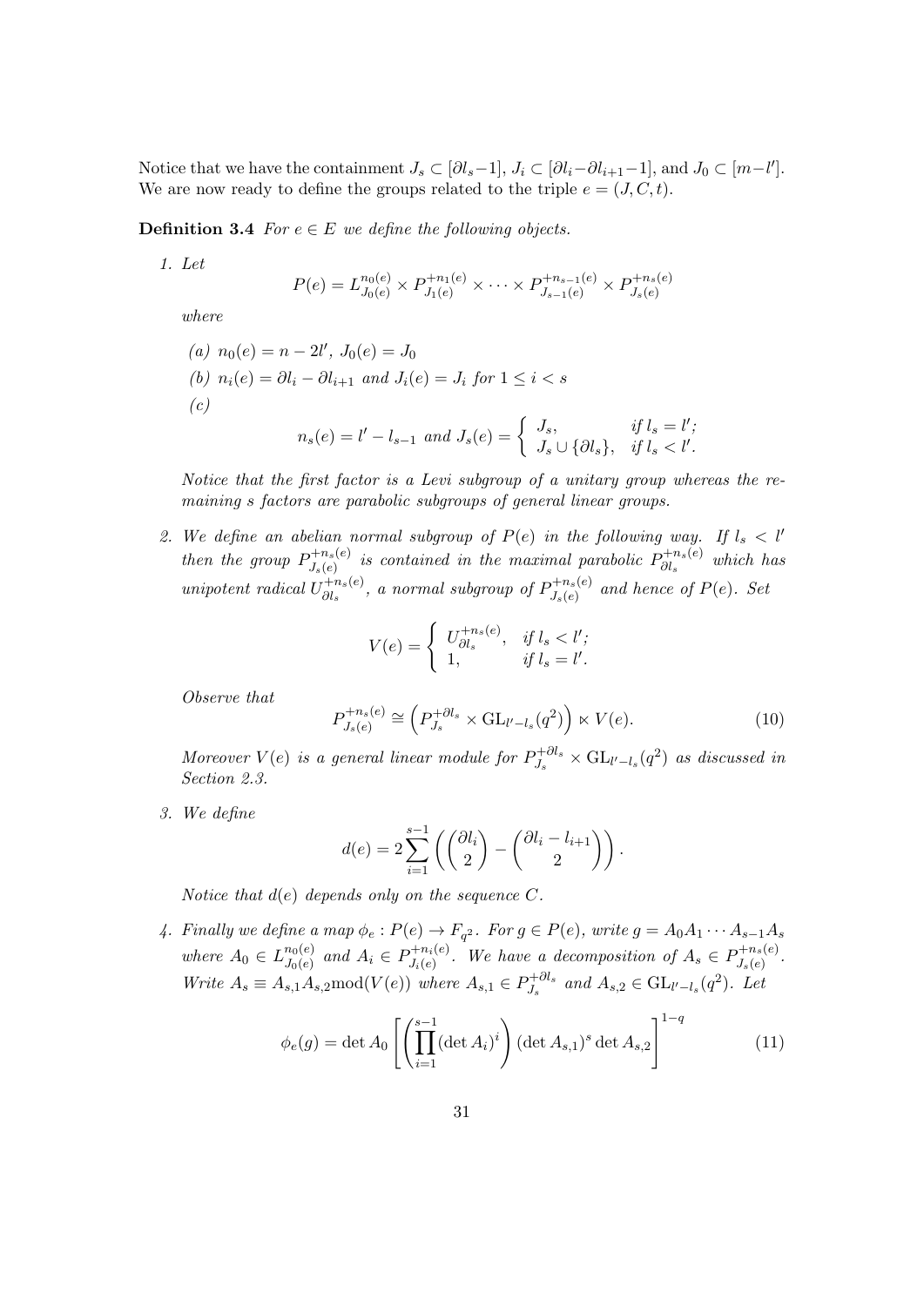Notice that we have the containment $J_s \subset [\partial l_s - 1]$, $J_i \subset [\partial l_i - \partial l_{i+1} - 1]$, and $J_0 \subset [m - l']$. We are now ready to define the groups related to the triple $e = (J, C, t)$.

**Definition 3.4** *For $e \in E$ we define the following objects.*

1. *Let*

$$P(e) = L^{n_0(e)}_{J_0(e)} \times P^{+n_1(e)}_{J_1(e)} \times \cdots \times P^{+n_{s-1}(e)}_{J_{s-1}(e)} \times P^{+n_s(e)}_{J_s(e)}$$

   *where*

   (a) $n_0(e) = n - 2l'$, $J_0(e) = J_0$

   (b) $n_i(e) = \partial l_i - \partial l_{i+1}$ *and* $J_i(e) = J_i$ *for* $1 \leq i < s$

   (c)
$$n_s(e) = l' - l_{s-1} \text{ and } J_s(e) = \begin{cases} J_s, & \text{if } l_s = l'; \\ J_s \cup \{\partial l_s\}, & \text{if } l_s < l'. \end{cases}$$

   *Notice that the first factor is a Levi subgroup of a unitary group whereas the remaining $s$ factors are parabolic subgroups of general linear groups.*

2. *We define an abelian normal subgroup of $P(e)$ in the following way. If $l_s < l'$ then the group $P^{+n_s(e)}_{J_s(e)}$ is contained in the maximal parabolic $P^{+n_s(e)}_{\partial l_s}$ which has unipotent radical $U^{+n_s(e)}_{\partial l_s}$, a normal subgroup of $P^{+n_s(e)}_{J_s(e)}$ and hence of $P(e)$. Set*

$$V(e) = \begin{cases} U^{+n_s(e)}_{\partial l_s}, & \text{if } l_s < l'; \\ 1, & \text{if } l_s = l'. \end{cases}$$

   *Observe that*

$$P^{+n_s(e)}_{J_s(e)} \cong \left( P^{+\partial l_s}_{J_s} \times \mathrm{GL}_{l' - l_s}(q^2) \right) \ltimes V(e). \tag{10}$$

   *Moreover $V(e)$ is a general linear module for $P^{+\partial l_s}_{J_s} \times \mathrm{GL}_{l'-l_s}(q^2)$ as discussed in Section 2.3.*

3. *We define*

$$d(e) = 2 \sum_{i=1}^{s-1} \left( \binom{\partial l_i}{2} - \binom{\partial l_i - l_{i+1}}{2} \right).$$

   *Notice that $d(e)$ depends only on the sequence $C$.*

4. *Finally we define a map $\phi_e : P(e) \to F_{q^2}$. For $g \in P(e)$, write $g = A_0 A_1 \cdots A_{s-1} A_s$ where $A_0 \in L^{n_0(e)}_{J_0(e)}$ and $A_i \in P^{+n_i(e)}_{J_i(e)}$. We have a decomposition of $A_s \in P^{+n_s(e)}_{J_s(e)}$. Write $A_s \equiv A_{s,1} A_{s,2} \mathrm{mod}(V(e))$ where $A_{s,1} \in P^{+\partial l_s}_{J_s}$ and $A_{s,2} \in \mathrm{GL}_{l'-l_s}(q^2)$. Let*

$$\phi_e(g) = \det A_0 \left[ \left( \prod_{i=1}^{s-1} (\det A_i)^i \right) (\det A_{s,1})^s \det A_{s,2} \right]^{1-q} \tag{11}$$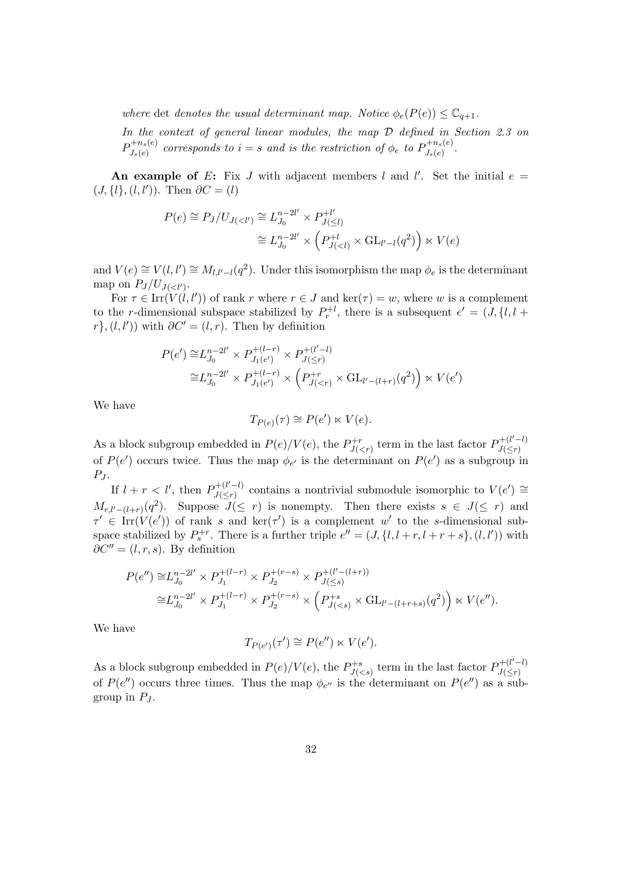*where* det *denotes the usual determinant map. Notice* $\phi_e(P(e)) \leq \mathbb{C}_{q+1}$.

*In the context of general linear modules, the map* $\mathcal{D}$ *defined in Section 2.3 on* $P^{+n_s(e)}_{J_s(e)}$ *corresponds to* $i = s$ *and is the restriction of* $\phi_e$ *to* $P^{+n_s(e)}_{J_s(e)}$.

**An example of** $E$**:** Fix $J$ with adjacent members $l$ and $l'$. Set the initial $e = (J, \{l\}, (l, l'))$. Then $\partial C = (l)$

$$
\begin{aligned}
P(e) \cong P_J/U_{J(<l')} &\cong L^{n-2l'}_{J_0} \times P^{+l'}_{J(\leq l)} \\
&\cong L^{n-2l'}_{J_0} \times \left(P^{+l}_{J(<l)} \times \mathrm{GL}_{l'-l}(q^2)\right) \ltimes V(e)
\end{aligned}
$$

and $V(e) \cong V(l, l') \cong M_{l,l'-l}(q^2)$. Under this isomorphism the map $\phi_e$ is the determinant map on $P_J/U_{J(<l')}$.

For $\tau \in \mathrm{Irr}(V(l, l'))$ of rank $r$ where $r \in J$ and $\ker(\tau) = w$, where $w$ is a complement to the $r$-dimensional subspace stabilized by $P^{+l}_r$, there is a subsequent $e' = (J, \{l, l + r\}, (l, l'))$ with $\partial C' = (l, r)$. Then by definition

$$
\begin{aligned}
P(e') \cong& L^{n-2l'}_{J_0} \times P^{+(l-r)}_{J_1(e')} \times P^{+(l'-l)}_{J(\leq r)} \\
\cong& L^{n-2l'}_{J_0} \times P^{+(l-r)}_{J_1(e')} \times \left(P^{+r}_{J(<r)} \times \mathrm{GL}_{l'-(l+r)}(q^2)\right) \ltimes V(e')
\end{aligned}
$$

We have

$$
T_{P(e)}(\tau) \cong P(e') \ltimes V(e).
$$

As a block subgroup embedded in $P(e)/V(e)$, the $P^{+r}_{J(<r)}$ term in the last factor $P^{+(l'-l)}_{J(\leq r)}$ of $P(e')$ occurs twice. Thus the map $\phi_{e'}$ is the determinant on $P(e')$ as a subgroup in $P_J$.

If $l + r < l'$, then $P^{+(l'-l)}_{J(\leq r)}$ contains a nontrivial submodule isomorphic to $V(e') \cong M_{r,l'-(l+r)}(q^2)$. Suppose $J(\leq r)$ is nonempty. Then there exists $s \in J(\leq r)$ and $\tau' \in \mathrm{Irr}(V(e'))$ of rank $s$ and $\ker(\tau')$ is a complement $w'$ to the $s$-dimensional subspace stabilized by $P^{+r}_s$. There is a further triple $e'' = (J, \{l, l + r, l + r + s\}, (l, l'))$ with $\partial C'' = (l, r, s)$. By definition

$$
\begin{aligned}
P(e'') \cong& L^{n-2l'}_{J_0} \times P^{+(l-r)}_{J_1} \times P^{+(r-s)}_{J_2} \times P^{+(l'-(l+r))}_{J(\leq s)} \\
\cong& L^{n-2l'}_{J_0} \times P^{+(l-r)}_{J_1} \times P^{+(r-s)}_{J_2} \times \left(P^{+s}_{J(<s)} \times \mathrm{GL}_{l'-(l+r+s)}(q^2)\right) \ltimes V(e'').
\end{aligned}
$$

We have

$$
T_{P(e')}(\tau') \cong P(e'') \ltimes V(e').
$$

As a block subgroup embedded in $P(e)/V(e)$, the $P^{+s}_{J(<s)}$ term in the last factor $P^{+(l'-l)}_{J(\leq r)}$ of $P(e'')$ occurs three times. Thus the map $\phi_{e''}$ is the determinant on $P(e'')$ as a subgroup in $P_J$.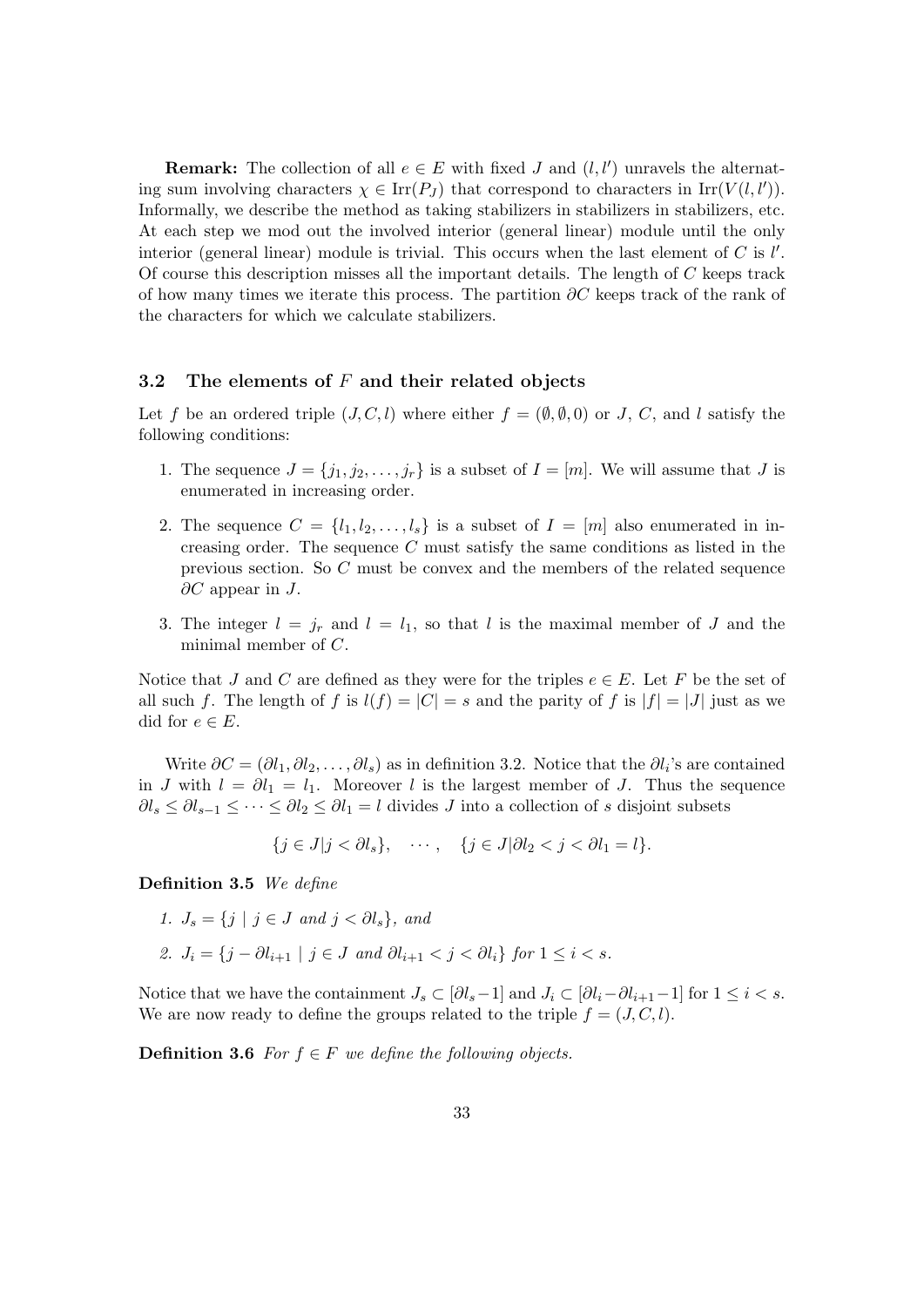**Remark:** The collection of all $e \in E$ with fixed $J$ and $(l, l')$ unravels the alternating sum involving characters $\chi \in \mathrm{Irr}(P_J)$ that correspond to characters in $\mathrm{Irr}(V(l, l'))$. Informally, we describe the method as taking stabilizers in stabilizers in stabilizers, etc. At each step we mod out the involved interior (general linear) module until the only interior (general linear) module is trivial. This occurs when the last element of $C$ is $l'$. Of course this description misses all the important details. The length of $C$ keeps track of how many times we iterate this process. The partition $\partial C$ keeps track of the rank of the characters for which we calculate stabilizers.

### 3.2 The elements of $F$ and their related objects

Let $f$ be an ordered triple $(J, C, l)$ where either $f = (\emptyset, \emptyset, 0)$ or $J$, $C$, and $l$ satisfy the following conditions:

1. The sequence $J = \{j_1, j_2, \ldots, j_r\}$ is a subset of $I = [m]$. We will assume that $J$ is enumerated in increasing order.
2. The sequence $C = \{l_1, l_2, \ldots, l_s\}$ is a subset of $I = [m]$ also enumerated in increasing order. The sequence $C$ must satisfy the same conditions as listed in the previous section. So $C$ must be convex and the members of the related sequence $\partial C$ appear in $J$.
3. The integer $l = j_r$ and $l = l_1$, so that $l$ is the maximal member of $J$ and the minimal member of $C$.

Notice that $J$ and $C$ are defined as they were for the triples $e \in E$. Let $F$ be the set of all such $f$. The length of $f$ is $l(f) = |C| = s$ and the parity of $f$ is $|f| = |J|$ just as we did for $e \in E$.

Write $\partial C = (\partial l_1, \partial l_2, \ldots, \partial l_s)$ as in definition 3.2. Notice that the $\partial l_i$'s are contained in $J$ with $l = \partial l_1 = l_1$. Moreover $l$ is the largest member of $J$. Thus the sequence $\partial l_s \leq \partial l_{s-1} \leq \cdots \leq \partial l_2 \leq \partial l_1 = l$ divides $J$ into a collection of $s$ disjoint subsets

$$\{j \in J | j < \partial l_s\}, \quad \cdots, \quad \{j \in J | \partial l_2 < j < \partial l_1 = l\}.$$

**Definition 3.5** *We define*

1. $J_s = \{j \mid j \in J$ *and* $j < \partial l_s\}$, *and*
2. $J_i = \{j - \partial l_{i+1} \mid j \in J$ *and* $\partial l_{i+1} < j < \partial l_i\}$ *for* $1 \leq i < s$.

Notice that we have the containment $J_s \subset [\partial l_s - 1]$ and $J_i \subset [\partial l_i - \partial l_{i+1} - 1]$ for $1 \leq i < s$. We are now ready to define the groups related to the triple $f = (J, C, l)$.

**Definition 3.6** *For $f \in F$ we define the following objects.*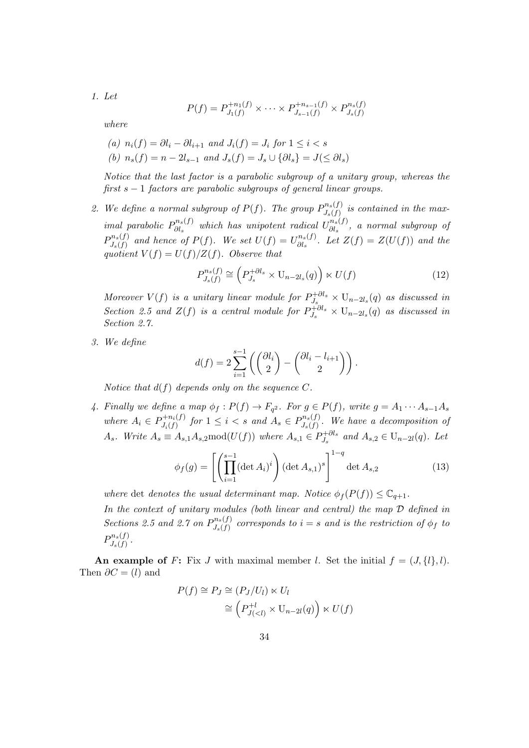1. *Let*

$$P(f) = P^{+n_1(f)}_{J_1(f)} \times \cdots \times P^{+n_{s-1}(f)}_{J_{s-1}(f)} \times P^{n_s(f)}_{J_s(f)}$$

   *where*

   (a) $n_i(f) = \partial l_i - \partial l_{i+1}$ *and* $J_i(f) = J_i$ *for* $1 \le i < s$

   (b) $n_s(f) = n - 2l_{s-1}$ *and* $J_s(f) = J_s \cup \{\partial l_s\} = J(\le \partial l_s)$

   *Notice that the last factor is a parabolic subgroup of a unitary group, whereas the first* $s-1$ *factors are parabolic subgroups of general linear groups.*

2. *We define a normal subgroup of* $P(f)$*. The group* $P^{n_s(f)}_{J_s(f)}$ *is contained in the maximal parabolic* $P^{n_s(f)}_{\partial l_s}$ *which has unipotent radical* $U^{n_s(f)}_{\partial l_s}$*, a normal subgroup of* $P^{n_s(f)}_{J_s(f)}$ *and hence of* $P(f)$*. We set* $U(f) = U^{n_s(f)}_{\partial l_s}$*. Let* $Z(f) = Z(U(f))$ *and the quotient* $V(f) = U(f)/Z(f)$*. Observe that*

$$P^{n_s(f)}_{J_s(f)} \cong \left(P^{+\partial l_s}_{J_s} \times \mathrm{U}_{n-2l_s}(q)\right) \ltimes U(f) \tag{12}$$

   *Moreover* $V(f)$ *is a unitary linear module for* $P^{+\partial l_s}_{J_s} \times \mathrm{U}_{n-2l_s}(q)$ *as discussed in Section 2.5 and* $Z(f)$ *is a central module for* $P^{+\partial l_s}_{J_s} \times \mathrm{U}_{n-2l_s}(q)$ *as discussed in Section 2.7.*

3. *We define*

$$d(f) = 2\sum_{i=1}^{s-1}\left(\binom{\partial l_i}{2} - \binom{\partial l_i - l_{i+1}}{2}\right).$$

   *Notice that* $d(f)$ *depends only on the sequence* $C$*.*

4. *Finally we define a map* $\phi_f : P(f) \to F_{q^2}$*. For* $g \in P(f)$*, write* $g = A_1 \cdots A_{s-1}A_s$ *where* $A_i \in P^{+n_i(f)}_{J_i(f)}$ *for* $1 \le i < s$ *and* $A_s \in P^{n_s(f)}_{J_s(f)}$*. We have a decomposition of* $A_s$*. Write* $A_s \equiv A_{s,1}A_{s,2}\mathrm{mod}(U(f))$ *where* $A_{s,1} \in P^{+\partial l_s}_{J_s}$ *and* $A_{s,2} \in \mathrm{U}_{n-2l}(q)$*. Let*

$$\phi_f(g) = \left[\left(\prod_{i=1}^{s-1}(\det A_i)^i\right)(\det A_{s,1})^s\right]^{1-q} \det A_{s,2} \tag{13}$$

   *where* det *denotes the usual determinant map. Notice* $\phi_f(P(f)) \le \mathbb{C}_{q+1}$*.*

   *In the context of unitary modules (both linear and central) the map* $\mathcal{D}$ *defined in Sections 2.5 and 2.7 on* $P^{n_s(f)}_{J_s(f)}$ *corresponds to* $i = s$ *and is the restriction of* $\phi_f$ *to* $P^{n_s(f)}_{J_s(f)}$*.*

**An example of** $F$**:** Fix $J$ with maximal member $l$. Set the initial $f = (J, \{l\}, l)$. Then $\partial C = (l)$ and

$$\begin{aligned} P(f) &\cong P_J \cong (P_J/U_l) \ltimes U_l \\ &\cong \left(P^{+l}_{J(<l)} \times \mathrm{U}_{n-2l}(q)\right) \ltimes U(f) \end{aligned}$$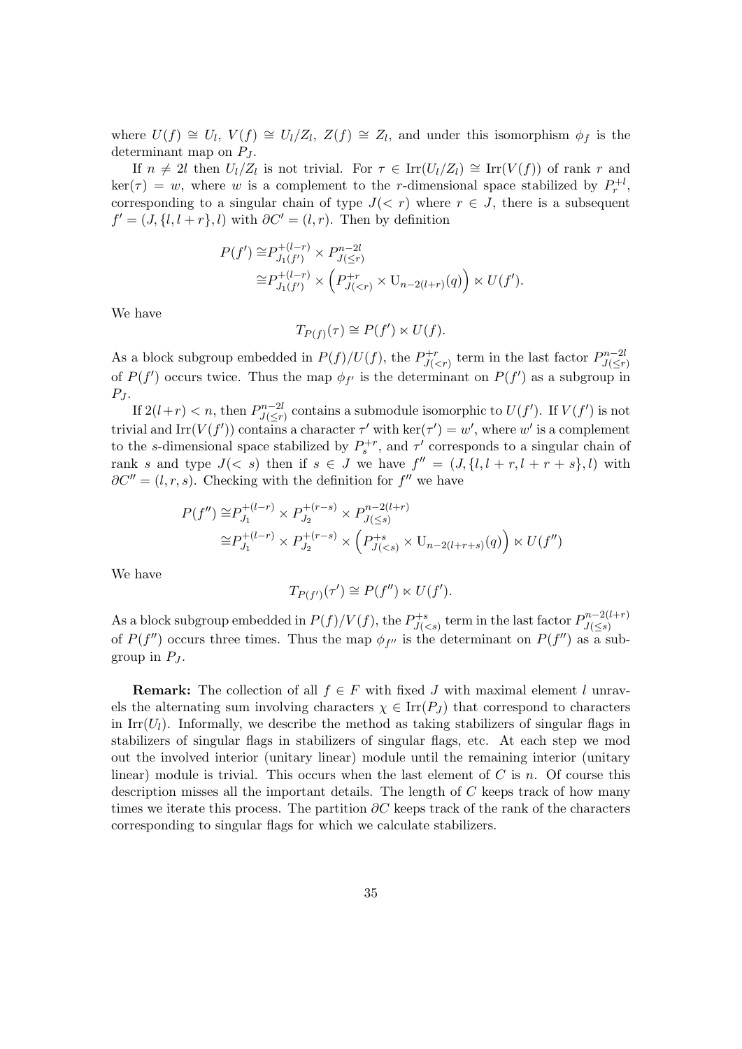where $U(f) \cong U_l$, $V(f) \cong U_l/Z_l$, $Z(f) \cong Z_l$, and under this isomorphism $\phi_f$ is the determinant map on $P_J$.

If $n \neq 2l$ then $U_l/Z_l$ is not trivial. For $\tau \in \mathrm{Irr}(U_l/Z_l) \cong \mathrm{Irr}(V(f))$ of rank $r$ and $\ker(\tau) = w$, where $w$ is a complement to the $r$-dimensional space stabilized by $P_r^{+l}$, corresponding to a singular chain of type $J(< r)$ where $r \in J$, there is a subsequent $f' = (J, \{l, l+r\}, l)$ with $\partial C' = (l, r)$. Then by definition

$$\begin{aligned}
P(f') \cong & P_{J_1(f')}^{+(l-r)} \times P_{J(\leq r)}^{n-2l} \\
\cong & P_{J_1(f')}^{+(l-r)} \times \left( P_{J(<r)}^{+r} \times \mathrm{U}_{n-2(l+r)}(q) \right) \ltimes U(f').
\end{aligned}$$

We have

$$T_{P(f)}(\tau) \cong P(f') \ltimes U(f).$$

As a block subgroup embedded in $P(f)/U(f)$, the $P_{J(<r)}^{+r}$ term in the last factor $P_{J(\leq r)}^{n-2l}$ of $P(f')$ occurs twice. Thus the map $\phi_{f'}$ is the determinant on $P(f')$ as a subgroup in $P_J$.

If $2(l+r) < n$, then $P_{J(\leq r)}^{n-2l}$ contains a submodule isomorphic to $U(f')$. If $V(f')$ is not trivial and $\mathrm{Irr}(V(f'))$ contains a character $\tau'$ with $\ker(\tau') = w'$, where $w'$ is a complement to the $s$-dimensional space stabilized by $P_s^{+r}$, and $\tau'$ corresponds to a singular chain of rank $s$ and type $J(< s)$ then if $s \in J$ we have $f'' = (J, \{l, l+r, l+r+s\}, l)$ with $\partial C'' = (l, r, s)$. Checking with the definition for $f''$ we have

$$\begin{aligned}
P(f'') \cong & P_{J_1}^{+(l-r)} \times P_{J_2}^{+(r-s)} \times P_{J(\leq s)}^{n-2(l+r)} \\
\cong & P_{J_1}^{+(l-r)} \times P_{J_2}^{+(r-s)} \times \left( P_{J(<s)}^{+s} \times \mathrm{U}_{n-2(l+r+s)}(q) \right) \ltimes U(f'')
\end{aligned}$$

We have

$$T_{P(f')}(\tau') \cong P(f'') \ltimes U(f').$$

As a block subgroup embedded in $P(f)/V(f)$, the $P_{J(<s)}^{+s}$ term in the last factor $P_{J(\leq s)}^{n-2(l+r)}$ of $P(f'')$ occurs three times. Thus the map $\phi_{f''}$ is the determinant on $P(f'')$ as a subgroup in $P_J$.

**Remark:** The collection of all $f \in F$ with fixed $J$ with maximal element $l$ unravels the alternating sum involving characters $\chi \in \mathrm{Irr}(P_J)$ that correspond to characters in $\mathrm{Irr}(U_l)$. Informally, we describe the method as taking stabilizers of singular flags in stabilizers of singular flags in stabilizers of singular flags, etc. At each step we mod out the involved interior (unitary linear) module until the remaining interior (unitary linear) module is trivial. This occurs when the last element of $C$ is $n$. Of course this description misses all the important details. The length of $C$ keeps track of how many times we iterate this process. The partition $\partial C$ keeps track of the rank of the characters corresponding to singular flags for which we calculate stabilizers.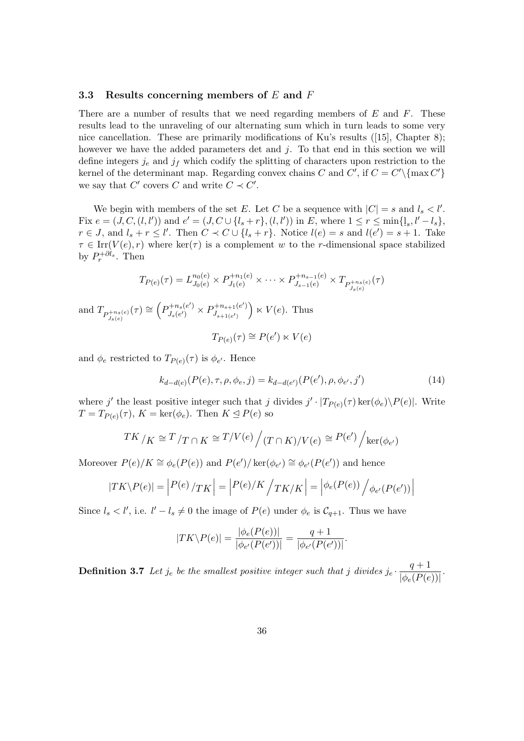### 3.3 Results concerning members of $E$ and $F$

There are a number of results that we need regarding members of $E$ and $F$. These results lead to the unraveling of our alternating sum which in turn leads to some very nice cancellation. These are primarily modifications of Ku's results ([15], Chapter 8); however we have the added parameters det and $j$. To that end in this section we will define integers $j_e$ and $j_f$ which codify the splitting of characters upon restriction to the kernel of the determinant map. Regarding convex chains $C$ and $C'$, if $C = C' \backslash \{\max C'\}$ we say that $C'$ covers $C$ and write $C \prec C'$.

We begin with members of the set $E$. Let $C$ be a sequence with $|C| = s$ and $l_s < l'$. Fix $e = (J, C, (l, l'))$ and $e' = (J, C \cup \{l_s + r\}, (l, l'))$ in $E$, where $1 \leq r \leq \min\{l_s, l' - l_s\}$, $r \in J$, and $l_s + r \leq l'$. Then $C \prec C \cup \{l_s + r\}$. Notice $l(e) = s$ and $l(e') = s + 1$. Take $\tau \in \mathrm{Irr}(V(e), r)$ where $\ker(\tau)$ is a complement $w$ to the $r$-dimensional space stabilized by $P_r^{+\partial l_s}$. Then

$$T_{P(e)}(\tau) = L_{J_0(e)}^{n_0(e)} \times P_{J_1(e)}^{+n_1(e)} \times \cdots \times P_{J_{s-1}(e)}^{+n_{s-1}(e)} \times T_{P_{J_s(e)}^{+n_s(e)}}(\tau)$$

and $T_{P_{J_s(e)}^{+n_s(e)}}(\tau) \cong \left(P_{J_s(e')}^{+n_s(e')} \times P_{J_{s+1}(e')}^{+n_{s+1}(e')}\right) \ltimes V(e)$. Thus

$$T_{P(e)}(\tau) \cong P(e') \ltimes V(e)$$

and $\phi_e$ restricted to $T_{P(e)}(\tau)$ is $\phi_{e'}$. Hence

$$k_{d-d(e)}(P(e), \tau, \rho, \phi_e, j) = k_{d-d(e')}(P(e'), \rho, \phi_{e'}, j') \tag{14}$$

where $j'$ the least positive integer such that $j$ divides $j' \cdot |T_{P(e)}(\tau)\ker(\phi_e) \backslash P(e)|$. Write $T = T_{P(e)}(\tau)$, $K = \ker(\phi_e)$. Then $K \trianglelefteq P(e)$ so

$$TK \big/ K \cong T \big/ T \cap K \cong T/V(e) \Big/ (T \cap K)/V(e) \cong P(e') \Big/ \ker(\phi_{e'})$$

Moreover $P(e)/K \cong \phi_e(P(e))$ and $P(e')/\ker(\phi_{e'}) \cong \phi_{e'}(P(e'))$ and hence

$$|TK \backslash P(e)| = \left| P(e) \big/ TK \right| = \left| P(e)/K \Big/ TK/K \right| = \left| \phi_e(P(e)) \Big/ \phi_{e'}(P(e')) \right|$$

Since $l_s < l'$, i.e. $l' - l_s \neq 0$ the image of $P(e)$ under $\phi_e$ is $\mathcal{C}_{q+1}$. Thus we have

$$|TK \backslash P(e)| = \frac{|\phi_e(P(e))|}{|\phi_{e'}(P(e'))|} = \frac{q+1}{|\phi_{e'}(P(e'))|}.$$

**Definition 3.7** *Let $j_e$ be the smallest positive integer such that $j$ divides $j_e \cdot \dfrac{q+1}{|\phi_e(P(e))|}$.*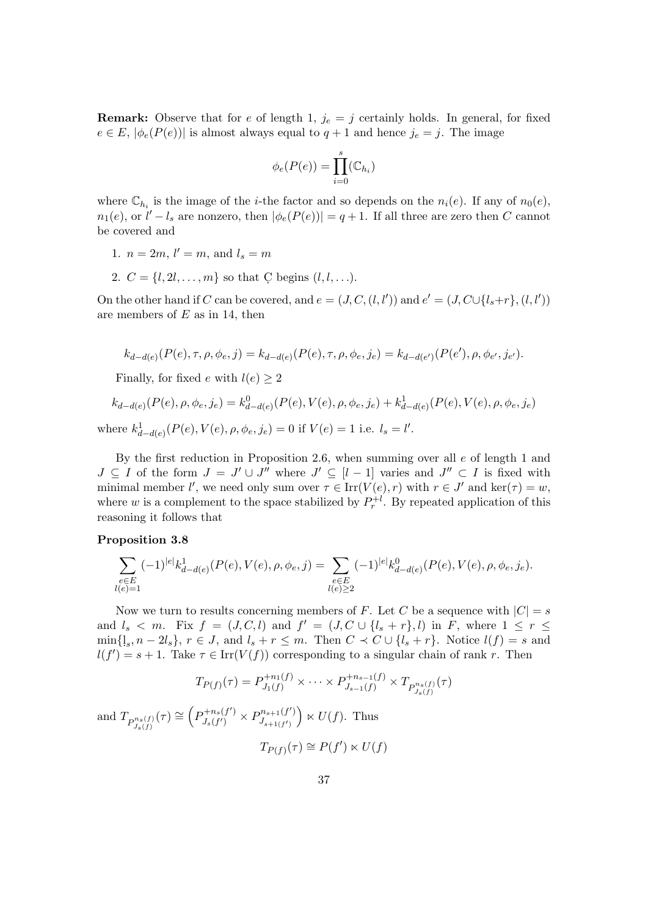**Remark:** Observe that for $e$ of length 1, $j_e = j$ certainly holds. In general, for fixed $e \in E$, $|\phi_e(P(e))|$ is almost always equal to $q+1$ and hence $j_e = j$. The image

$$\phi_e(P(e)) = \prod_{i=0}^{s} (\mathbb{C}_{h_i})$$

where $\mathbb{C}_{h_i}$ is the image of the $i$-the factor and so depends on the $n_i(e)$. If any of $n_0(e)$, $n_1(e)$, or $l' - l_s$ are nonzero, then $|\phi_e(P(e))| = q+1$. If all three are zero then $C$ cannot be covered and

1. $n = 2m$, $l' = m$, and $l_s = m$
2. $C = \{l, 2l, \ldots, m\}$ so that $\c{C}$ begins $(l, l, \ldots)$.

On the other hand if $C$ can be covered, and $e = (J, C, (l, l'))$ and $e' = (J, C \cup \{l_s + r\}, (l, l'))$ are members of $E$ as in 14, then

$$k_{d-d(e)}(P(e), \tau, \rho, \phi_e, j) = k_{d-d(e)}(P(e), \tau, \rho, \phi_e, j_e) = k_{d-d(e')}(P(e'), \rho, \phi_{e'}, j_{e'}).$$

Finally, for fixed $e$ with $l(e) \geq 2$

$$k_{d-d(e)}(P(e), \rho, \phi_e, j_e) = k^0_{d-d(e)}(P(e), V(e), \rho, \phi_e, j_e) + k^1_{d-d(e)}(P(e), V(e), \rho, \phi_e, j_e)$$

where $k^1_{d-d(e)}(P(e), V(e), \rho, \phi_e, j_e) = 0$ if $V(e) = 1$ i.e. $l_s = l'$.

By the first reduction in Proposition 2.6, when summing over all $e$ of length 1 and $J \subseteq I$ of the form $J = J' \cup J''$ where $J' \subseteq [l-1]$ varies and $J'' \subset I$ is fixed with minimal member $l'$, we need only sum over $\tau \in \mathrm{Irr}(V(e), r)$ with $r \in J'$ and $\ker(\tau) = w$, where $w$ is a complement to the space stabilized by $P_r^{+l}$. By repeated application of this reasoning it follows that

**Proposition 3.8**

$$\sum_{\substack{e \in E \\ l(e)=1}} (-1)^{|e|} k^1_{d-d(e)}(P(e), V(e), \rho, \phi_e, j) = \sum_{\substack{e \in E \\ l(e) \geq 2}} (-1)^{|e|} k^0_{d-d(e)}(P(e), V(e), \rho, \phi_e, j_e).$$

Now we turn to results concerning members of $F$. Let $C$ be a sequence with $|C| = s$ and $l_s < m$. Fix $f = (J, C, l)$ and $f' = (J, C \cup \{l_s + r\}, l)$ in $F$, where $1 \leq r \leq \min\{l_s, n - 2l_s\}$, $r \in J$, and $l_s + r \leq m$. Then $C \prec C \cup \{l_s + r\}$. Notice $l(f) = s$ and $l(f') = s + 1$. Take $\tau \in \mathrm{Irr}(V(f))$ corresponding to a singular chain of rank $r$. Then

$$T_{P(f)}(\tau) = P^{+n_1(f)}_{J_1(f)} \times \cdots \times P^{+n_{s-1}(f)}_{J_{s-1}(f)} \times T_{P^{n_s(f)}_{J_s(f)}}(\tau)$$

and $T_{P^{n_s(f)}_{J_s(f)}}(\tau) \cong \left(P^{+n_s(f')}_{J_s(f')} \times P^{n_{s+1}(f')}_{J_{s+1}(f')}\right) \ltimes U(f)$. Thus

$$T_{P(f)}(\tau) \cong P(f') \ltimes U(f)$$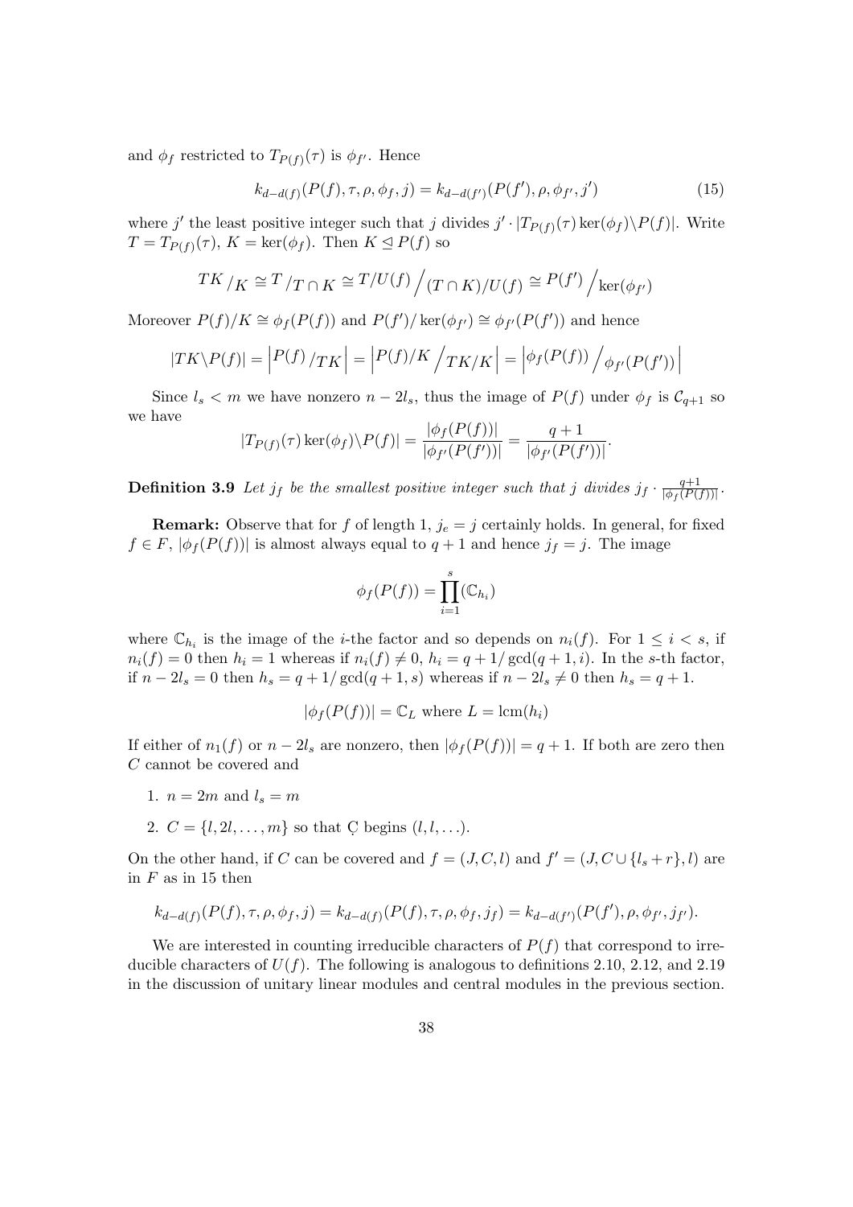and $\phi_f$ restricted to $T_{P(f)}(\tau)$ is $\phi_{f'}$. Hence

$$k_{d-d(f)}(P(f), \tau, \rho, \phi_f, j) = k_{d-d(f')}(P(f'), \rho, \phi_{f'}, j') \tag{15}$$

where $j'$ the least positive integer such that $j$ divides $j' \cdot |T_{P(f)}(\tau)\ker(\phi_f)\backslash P(f)|$. Write $T = T_{P(f)}(\tau)$, $K = \ker(\phi_f)$. Then $K \trianglelefteq P(f)$ so

$$TK \big/ K \cong T \big/ T \cap K \cong T/U(f) \Big/ (T \cap K)/U(f) \cong P(f') \Big/ \ker(\phi_{f'})$$

Moreover $P(f)/K \cong \phi_f(P(f))$ and $P(f')/\ker(\phi_{f'}) \cong \phi_{f'}(P(f'))$ and hence

$$|TK\backslash P(f)| = \left| P(f) \big/ TK \right| = \left| P(f)/K \Big/ TK/K \right| = \left| \phi_f(P(f)) \Big/ \phi_{f'}(P(f')) \right|$$

Since $l_s < m$ we have nonzero $n - 2l_s$, thus the image of $P(f)$ under $\phi_f$ is $\mathcal{C}_{q+1}$ so we have

$$|T_{P(f)}(\tau)\ker(\phi_f)\backslash P(f)| = \frac{|\phi_f(P(f))|}{|\phi_{f'}(P(f'))|} = \frac{q+1}{|\phi_{f'}(P(f'))|}.$$

**Definition 3.9** *Let $j_f$ be the smallest positive integer such that $j$ divides $j_f \cdot \frac{q+1}{|\phi_f(P(f))|}$.*

**Remark:** Observe that for $f$ of length 1, $j_e = j$ certainly holds. In general, for fixed $f \in F$, $|\phi_f(P(f))|$ is almost always equal to $q+1$ and hence $j_f = j$. The image

$$\phi_f(P(f)) = \prod_{i=1}^{s} (\mathbb{C}_{h_i})$$

where $\mathbb{C}_{h_i}$ is the image of the $i$-the factor and so depends on $n_i(f)$. For $1 \leq i < s$, if $n_i(f) = 0$ then $h_i = 1$ whereas if $n_i(f) \neq 0$, $h_i = q + 1/\gcd(q+1, i)$. In the $s$-th factor, if $n - 2l_s = 0$ then $h_s = q + 1/\gcd(q+1, s)$ whereas if $n - 2l_s \neq 0$ then $h_s = q + 1$.

$$|\phi_f(P(f))| = \mathbb{C}_L \text{ where } L = \operatorname{lcm}(h_i)$$

If either of $n_1(f)$ or $n - 2l_s$ are nonzero, then $|\phi_f(P(f))| = q + 1$. If both are zero then $C$ cannot be covered and

1. $n = 2m$ and $l_s = m$
2. $C = \{l, 2l, \ldots, m\}$ so that $\underset{\cdot}{C}$ begins $(l, l, \ldots)$.

On the other hand, if $C$ can be covered and $f = (J, C, l)$ and $f' = (J, C \cup \{l_s + r\}, l)$ are in $F$ as in 15 then

$$k_{d-d(f)}(P(f), \tau, \rho, \phi_f, j) = k_{d-d(f)}(P(f), \tau, \rho, \phi_f, j_f) = k_{d-d(f')}(P(f'), \rho, \phi_{f'}, j_{f'}).$$

We are interested in counting irreducible characters of $P(f)$ that correspond to irreducible characters of $U(f)$. The following is analogous to definitions 2.10, 2.12, and 2.19 in the discussion of unitary linear modules and central modules in the previous section.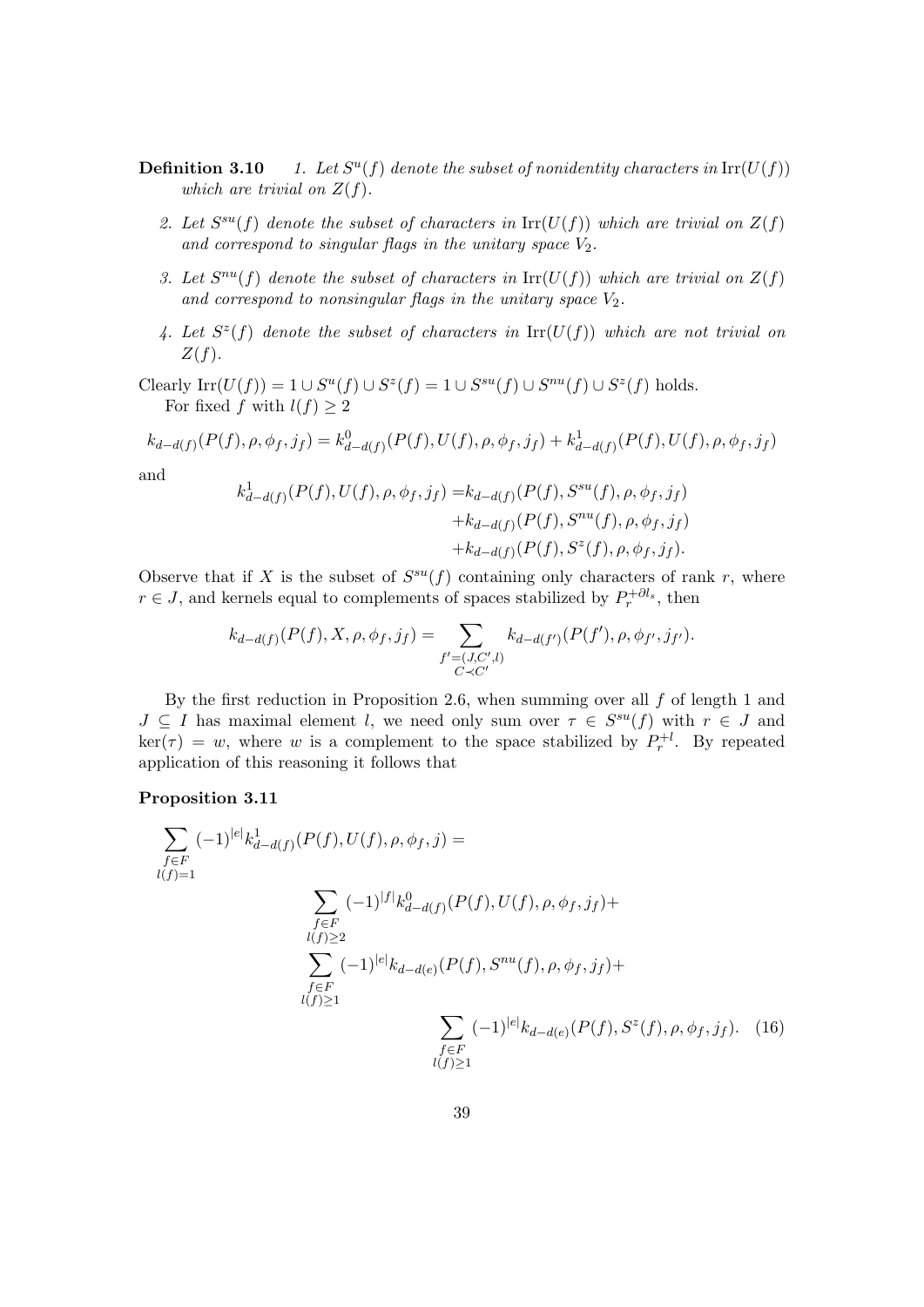**Definition 3.10**

1. *Let $S^u(f)$ denote the subset of nonidentity characters in $\mathrm{Irr}(U(f))$ which are trivial on $Z(f)$.*
2. *Let $S^{su}(f)$ denote the subset of characters in $\mathrm{Irr}(U(f))$ which are trivial on $Z(f)$ and correspond to singular flags in the unitary space $V_2$.*
3. *Let $S^{nu}(f)$ denote the subset of characters in $\mathrm{Irr}(U(f))$ which are trivial on $Z(f)$ and correspond to nonsingular flags in the unitary space $V_2$.*
4. *Let $S^z(f)$ denote the subset of characters in $\mathrm{Irr}(U(f))$ which are not trivial on $Z(f)$.*

Clearly $\mathrm{Irr}(U(f)) = 1 \cup S^u(f) \cup S^z(f) = 1 \cup S^{su}(f) \cup S^{nu}(f) \cup S^z(f)$ holds.

For fixed $f$ with $l(f) \geq 2$

$$k_{d-d(f)}(P(f), \rho, \phi_f, j_f) = k^0_{d-d(f)}(P(f), U(f), \rho, \phi_f, j_f) + k^1_{d-d(f)}(P(f), U(f), \rho, \phi_f, j_f)$$

and

$$\begin{aligned} k^1_{d-d(f)}(P(f), U(f), \rho, \phi_f, j_f) = & k_{d-d(f)}(P(f), S^{su}(f), \rho, \phi_f, j_f) \\ & + k_{d-d(f)}(P(f), S^{nu}(f), \rho, \phi_f, j_f) \\ & + k_{d-d(f)}(P(f), S^z(f), \rho, \phi_f, j_f). \end{aligned}$$

Observe that if $X$ is the subset of $S^{su}(f)$ containing only characters of rank $r$, where $r \in J$, and kernels equal to complements of spaces stabilized by $P_r^{+\partial l_s}$, then

$$k_{d-d(f)}(P(f), X, \rho, \phi_f, j_f) = \sum_{\substack{f'=(J,C',l) \\ C \prec C'}} k_{d-d(f')}(P(f'), \rho, \phi_{f'}, j_{f'}).$$

By the first reduction in Proposition 2.6, when summing over all $f$ of length 1 and $J \subseteq I$ has maximal element $l$, we need only sum over $\tau \in S^{su}(f)$ with $r \in J$ and $\ker(\tau) = w$, where $w$ is a complement to the space stabilized by $P_r^{+l}$. By repeated application of this reasoning it follows that

**Proposition 3.11**

$$\begin{aligned} \sum_{\substack{f \in F \\ l(f)=1}} (-1)^{|e|} k^1_{d-d(f)}(P(f), U(f), \rho, \phi_f, j) = & \\ & \sum_{\substack{f \in F \\ l(f)\geq 2}} (-1)^{|f|} k^0_{d-d(f)}(P(f), U(f), \rho, \phi_f, j_f) + \\ & \sum_{\substack{f \in F \\ l(f)\geq 1}} (-1)^{|e|} k_{d-d(e)}(P(f), S^{nu}(f), \rho, \phi_f, j_f) + \\ & \sum_{\substack{f \in F \\ l(f)\geq 1}} (-1)^{|e|} k_{d-d(e)}(P(f), S^z(f), \rho, \phi_f, j_f). \end{aligned} \tag{16}$$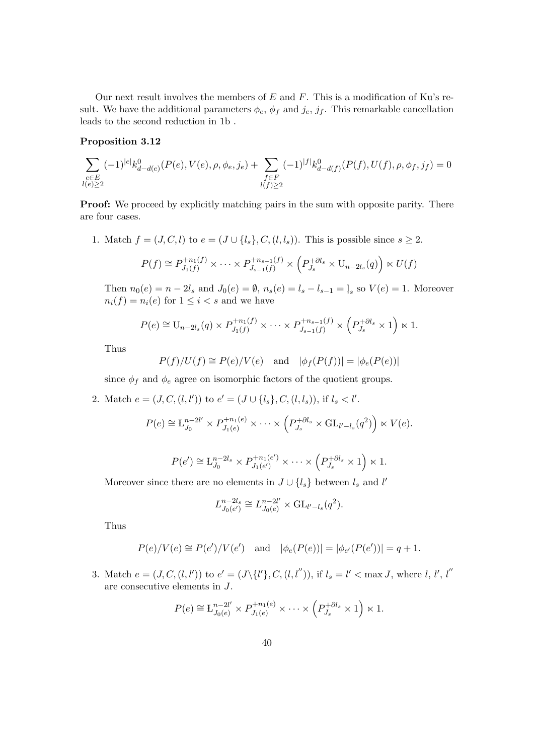Our next result involves the members of $E$ and $F$. This is a modification of Ku's result. We have the additional parameters $\phi_e$, $\phi_f$ and $j_e$, $j_f$. This remarkable cancellation leads to the second reduction in 1b .

**Proposition 3.12**

$$\sum_{\substack{e\in E\\ l(e)\geq 2}} (-1)^{|e|} k^0_{d-d(e)}(P(e), V(e), \rho, \phi_e, j_e) + \sum_{\substack{f\in F\\ l(f)\geq 2}} (-1)^{|f|} k^0_{d-d(f)}(P(f), U(f), \rho, \phi_f, j_f) = 0$$

**Proof:** We proceed by explicitly matching pairs in the sum with opposite parity. There are four cases.

1. Match $f = (J, C, l)$ to $e = (J \cup \{l_s\}, C, (l, l_s))$. This is possible since $s \geq 2$.

$$P(f) \cong P^{+n_1(f)}_{J_1(f)} \times \cdots \times P^{+n_{s-1}(f)}_{J_{s-1}(f)} \times \left(P^{+\partial l_s}_{J_s} \times \mathrm{U}_{n-2l_s}(q)\right) \ltimes U(f)$$

   Then $n_0(e) = n - 2l_s$ and $J_0(e) = \emptyset$, $n_s(e) = l_s - l_{s-1} = l_s$ so $V(e) = 1$. Moreover $n_i(f) = n_i(e)$ for $1 \leq i < s$ and we have

$$P(e) \cong \mathrm{U}_{n-2l_s}(q) \times P^{+n_1(f)}_{J_1(f)} \times \cdots \times P^{+n_{s-1}(f)}_{J_{s-1}(f)} \times \left(P^{+\partial l_s}_{J_s} \times 1\right) \ltimes 1.$$

   Thus

$$P(f)/U(f) \cong P(e)/V(e) \quad \text{and} \quad |\phi_f(P(f))| = |\phi_e(P(e))|$$

   since $\phi_f$ and $\phi_e$ agree on isomorphic factors of the quotient groups.

2. Match $e = (J, C, (l, l'))$ to $e' = (J \cup \{l_s\}, C, (l, l_s))$, if $l_s < l'$.

$$P(e) \cong \mathrm{L}^{n-2l'}_{J_0} \times P^{+n_1(e)}_{J_1(e)} \times \cdots \times \left(P^{+\partial l_s}_{J_s} \times \mathrm{GL}_{l'-l_s}(q^2)\right) \ltimes V(e).$$

$$P(e') \cong \mathrm{L}^{n-2l_s}_{J_0} \times P^{+n_1(e')}_{J_1(e')} \times \cdots \times \left(P^{+\partial l_s}_{J_s} \times 1\right) \ltimes 1.$$

   Moreover since there are no elements in $J \cup \{l_s\}$ between $l_s$ and $l'$

$$L^{n-2l_s}_{J_0(e')} \cong L^{n-2l'}_{J_0(e)} \times \mathrm{GL}_{l'-l_s}(q^2).$$

   Thus

$$P(e)/V(e) \cong P(e')/V(e') \quad \text{and} \quad |\phi_e(P(e))| = |\phi_{e'}(P(e'))| = q+1.$$

3. Match $e = (J, C, (l, l'))$ to $e' = (J \backslash \{l'\}, C, (l, l''))$, if $l_s = l' < \max J$, where $l$, $l'$, $l''$ are consecutive elements in $J$.

$$P(e) \cong \mathrm{L}^{n-2l'}_{J_0(e)} \times P^{+n_1(e)}_{J_1(e)} \times \cdots \left(P^{+\partial l_s}_{J_s} \times 1\right) \ltimes 1.$$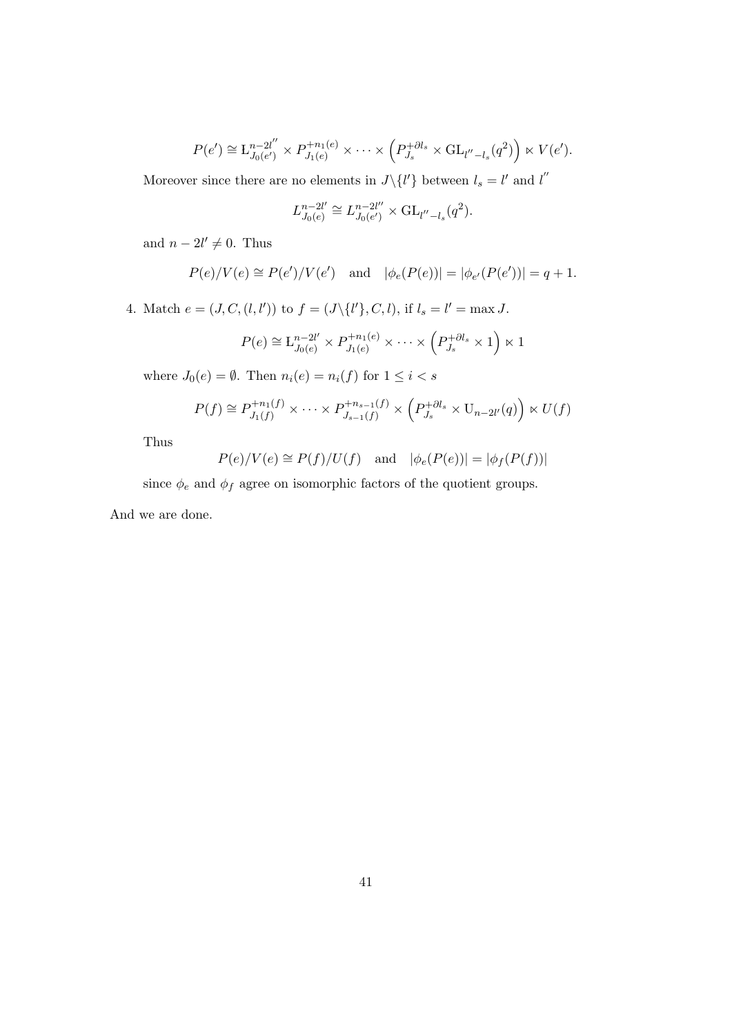$$P(e') \cong \mathrm{L}_{J_0(e')}^{n-2l''} \times P_{J_1(e)}^{+n_1(e)} \times \cdots \times \left(P_{J_s}^{+\partial l_s} \times \mathrm{GL}_{l''-l_s}(q^2)\right) \ltimes V(e').$$

Moreover since there are no elements in $J \backslash \{l'\}$ between $l_s = l'$ and $l''$

$$L_{J_0(e)}^{n-2l'} \cong L_{J_0(e')}^{n-2l''} \times \mathrm{GL}_{l''-l_s}(q^2).$$

and $n - 2l' \neq 0$. Thus

$$P(e)/V(e) \cong P(e')/V(e') \quad \text{and} \quad |\phi_e(P(e))| = |\phi_{e'}(P(e'))| = q+1.$$

4. Match $e = (J, C, (l, l'))$ to $f = (J \backslash \{l'\}, C, l)$, if $l_s = l' = \max J$.

$$P(e) \cong \mathrm{L}_{J_0(e)}^{n-2l'} \times P_{J_1(e)}^{+n_1(e)} \times \cdots \times \left(P_{J_s}^{+\partial l_s} \times 1\right) \ltimes 1$$

where $J_0(e) = \emptyset$. Then $n_i(e) = n_i(f)$ for $1 \leq i < s$

$$P(f) \cong P_{J_1(f)}^{+n_1(f)} \times \cdots \times P_{J_{s-1}(f)}^{+n_{s-1}(f)} \times \left(P_{J_s}^{+\partial l_s} \times \mathrm{U}_{n-2l'}(q)\right) \ltimes U(f)$$

Thus

$$P(e)/V(e) \cong P(f)/U(f) \quad \text{and} \quad |\phi_e(P(e))| = |\phi_f(P(f))|$$

since $\phi_e$ and $\phi_f$ agree on isomorphic factors of the quotient groups.

And we are done.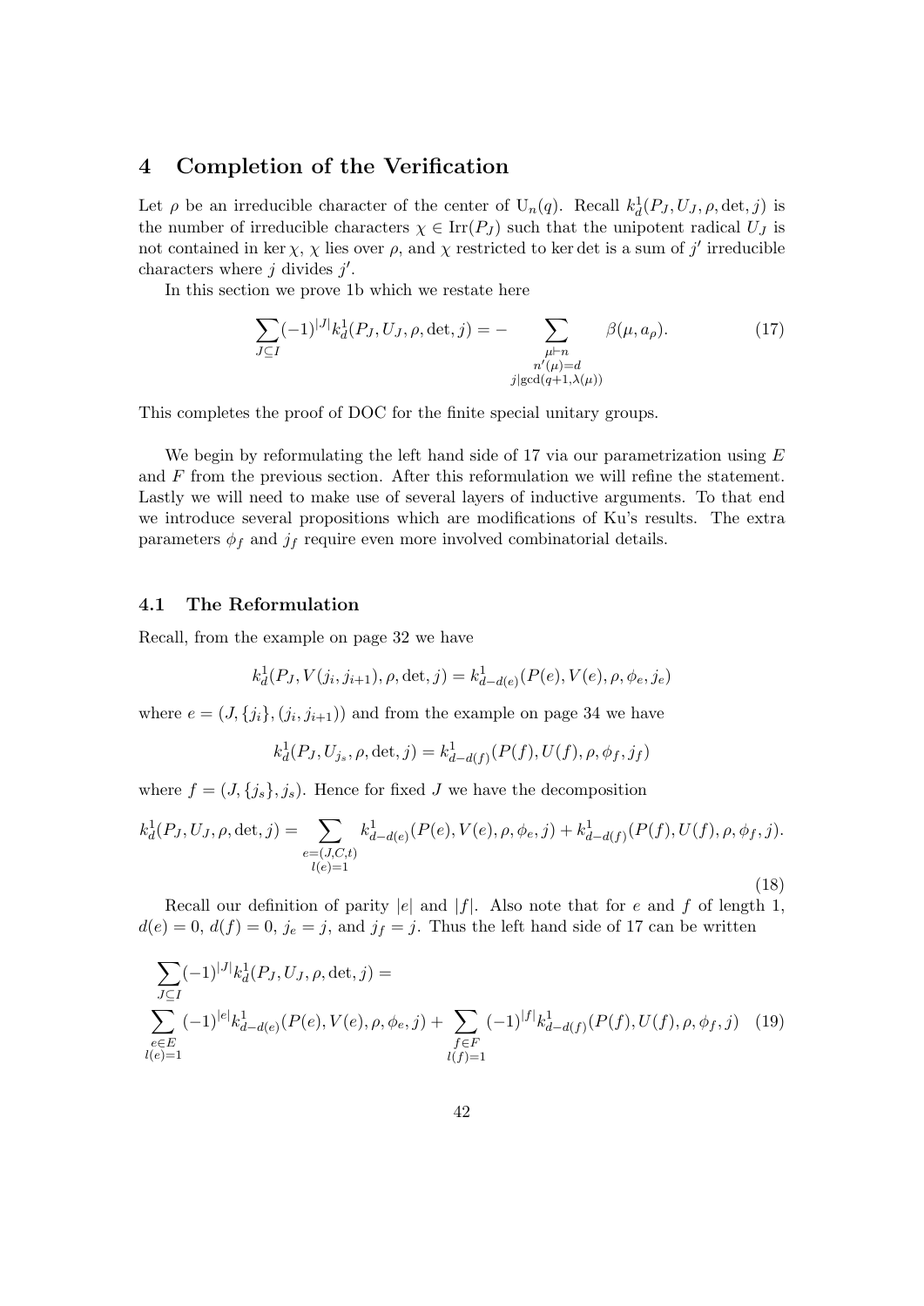# 4 Completion of the Verification

Let $\rho$ be an irreducible character of the center of $\mathrm{U}_n(q)$. Recall $k_d^1(P_J, U_J, \rho, \det, j)$ is the number of irreducible characters $\chi \in \mathrm{Irr}(P_J)$ such that the unipotent radical $U_J$ is not contained in $\ker\chi$, $\chi$ lies over $\rho$, and $\chi$ restricted to $\ker\det$ is a sum of $j'$ irreducible characters where $j$ divides $j'$.

In this section we prove 1b which we restate here

$$\sum_{J\subseteq I}(-1)^{|J|}k_d^1(P_J, U_J, \rho, \det, j) = -\sum_{\substack{\mu\vdash n \\ n'(\mu)=d \\ j|\gcd(q+1,\lambda(\mu))}} \beta(\mu, a_\rho). \tag{17}$$

This completes the proof of DOC for the finite special unitary groups.

We begin by reformulating the left hand side of 17 via our parametrization using $E$ and $F$ from the previous section. After this reformulation we will refine the statement. Lastly we will need to make use of several layers of inductive arguments. To that end we introduce several propositions which are modifications of Ku's results. The extra parameters $\phi_f$ and $j_f$ require even more involved combinatorial details.

## 4.1 The Reformulation

Recall, from the example on page 32 we have

$$k_d^1(P_J, V(j_i, j_{i+1}), \rho, \det, j) = k_{d-d(e)}^1(P(e), V(e), \rho, \phi_e, j_e)$$

where $e = (J, \{j_i\}, (j_i, j_{i+1}))$ and from the example on page 34 we have

$$k_d^1(P_J, U_{j_s}, \rho, \det, j) = k_{d-d(f)}^1(P(f), U(f), \rho, \phi_f, j_f)$$

where $f = (J, \{j_s\}, j_s)$. Hence for fixed $J$ we have the decomposition

$$k_d^1(P_J, U_J, \rho, \det, j) = \sum_{\substack{e=(J,C,t) \\ l(e)=1}} k_{d-d(e)}^1(P(e), V(e), \rho, \phi_e, j) + k_{d-d(f)}^1(P(f), U(f), \rho, \phi_f, j). \tag{18}$$

Recall our definition of parity $|e|$ and $|f|$. Also note that for $e$ and $f$ of length 1, $d(e) = 0$, $d(f) = 0$, $j_e = j$, and $j_f = j$. Thus the left hand side of 17 can be written

$$\sum_{J\subseteq I}(-1)^{|J|}k_d^1(P_J, U_J, \rho, \det, j) =$$
$$\sum_{\substack{e\in E \\ l(e)=1}} (-1)^{|e|}k_{d-d(e)}^1(P(e), V(e), \rho, \phi_e, j) + \sum_{\substack{f\in F \\ l(f)=1}} (-1)^{|f|}k_{d-d(f)}^1(P(f), U(f), \rho, \phi_f, j) \tag{19}$$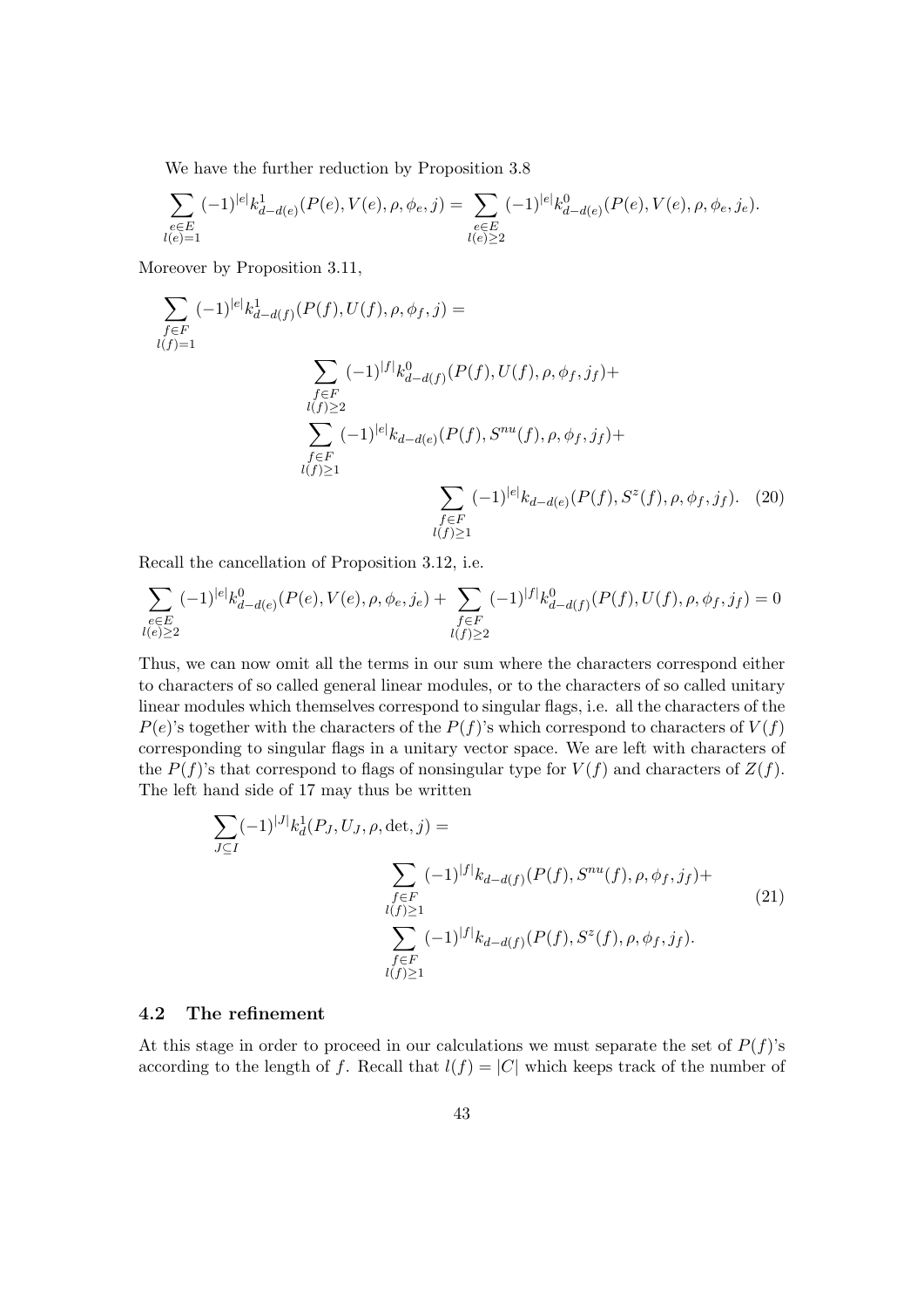We have the further reduction by Proposition 3.8

$$\sum_{\substack{e\in E\\ l(e)=1}} (-1)^{|e|} k^1_{d-d(e)}(P(e), V(e), \rho, \phi_e, j) = \sum_{\substack{e\in E\\ l(e)\geq 2}} (-1)^{|e|} k^0_{d-d(e)}(P(e), V(e), \rho, \phi_e, j_e).$$

Moreover by Proposition 3.11,

$$\begin{aligned}
\sum_{\substack{f\in F\\ l(f)=1}} (-1)^{|e|} k^1_{d-d(f)}(P(f), U(f), \rho, \phi_f, j) = \\
&\sum_{\substack{f\in F\\ l(f)\geq 2}} (-1)^{|f|} k^0_{d-d(f)}(P(f), U(f), \rho, \phi_f, j_f) + \\
&\sum_{\substack{f\in F\\ l(f)\geq 1}} (-1)^{|e|} k_{d-d(e)}(P(f), S^{nu}(f), \rho, \phi_f, j_f) + \\
&\qquad \sum_{\substack{f\in F\\ l(f)\geq 1}} (-1)^{|e|} k_{d-d(e)}(P(f), S^{z}(f), \rho, \phi_f, j_f). \quad (20)
\end{aligned}$$

Recall the cancellation of Proposition 3.12, i.e.

$$\sum_{\substack{e\in E\\ l(e)\geq 2}} (-1)^{|e|} k^0_{d-d(e)}(P(e), V(e), \rho, \phi_e, j_e) + \sum_{\substack{f\in F\\ l(f)\geq 2}} (-1)^{|f|} k^0_{d-d(f)}(P(f), U(f), \rho, \phi_f, j_f) = 0$$

Thus, we can now omit all the terms in our sum where the characters correspond either to characters of so called general linear modules, or to the characters of so called unitary linear modules which themselves correspond to singular flags, i.e. all the characters of the $P(e)$'s together with the characters of the $P(f)$'s which correspond to characters of $V(f)$ corresponding to singular flags in a unitary vector space. We are left with characters of the $P(f)$'s that correspond to flags of nonsingular type for $V(f)$ and characters of $Z(f)$. The left hand side of 17 may thus be written

$$\begin{aligned}
\sum_{J\subseteq I} (-1)^{|J|} k^1_d(P_J, U_J, \rho, \det, j) = \\
&\sum_{\substack{f\in F\\ l(f)\geq 1}} (-1)^{|f|} k_{d-d(f)}(P(f), S^{nu}(f), \rho, \phi_f, j_f) + \\
&\sum_{\substack{f\in F\\ l(f)\geq 1}} (-1)^{|f|} k_{d-d(f)}(P(f), S^{z}(f), \rho, \phi_f, j_f).
\end{aligned} \quad (21)$$

## 4.2 The refinement

At this stage in order to proceed in our calculations we must separate the set of $P(f)$'s according to the length of $f$. Recall that $l(f) = |C|$ which keeps track of the number of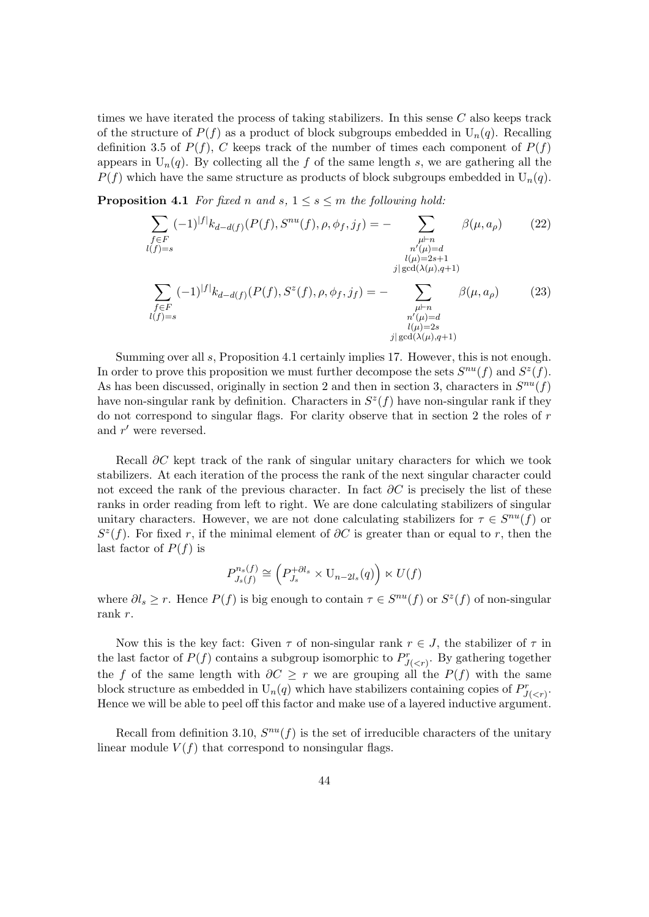times we have iterated the process of taking stabilizers. In this sense $C$ also keeps track of the structure of $P(f)$ as a product of block subgroups embedded in $\mathrm{U}_n(q)$. Recalling definition 3.5 of $P(f)$, $C$ keeps track of the number of times each component of $P(f)$ appears in $\mathrm{U}_n(q)$. By collecting all the $f$ of the same length $s$, we are gathering all the $P(f)$ which have the same structure as products of block subgroups embedded in $\mathrm{U}_n(q)$.

**Proposition 4.1** *For fixed $n$ and $s$, $1 \leq s \leq m$ the following hold:*

$$\sum_{\substack{f\in F\\ l(f)=s}} (-1)^{|f|} k_{d-d(f)}(P(f), S^{nu}(f), \rho, \phi_f, j_f) = - \sum_{\substack{\mu\vdash n\\ n'(\mu)=d\\ l(\mu)=2s+1\\ j|\gcd(\lambda(\mu),q+1)}} \beta(\mu, a_\rho) \tag{22}$$

$$\sum_{\substack{f\in F\\ l(f)=s}} (-1)^{|f|} k_{d-d(f)}(P(f), S^{z}(f), \rho, \phi_f, j_f) = - \sum_{\substack{\mu\vdash n\\ n'(\mu)=d\\ l(\mu)=2s\\ j|\gcd(\lambda(\mu),q+1)}} \beta(\mu, a_\rho) \tag{23}$$

Summing over all $s$, Proposition 4.1 certainly implies 17. However, this is not enough. In order to prove this proposition we must further decompose the sets $S^{nu}(f)$ and $S^z(f)$. As has been discussed, originally in section 2 and then in section 3, characters in $S^{nu}(f)$ have non-singular rank by definition. Characters in $S^z(f)$ have non-singular rank if they do not correspond to singular flags. For clarity observe that in section 2 the roles of $r$ and $r'$ were reversed.

Recall $\partial C$ kept track of the rank of singular unitary characters for which we took stabilizers. At each iteration of the process the rank of the next singular character could not exceed the rank of the previous character. In fact $\partial C$ is precisely the list of these ranks in order reading from left to right. We are done calculating stabilizers of singular unitary characters. However, we are not done calculating stabilizers for $\tau \in S^{nu}(f)$ or $S^z(f)$. For fixed $r$, if the minimal element of $\partial C$ is greater than or equal to $r$, then the last factor of $P(f)$ is

$$P^{n_s(f)}_{J_s(f)} \cong \left(P^{+\partial l_s}_{J_s} \times \mathrm{U}_{n-2l_s}(q)\right) \ltimes U(f)$$

where $\partial l_s \geq r$. Hence $P(f)$ is big enough to contain $\tau \in S^{nu}(f)$ or $S^z(f)$ of non-singular rank $r$.

Now this is the key fact: Given $\tau$ of non-singular rank $r \in J$, the stabilizer of $\tau$ in the last factor of $P(f)$ contains a subgroup isomorphic to $P^r_{J(<r)}$. By gathering together the $f$ of the same length with $\partial C \geq r$ we are grouping all the $P(f)$ with the same block structure as embedded in $\mathrm{U}_n(q)$ which have stabilizers containing copies of $P^r_{J(<r)}$. Hence we will be able to peel off this factor and make use of a layered inductive argument.

Recall from definition 3.10, $S^{nu}(f)$ is the set of irreducible characters of the unitary linear module $V(f)$ that correspond to nonsingular flags.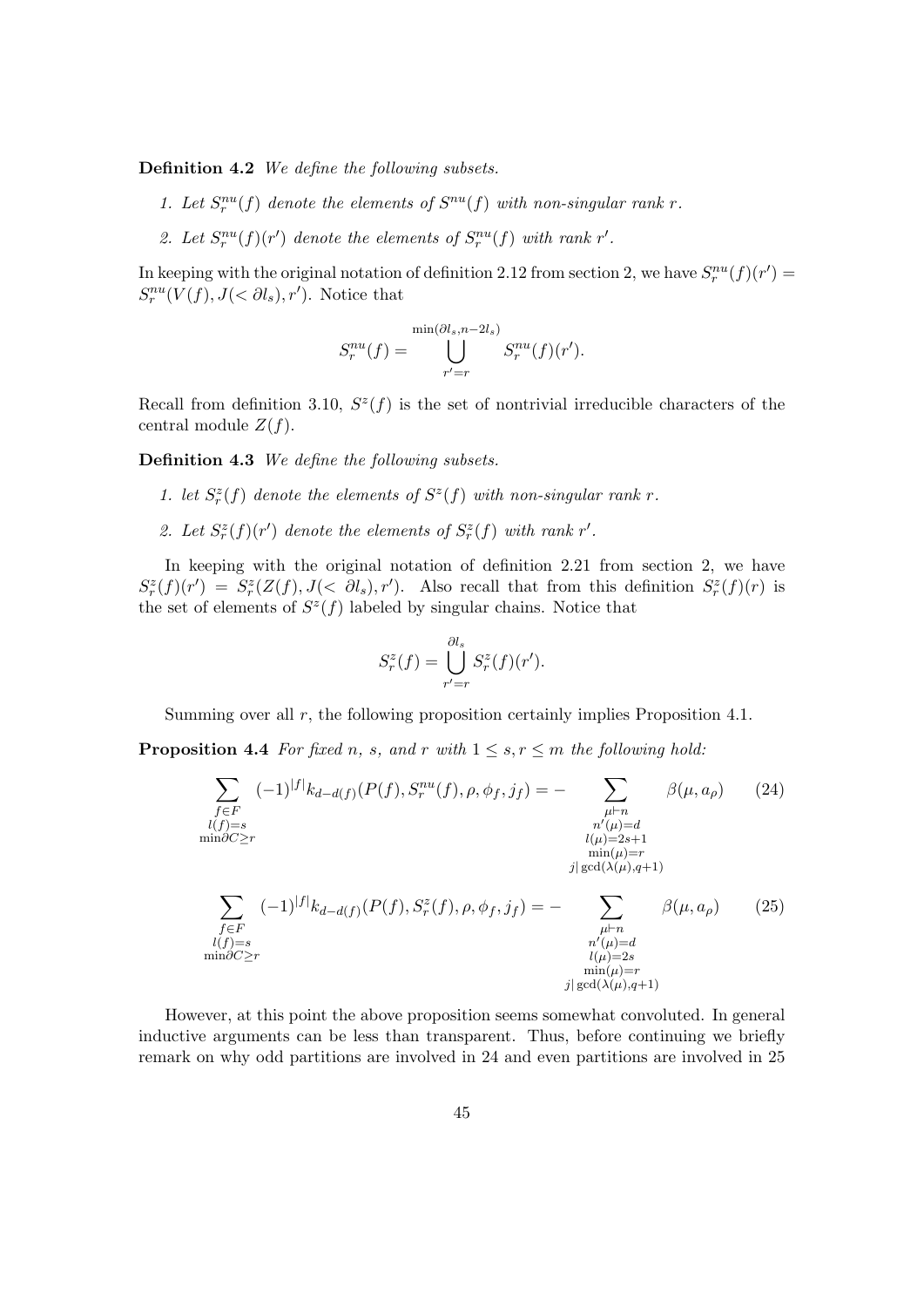**Definition 4.2** *We define the following subsets.*

1. *Let $S_r^{nu}(f)$ denote the elements of $S^{nu}(f)$ with non-singular rank $r$.*
2. *Let $S_r^{nu}(f)(r')$ denote the elements of $S_r^{nu}(f)$ with rank $r'$.*

In keeping with the original notation of definition 2.12 from section 2, we have $S_r^{nu}(f)(r') = S_r^{nu}(V(f), J(< \partial l_s), r')$. Notice that

$$S_r^{nu}(f) = \bigcup_{r'=r}^{\min(\partial l_s, n-2l_s)} S_r^{nu}(f)(r').$$

Recall from definition 3.10, $S^z(f)$ is the set of nontrivial irreducible characters of the central module $Z(f)$.

**Definition 4.3** *We define the following subsets.*

1. *let $S_r^z(f)$ denote the elements of $S^z(f)$ with non-singular rank $r$.*
2. *Let $S_r^z(f)(r')$ denote the elements of $S_r^z(f)$ with rank $r'$.*

In keeping with the original notation of definition 2.21 from section 2, we have $S_r^z(f)(r') = S_r^z(Z(f), J(< \partial l_s), r')$. Also recall that from this definition $S_r^z(f)(r)$ is the set of elements of $S^z(f)$ labeled by singular chains. Notice that

$$S_r^z(f) = \bigcup_{r'=r}^{\partial l_s} S_r^z(f)(r').$$

Summing over all $r$, the following proposition certainly implies Proposition 4.1.

**Proposition 4.4** *For fixed $n$, $s$, and $r$ with $1 \leq s, r \leq m$ the following hold:*

$$\sum_{\substack{f \in F \\ l(f)=s \\ \min \partial C \geq r}} (-1)^{|f|} k_{d-d(f)}(P(f), S_r^{nu}(f), \rho, \phi_f, j_f) = - \sum_{\substack{\mu \vdash n \\ n'(\mu)=d \\ l(\mu)=2s+1 \\ \min(\mu)=r \\ j \mid \gcd(\lambda(\mu), q+1)}} \beta(\mu, a_\rho) \tag{24}$$

$$\sum_{\substack{f \in F \\ l(f)=s \\ \min \partial C \geq r}} (-1)^{|f|} k_{d-d(f)}(P(f), S_r^{z}(f), \rho, \phi_f, j_f) = - \sum_{\substack{\mu \vdash n \\ n'(\mu)=d \\ l(\mu)=2s \\ \min(\mu)=r \\ j \mid \gcd(\lambda(\mu), q+1)}} \beta(\mu, a_\rho) \tag{25}$$

However, at this point the above proposition seems somewhat convoluted. In general inductive arguments can be less than transparent. Thus, before continuing we briefly remark on why odd partitions are involved in 24 and even partitions are involved in 25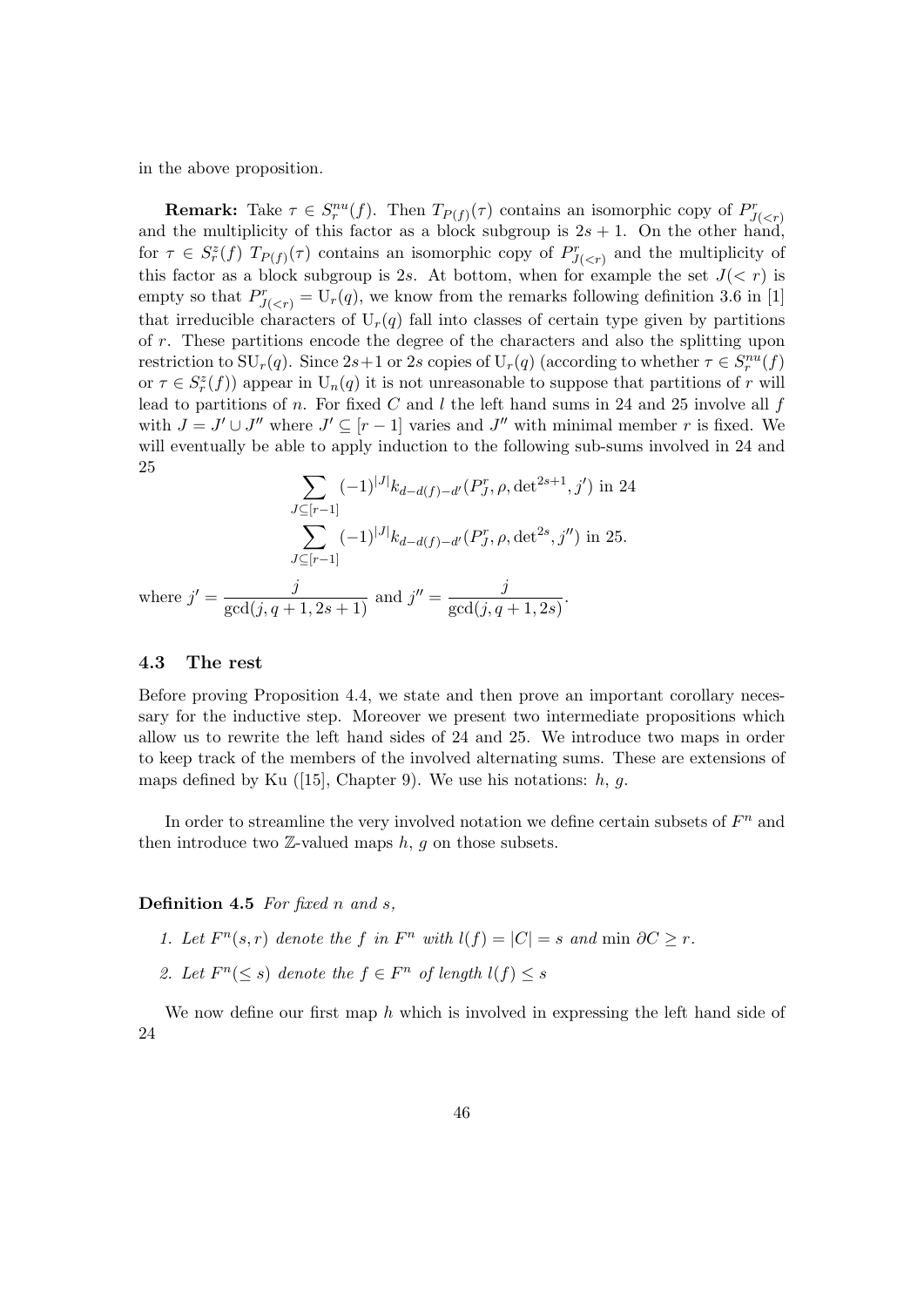in the above proposition.

**Remark:** Take $\tau \in S_r^{nu}(f)$. Then $T_{P(f)}(\tau)$ contains an isomorphic copy of $P^r_{J(<r)}$ and the multiplicity of this factor as a block subgroup is $2s+1$. On the other hand, for $\tau \in S_r^z(f)$ $T_{P(f)}(\tau)$ contains an isomorphic copy of $P^r_{J(<r)}$ and the multiplicity of this factor as a block subgroup is $2s$. At bottom, when for example the set $J(<r)$ is empty so that $P^r_{J(<r)} = \mathrm{U}_r(q)$, we know from the remarks following definition 3.6 in [1] that irreducible characters of $\mathrm{U}_r(q)$ fall into classes of certain type given by partitions of $r$. These partitions encode the degree of the characters and also the splitting upon restriction to $\mathrm{SU}_r(q)$. Since $2s+1$ or $2s$ copies of $\mathrm{U}_r(q)$ (according to whether $\tau \in S_r^{nu}(f)$ or $\tau \in S_r^z(f)$) appear in $\mathrm{U}_n(q)$ it is not unreasonable to suppose that partitions of $r$ will lead to partitions of $n$. For fixed $C$ and $l$ the left hand sums in 24 and 25 involve all $f$ with $J = J' \cup J''$ where $J' \subseteq [r-1]$ varies and $J''$ with minimal member $r$ is fixed. We will eventually be able to apply induction to the following sub-sums involved in 24 and 25

$$\sum_{J\subseteq[r-1]} (-1)^{|J|} k_{d-d(f)-d'}(P^r_J, \rho, \det^{2s+1}, j') \text{ in } 24$$

$$\sum_{J\subseteq[r-1]} (-1)^{|J|} k_{d-d(f)-d'}(P^r_J, \rho, \det^{2s}, j'') \text{ in } 25.$$

where $j' = \dfrac{j}{\gcd(j, q+1, 2s+1)}$ and $j'' = \dfrac{j}{\gcd(j, q+1, 2s)}$.

### 4.3 The rest

Before proving Proposition 4.4, we state and then prove an important corollary necessary for the inductive step. Moreover we present two intermediate propositions which allow us to rewrite the left hand sides of 24 and 25. We introduce two maps in order to keep track of the members of the involved alternating sums. These are extensions of maps defined by Ku ([15], Chapter 9). We use his notations: $h$, $g$.

In order to streamline the very involved notation we define certain subsets of $F^n$ and then introduce two $\mathbb{Z}$-valued maps $h$, $g$ on those subsets.

**Definition 4.5** *For fixed $n$ and $s$,*

1. *Let $F^n(s, r)$ denote the $f$ in $F^n$ with $l(f) = |C| = s$ and $\min \partial C \geq r$.*
2. *Let $F^n(\leq s)$ denote the $f \in F^n$ of length $l(f) \leq s$*

We now define our first map $h$ which is involved in expressing the left hand side of 24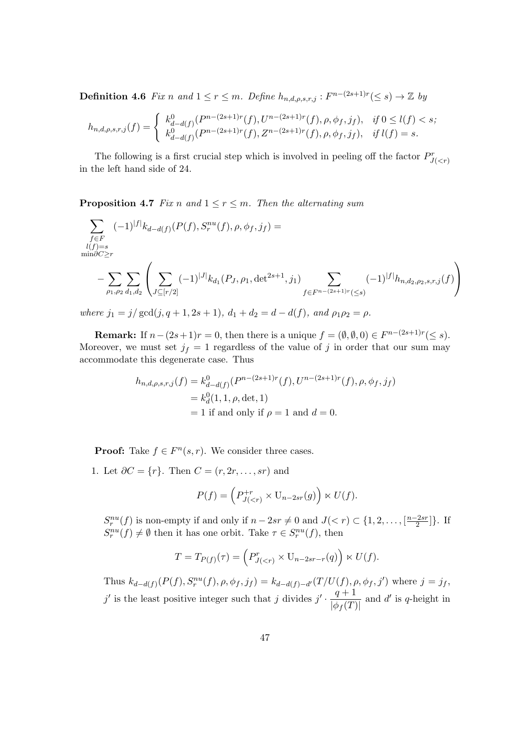**Definition 4.6** *Fix $n$ and $1 \le r \le m$. Define $h_{n,d,\rho,s,r,j} : F^{n-(2s+1)r}(\le s) \to \mathbb{Z}$ by*

$$h_{n,d,\rho,s,r,j}(f) = \begin{cases} k^0_{d-d(f)}(P^{n-(2s+1)r}(f), U^{n-(2s+1)r}(f), \rho, \phi_f, j_f), & \text{if } 0 \le l(f) < s; \\ k^0_{d-d(f)}(P^{n-(2s+1)r}(f), Z^{n-(2s+1)r}(f), \rho, \phi_f, j_f), & \text{if } l(f) = s. \end{cases}$$

The following is a first crucial step which is involved in peeling off the factor $P^r_{J(<r)}$ in the left hand side of 24.

**Proposition 4.7** *Fix $n$ and $1 \le r \le m$. Then the alternating sum*

$$\sum_{\substack{f \in F \\ l(f)=s \\ \min \partial C \ge r}} (-1)^{|f|} k_{d-d(f)}(P(f), S^{nu}_r(f), \rho, \phi_f, j_f) =$$

$$-\sum_{\rho_1,\rho_2} \sum_{d_1,d_2} \left( \sum_{J \subseteq [r/2]} (-1)^{|J|} k_{d_1}(P_J, \rho_1, \det^{2s+1}, j_1) \sum_{f \in F^{n-(2s+1)r}(\le s)} (-1)^{|f|} h_{n,d_2,\rho_2,s,r,j}(f) \right)$$

*where $j_1 = j/\gcd(j, q+1, 2s+1)$, $d_1 + d_2 = d - d(f)$, and $\rho_1 \rho_2 = \rho$.*

**Remark:** If $n-(2s+1)r = 0$, then there is a unique $f = (\emptyset, \emptyset, 0) \in F^{n-(2s+1)r}(\le s)$. Moreover, we must set $j_f = 1$ regardless of the value of $j$ in order that our sum may accommodate this degenerate case. Thus

$$\begin{aligned} h_{n,d,\rho,s,r,j}(f) &= k^0_{d-d(f)}(P^{n-(2s+1)r}(f), U^{n-(2s+1)r}(f), \rho, \phi_f, j_f) \\ &= k^0_d(1, 1, \rho, \det, 1) \\ &= 1 \text{ if and only if } \rho = 1 \text{ and } d = 0. \end{aligned}$$

**Proof:** Take $f \in F^n(s, r)$. We consider three cases.

1. Let $\partial C = \{r\}$. Then $C = (r, 2r, \ldots, sr)$ and

$$P(f) = \left( P^{+r}_{J(<r)} \times \mathrm{U}_{n-2sr}(g) \right) \ltimes U(f).$$

$S^{nu}_r(f)$ is non-empty if and only if $n - 2sr \neq 0$ and $J(<r) \subset \{1, 2, \ldots, [\frac{n-2sr}{2}]\}$. If $S^{nu}_r(f) \neq \emptyset$ then it has one orbit. Take $\tau \in S^{nu}_r(f)$, then

$$T = T_{P(f)}(\tau) = \left( P^r_{J(<r)} \times \mathrm{U}_{n-2sr-r}(q) \right) \ltimes U(f).$$

Thus $k_{d-d(f)}(P(f), S^{nu}_r(f), \rho, \phi_f, j_f) = k_{d-d(f)-d'}(T/U(f), \rho, \phi_f, j')$ where $j = j_f$, $j'$ is the least positive integer such that $j$ divides $j' \cdot \dfrac{q+1}{|\phi_f(T)|}$ and $d'$ is $q$-height in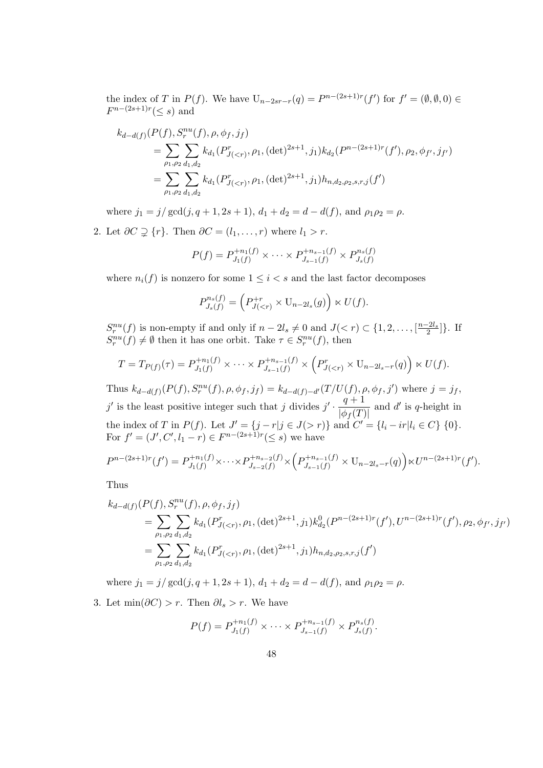the index of $T$ in $P(f)$. We have $\mathrm{U}_{n-2sr-r}(q) = P^{n-(2s+1)r}(f')$ for $f' = (\emptyset, \emptyset, 0) \in F^{n-(2s+1)r}(\leq s)$ and

$$
\begin{aligned}
k_{d-d(f)}&(P(f), S_r^{nu}(f), \rho, \phi_f, j_f) \\
&= \sum_{\rho_1,\rho_2} \sum_{d_1,d_2} k_{d_1}(P^r_{J(<r)}, \rho_1, (\det)^{2s+1}, j_1) k_{d_2}(P^{n-(2s+1)r}(f'), \rho_2, \phi_{f'}, j_{f'}) \\
&= \sum_{\rho_1,\rho_2} \sum_{d_1,d_2} k_{d_1}(P^r_{J(<r)}, \rho_1, (\det)^{2s+1}, j_1) h_{n,d_2,\rho_2,s,r,j}(f')
\end{aligned}
$$

where $j_1 = j/\gcd(j, q+1, 2s+1)$, $d_1 + d_2 = d - d(f)$, and $\rho_1\rho_2 = \rho$.

2. Let $\partial C \supsetneq \{r\}$. Then $\partial C = (l_1, \dots, r)$ where $l_1 > r$.

$$
P(f) = P^{+n_1(f)}_{J_1(f)} \times \cdots \times P^{+n_{s-1}(f)}_{J_{s-1}(f)} \times P^{n_s(f)}_{J_s(f)}
$$

where $n_i(f)$ is nonzero for some $1 \leq i < s$ and the last factor decomposes

$$
P^{n_s(f)}_{J_s(f)} = \left( P^{+r}_{J(<r)} \times \mathrm{U}_{n-2l_s}(g) \right) \ltimes U(f).
$$

$S_r^{nu}(f)$ is non-empty if and only if $n - 2l_s \neq 0$ and $J(<r) \subset \{1, 2, \dots, [\frac{n-2l_s}{2}]\}$. If $S_r^{nu}(f) \neq \emptyset$ then it has one orbit. Take $\tau \in S_r^{nu}(f)$, then

$$
T = T_{P(f)}(\tau) = P^{+n_1(f)}_{J_1(f)} \times \cdots \times P^{+n_{s-1}(f)}_{J_{s-1}(f)} \times \left( P^r_{J(<r)} \times \mathrm{U}_{n-2l_s-r}(q) \right) \ltimes U(f).
$$

Thus $k_{d-d(f)}(P(f), S_r^{nu}(f), \rho, \phi_f, j_f) = k_{d-d(f)-d'}(T/U(f), \rho, \phi_f, j')$ where $j = j_f$, $j'$ is the least positive integer such that $j$ divides $j' \cdot \dfrac{q+1}{|\phi_f(T)|}$ and $d'$ is $q$-height in the index of $T$ in $P(f)$. Let $J' = \{j - r | j \in J(>r)\}$ and $C' = \{l_i - ir | l_i \in C\}\ \{0\}$. For $f' = (J', C', l_1 - r) \in F^{n-(2s+1)r}(\leq s)$ we have

$$
P^{n-(2s+1)r}(f') = P^{+n_1(f)}_{J_1(f)} \times \cdots \times P^{+n_{s-2}(f)}_{J_{s-2}(f)} \times \left( P^{+n_{s-1}(f)}_{J_{s-1}(f)} \times \mathrm{U}_{n-2l_s-r}(q) \right) \ltimes U^{n-(2s+1)r}(f').
$$

Thus

$$
\begin{aligned}
k_{d-d(f)}&(P(f), S_r^{nu}(f), \rho, \phi_f, j_f) \\
&= \sum_{\rho_1,\rho_2} \sum_{d_1,d_2} k_{d_1}(P^r_{J(<r)}, \rho_1, (\det)^{2s+1}, j_1) k^0_{d_2}(P^{n-(2s+1)r}(f'), U^{n-(2s+1)r}(f'), \rho_2, \phi_{f'}, j_{f'}) \\
&= \sum_{\rho_1,\rho_2} \sum_{d_1,d_2} k_{d_1}(P^r_{J(<r)}, \rho_1, (\det)^{2s+1}, j_1) h_{n,d_2,\rho_2,s,r,j}(f')
\end{aligned}
$$

where $j_1 = j/\gcd(j, q+1, 2s+1)$, $d_1 + d_2 = d - d(f)$, and $\rho_1\rho_2 = \rho$.

3. Let $\min(\partial C) > r$. Then $\partial l_s > r$. We have

$$
P(f) = P^{+n_1(f)}_{J_1(f)} \times \cdots \times P^{+n_{s-1}(f)}_{J_{s-1}(f)} \times P^{n_s(f)}_{J_s(f)}.
$$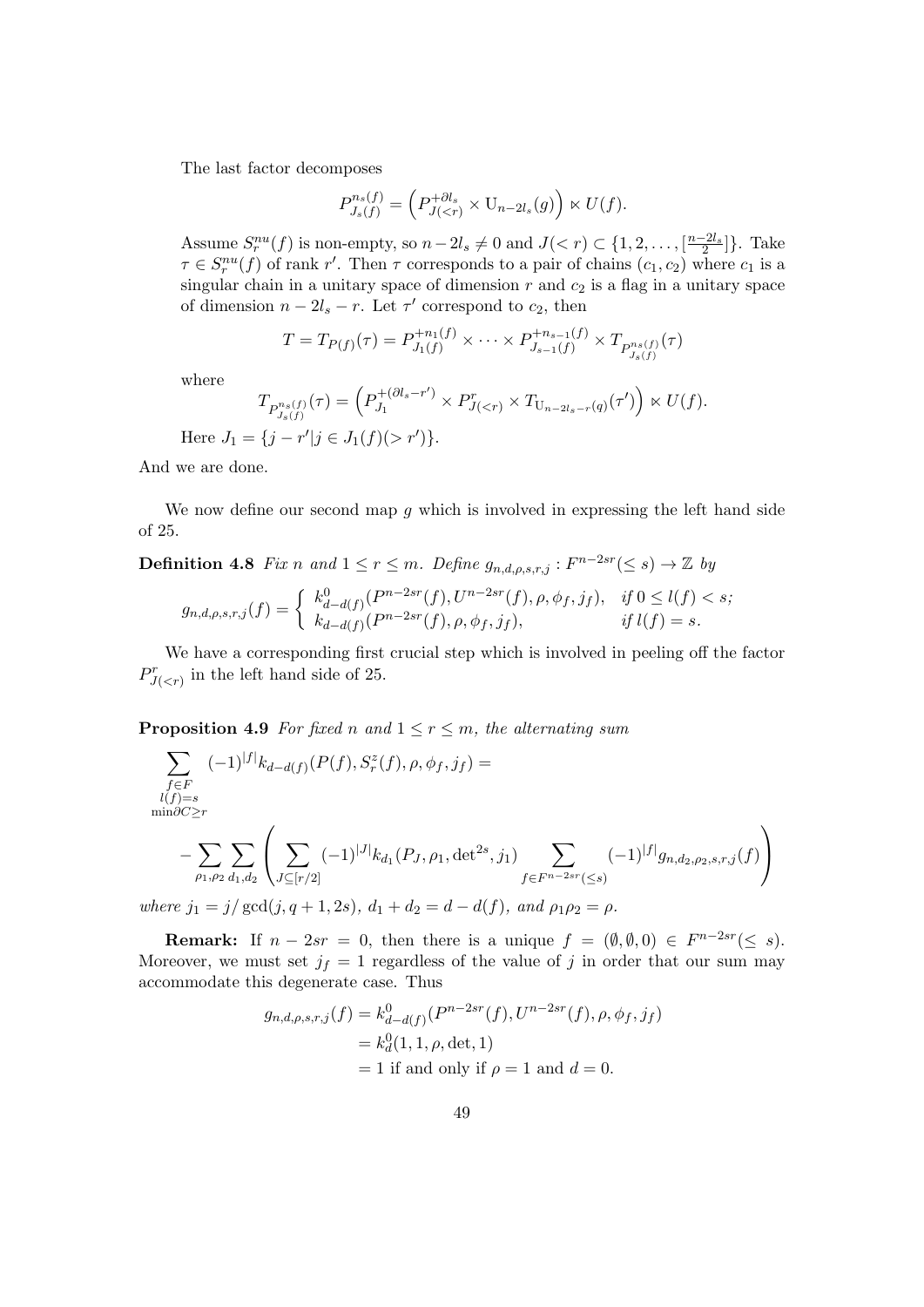The last factor decomposes

$$P^{n_s(f)}_{J_s(f)} = \left(P^{+\partial l_s}_{J(<r)} \times \mathrm{U}_{n-2l_s}(g)\right) \ltimes U(f).$$

Assume $S^{nu}_r(f)$ is non-empty, so $n - 2l_s \neq 0$ and $J(<r) \subset \{1, 2, \ldots, [\frac{n-2l_s}{2}]\}$. Take $\tau \in S^{nu}_r(f)$ of rank $r'$. Then $\tau$ corresponds to a pair of chains $(c_1, c_2)$ where $c_1$ is a singular chain in a unitary space of dimension $r$ and $c_2$ is a flag in a unitary space of dimension $n - 2l_s - r$. Let $\tau'$ correspond to $c_2$, then

$$T = T_{P(f)}(\tau) = P^{+n_1(f)}_{J_1(f)} \times \cdots \times P^{+n_{s-1}(f)}_{J_{s-1}(f)} \times T_{P^{ns(f)}_{J_s(f)}}(\tau)$$

where

$$T_{P^{ns(f)}_{J_s(f)}}(\tau) = \left(P^{+(\partial l_s - r')}_{J_1} \times P^r_{J(<r)} \times T_{\mathrm{U}_{n-2l_s-r}(q)}(\tau')\right) \ltimes U(f).$$

Here $J_1 = \{j - r' | j \in J_1(f)(> r')\}$.

And we are done.

We now define our second map $g$ which is involved in expressing the left hand side of 25.

**Definition 4.8** *Fix $n$ and $1 \leq r \leq m$. Define $g_{n,d,\rho,s,r,j} : F^{n-2sr}(\leq s) \to \mathbb{Z}$ by*

$$g_{n,d,\rho,s,r,j}(f) = \left\{ \begin{array}{ll} k^0_{d-d(f)}(P^{n-2sr}(f), U^{n-2sr}(f), \rho, \phi_f, j_f), & \text{if } 0 \leq l(f) < s; \\ k_{d-d(f)}(P^{n-2sr}(f), \rho, \phi_f, j_f), & \text{if } l(f) = s. \end{array} \right.$$

We have a corresponding first crucial step which is involved in peeling off the factor $P^r_{J(<r)}$ in the left hand side of 25.

**Proposition 4.9** *For fixed $n$ and $1 \leq r \leq m$, the alternating sum*

$$\sum_{\substack{f \in F \\ l(f)=s \\ \min \partial C \geq r}} (-1)^{|f|} k_{d-d(f)}(P(f), S^z_r(f), \rho, \phi_f, j_f) =$$

$$- \sum_{\rho_1, \rho_2} \sum_{d_1, d_2} \left( \sum_{J \subseteq [r/2]} (-1)^{|J|} k_{d_1}(P_J, \rho_1, \det{}^{2s}, j_1) \sum_{f \in F^{n-2sr}(\leq s)} (-1)^{|f|} g_{n,d_2,\rho_2,s,r,j}(f) \right)$$

*where $j_1 = j/\gcd(j, q+1, 2s)$, $d_1 + d_2 = d - d(f)$, and $\rho_1 \rho_2 = \rho$.*

**Remark:** If $n - 2sr = 0$, then there is a unique $f = (\emptyset, \emptyset, 0) \in F^{n-2sr}(\leq s)$. Moreover, we must set $j_f = 1$ regardless of the value of $j$ in order that our sum may accommodate this degenerate case. Thus

$$\begin{aligned} g_{n,d,\rho,s,r,j}(f) &= k^0_{d-d(f)}(P^{n-2sr}(f), U^{n-2sr}(f), \rho, \phi_f, j_f) \\ &= k^0_d(1, 1, \rho, \det, 1) \\ &= 1 \text{ if and only if } \rho = 1 \text{ and } d = 0. \end{aligned}$$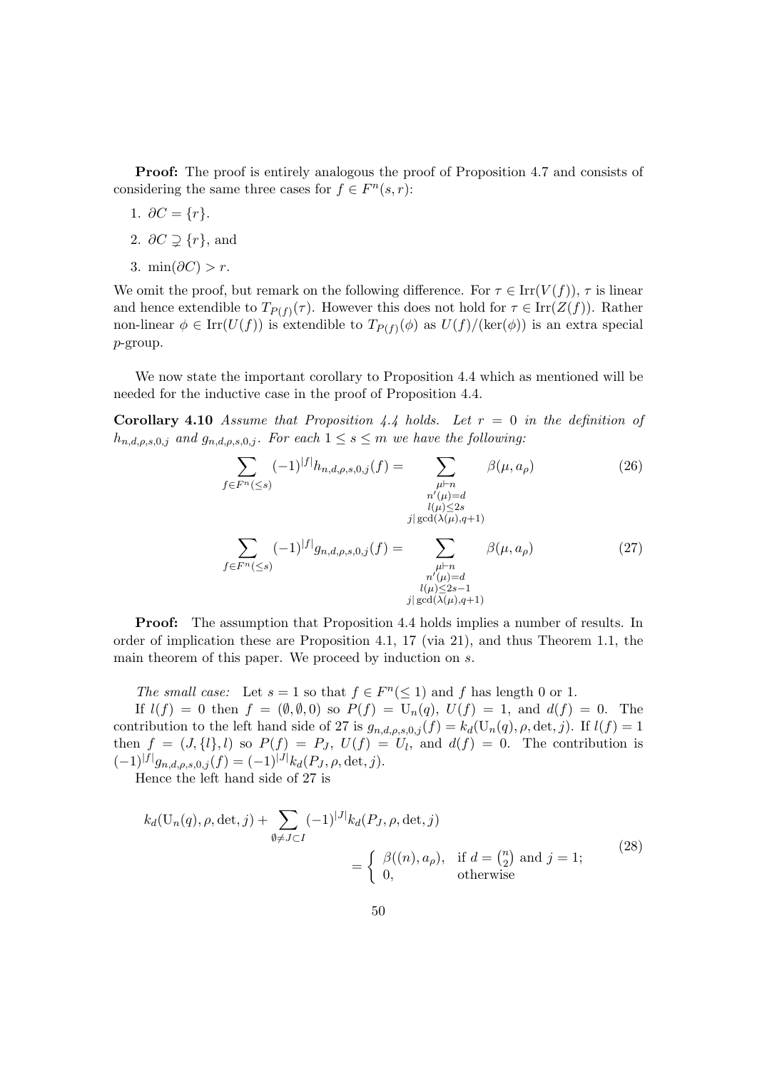**Proof:** The proof is entirely analogous the proof of Proposition 4.7 and consists of considering the same three cases for $f \in F^n(s,r)$:

1. $\partial C = \{r\}$.
2. $\partial C \supsetneq \{r\}$, and
3. $\min(\partial C) > r$.

We omit the proof, but remark on the following difference. For $\tau \in \mathrm{Irr}(V(f))$, $\tau$ is linear and hence extendible to $T_{P(f)}(\tau)$. However this does not hold for $\tau \in \mathrm{Irr}(Z(f))$. Rather non-linear $\phi \in \mathrm{Irr}(U(f))$ is extendible to $T_{P(f)}(\phi)$ as $U(f)/(\ker(\phi))$ is an extra special $p$-group.

We now state the important corollary to Proposition 4.4 which as mentioned will be needed for the inductive case in the proof of Proposition 4.4.

**Corollary 4.10** *Assume that Proposition 4.4 holds. Let $r = 0$ in the definition of $h_{n,d,\rho,s,0,j}$ and $g_{n,d,\rho,s,0,j}$. For each $1 \le s \le m$ we have the following:*

$$\sum_{f \in F^n(\le s)} (-1)^{|f|} h_{n,d,\rho,s,0,j}(f) = \sum_{\substack{\mu \vdash n \\ n'(\mu)=d \\ l(\mu) \le 2s \\ j \mid \gcd(\lambda(\mu), q+1)}} \beta(\mu, a_\rho) \tag{26}$$

$$\sum_{f \in F^n(\le s)} (-1)^{|f|} g_{n,d,\rho,s,0,j}(f) = \sum_{\substack{\mu \vdash n \\ n'(\mu)=d \\ l(\mu) \le 2s-1 \\ j \mid \gcd(\lambda(\mu), q+1)}} \beta(\mu, a_\rho) \tag{27}$$

**Proof:** The assumption that Proposition 4.4 holds implies a number of results. In order of implication these are Proposition 4.1, 17 (via 21), and thus Theorem 1.1, the main theorem of this paper. We proceed by induction on $s$.

*The small case:* Let $s = 1$ so that $f \in F^n(\le 1)$ and $f$ has length 0 or 1.

If $l(f) = 0$ then $f = (\emptyset, \emptyset, 0)$ so $P(f) = \mathrm{U}_n(q)$, $U(f) = 1$, and $d(f) = 0$. The contribution to the left hand side of 27 is $g_{n,d,\rho,s,0,j}(f) = k_d(\mathrm{U}_n(q), \rho, \det, j)$. If $l(f) = 1$ then $f = (J, \{l\}, l)$ so $P(f) = P_J$, $U(f) = U_l$, and $d(f) = 0$. The contribution is $(-1)^{|f|} g_{n,d,\rho,s,0,j}(f) = (-1)^{|J|} k_d(P_J, \rho, \det, j)$.

Hence the left hand side of 27 is

$$\begin{aligned} k_d(\mathrm{U}_n(q), \rho, \det, j) &+ \sum_{\emptyset \ne J \subset I} (-1)^{|J|} k_d(P_J, \rho, \det, j) \\ &= \begin{cases} \beta((n), a_\rho), & \text{if } d = \binom{n}{2} \text{ and } j = 1; \\ 0, & \text{otherwise} \end{cases} \end{aligned} \tag{28}$$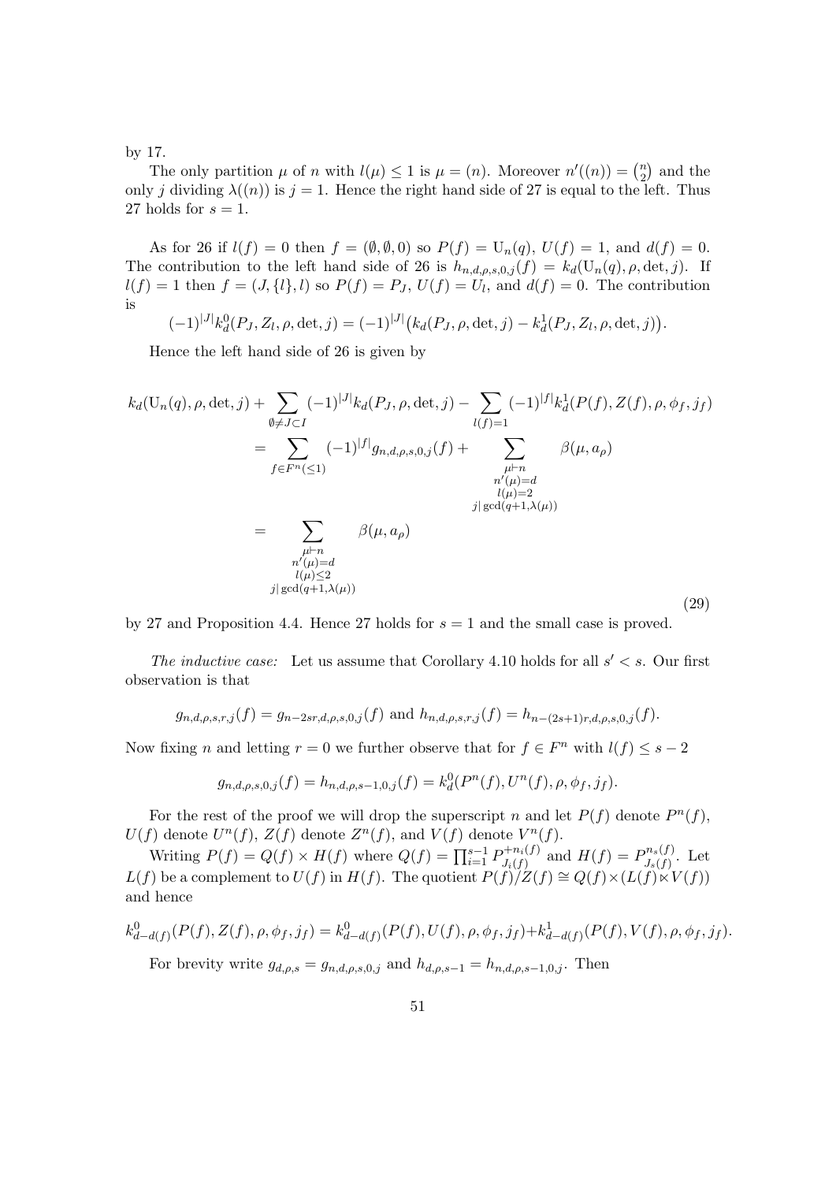by 17.

The only partition $\mu$ of $n$ with $l(\mu) \leq 1$ is $\mu = (n)$. Moreover $n'((n)) = \binom{n}{2}$ and the only $j$ dividing $\lambda((n))$ is $j = 1$. Hence the right hand side of 27 is equal to the left. Thus 27 holds for $s = 1$.

As for 26 if $l(f) = 0$ then $f = (\emptyset, \emptyset, 0)$ so $P(f) = \mathrm{U}_n(q)$, $U(f) = 1$, and $d(f) = 0$. The contribution to the left hand side of 26 is $h_{n,d,\rho,s,0,j}(f) = k_d(\mathrm{U}_n(q), \rho, \det, j)$. If $l(f) = 1$ then $f = (J, \{l\}, l)$ so $P(f) = P_J$, $U(f) = U_l$, and $d(f) = 0$. The contribution is

$$(-1)^{|J|} k_d^0(P_J, Z_l, \rho, \det, j) = (-1)^{|J|}\big(k_d(P_J, \rho, \det, j) - k_d^1(P_J, Z_l, \rho, \det, j)\big).$$

Hence the left hand side of 26 is given by

$$\begin{aligned}
k_d(\mathrm{U}_n(q), \rho, \det, j) + \sum_{\emptyset \neq J \subset I} (-1)^{|J|} k_d(P_J, \rho, \det, j) - \sum_{l(f)=1} (-1)^{|f|} k_d^1(P(f), Z(f), \rho, \phi_f, j_f) \\
= \sum_{f \in F^n(\leq 1)} (-1)^{|f|} g_{n,d,\rho,s,0,j}(f) + \sum_{\substack{\mu \vdash n \\ n'(\mu)=d \\ l(\mu)=2 \\ j \mid \gcd(q+1, \lambda(\mu))}} \beta(\mu, a_\rho) \\
= \sum_{\substack{\mu \vdash n \\ n'(\mu)=d \\ l(\mu)\leq 2 \\ j \mid \gcd(q+1, \lambda(\mu))}} \beta(\mu, a_\rho)
\end{aligned} \tag{29}$$

by 27 and Proposition 4.4. Hence 27 holds for $s = 1$ and the small case is proved.

*The inductive case:* Let us assume that Corollary 4.10 holds for all $s' < s$. Our first observation is that

$$g_{n,d,\rho,s,r,j}(f) = g_{n-2sr,d,\rho,s,0,j}(f) \text{ and } h_{n,d,\rho,s,r,j}(f) = h_{n-(2s+1)r,d,\rho,s,0,j}(f).$$

Now fixing $n$ and letting $r = 0$ we further observe that for $f \in F^n$ with $l(f) \leq s - 2$

$$g_{n,d,\rho,s,0,j}(f) = h_{n,d,\rho,s-1,0,j}(f) = k_d^0(P^n(f), U^n(f), \rho, \phi_f, j_f).$$

For the rest of the proof we will drop the superscript $n$ and let $P(f)$ denote $P^n(f)$, $U(f)$ denote $U^n(f)$, $Z(f)$ denote $Z^n(f)$, and $V(f)$ denote $V^n(f)$.

Writing $P(f) = Q(f) \times H(f)$ where $Q(f) = \prod_{i=1}^{s-1} P_{J_i(f)}^{+n_i(f)}$ and $H(f) = P_{J_s(f)}^{n_s(f)}$. Let $L(f)$ be a complement to $U(f)$ in $H(f)$. The quotient $P(f)/Z(f) \cong Q(f) \times (L(f) \ltimes V(f))$ and hence

$$k_{d-d(f)}^0(P(f), Z(f), \rho, \phi_f, j_f) = k_{d-d(f)}^0(P(f), U(f), \rho, \phi_f, j_f) + k_{d-d(f)}^1(P(f), V(f), \rho, \phi_f, j_f).$$

For brevity write $g_{d,\rho,s} = g_{n,d,\rho,s,0,j}$ and $h_{d,\rho,s-1} = h_{n,d,\rho,s-1,0,j}$. Then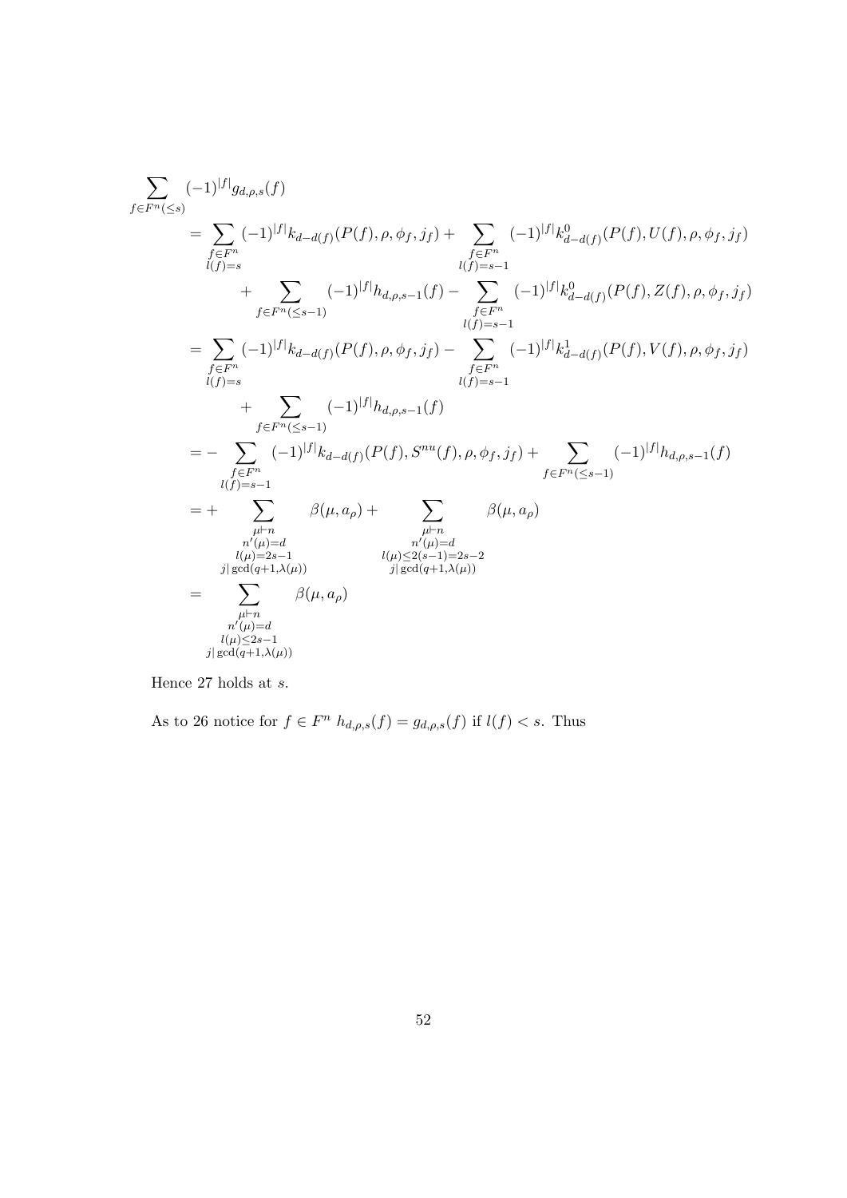$$
\begin{aligned}
&\sum_{f\in F^n(\leq s)} (-1)^{|f|} g_{d,\rho,s}(f) \\
&\quad= \sum_{\substack{f\in F^n\\ l(f)=s}} (-1)^{|f|} k_{d-d(f)}(P(f),\rho,\phi_f,j_f) + \sum_{\substack{f\in F^n\\ l(f)=s-1}} (-1)^{|f|} k^0_{d-d(f)}(P(f),U(f),\rho,\phi_f,j_f) \\
&\qquad\quad + \sum_{f\in F^n(\leq s-1)} (-1)^{|f|} h_{d,\rho,s-1}(f) - \sum_{\substack{f\in F^n\\ l(f)=s-1}} (-1)^{|f|} k^0_{d-d(f)}(P(f),Z(f),\rho,\phi_f,j_f) \\
&\quad= \sum_{\substack{f\in F^n\\ l(f)=s}} (-1)^{|f|} k_{d-d(f)}(P(f),\rho,\phi_f,j_f) - \sum_{\substack{f\in F^n\\ l(f)=s-1}} (-1)^{|f|} k^1_{d-d(f)}(P(f),V(f),\rho,\phi_f,j_f) \\
&\qquad\quad + \sum_{f\in F^n(\leq s-1)} (-1)^{|f|} h_{d,\rho,s-1}(f) \\
&\quad= -\sum_{\substack{f\in F^n\\ l(f)=s-1}} (-1)^{|f|} k_{d-d(f)}(P(f),S^{nu}(f),\rho,\phi_f,j_f) + \sum_{f\in F^n(\leq s-1)} (-1)^{|f|} h_{d,\rho,s-1}(f) \\
&\quad= +\sum_{\substack{\mu\vdash n\\ n'(\mu)=d\\ l(\mu)=2s-1\\ j|\gcd(q+1,\lambda(\mu))}} \beta(\mu,a_\rho) + \sum_{\substack{\mu\vdash n\\ n'(\mu)=d\\ l(\mu)\leq 2(s-1)=2s-2\\ j|\gcd(q+1,\lambda(\mu))}} \beta(\mu,a_\rho) \\
&\quad= \sum_{\substack{\mu\vdash n\\ n'(\mu)=d\\ l(\mu)\leq 2s-1\\ j|\gcd(q+1,\lambda(\mu))}} \beta(\mu,a_\rho)
\end{aligned}
$$

Hence 27 holds at $s$.

As to 26 notice for $f \in F^n$ $h_{d,\rho,s}(f) = g_{d,\rho,s}(f)$ if $l(f) < s$. Thus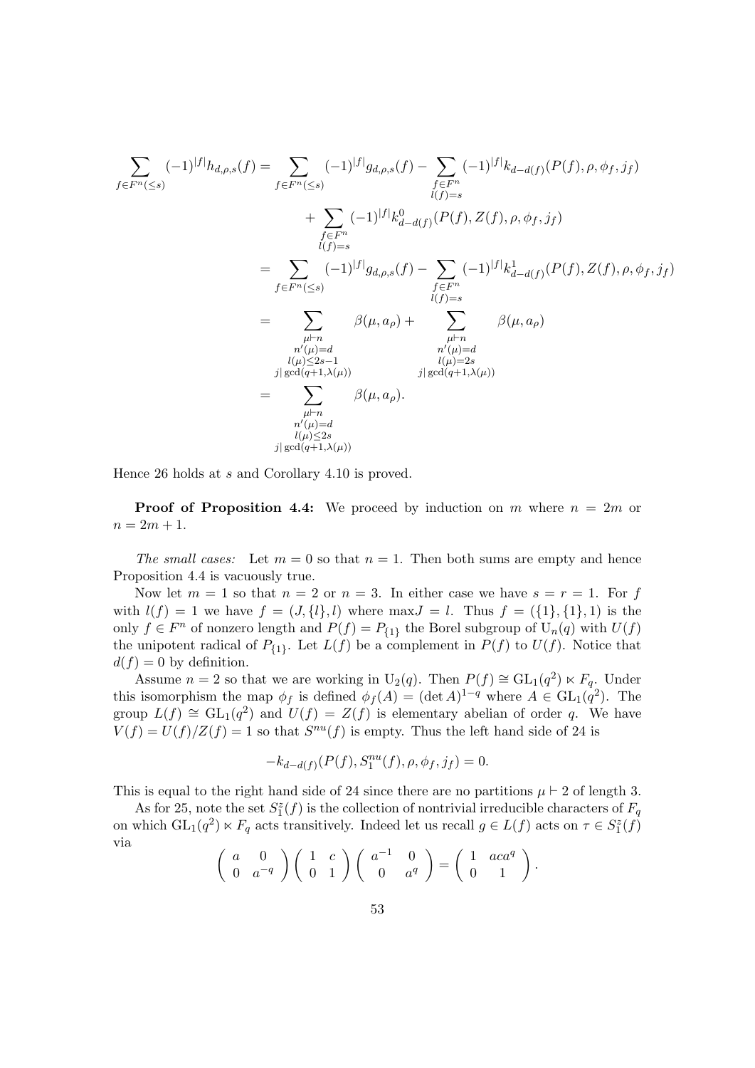$$
\begin{aligned}
\sum_{f\in F^n(\leq s)} (-1)^{|f|} h_{d,\rho,s}(f) &= \sum_{f\in F^n(\leq s)} (-1)^{|f|} g_{d,\rho,s}(f) - \sum_{\substack{f\in F^n\\ l(f)=s}} (-1)^{|f|} k_{d-d(f)}(P(f),\rho,\phi_f,j_f) \\
&\quad + \sum_{\substack{f\in F^n\\ l(f)=s}} (-1)^{|f|} k^0_{d-d(f)}(P(f),Z(f),\rho,\phi_f,j_f) \\
&= \sum_{f\in F^n(\leq s)} (-1)^{|f|} g_{d,\rho,s}(f) - \sum_{\substack{f\in F^n\\ l(f)=s}} (-1)^{|f|} k^1_{d-d(f)}(P(f),Z(f),\rho,\phi_f,j_f) \\
&= \sum_{\substack{\mu\vdash n\\ n'(\mu)=d\\ l(\mu)\leq 2s-1\\ j\mid \gcd(q+1,\lambda(\mu))}} \beta(\mu,a_\rho) + \sum_{\substack{\mu\vdash n\\ n'(\mu)=d\\ l(\mu)=2s\\ j\mid \gcd(q+1,\lambda(\mu))}} \beta(\mu,a_\rho) \\
&= \sum_{\substack{\mu\vdash n\\ n'(\mu)=d\\ l(\mu)\leq 2s\\ j\mid \gcd(q+1,\lambda(\mu))}} \beta(\mu,a_\rho).
\end{aligned}
$$

Hence 26 holds at $s$ and Corollary 4.10 is proved.

**Proof of Proposition 4.4:** We proceed by induction on $m$ where $n = 2m$ or $n = 2m + 1$.

*The small cases:* Let $m = 0$ so that $n = 1$. Then both sums are empty and hence Proposition 4.4 is vacuously true.

Now let $m = 1$ so that $n = 2$ or $n = 3$. In either case we have $s = r = 1$. For $f$ with $l(f) = 1$ we have $f = (J, \{l\}, l)$ where $\max J = l$. Thus $f = (\{1\}, \{1\}, 1)$ is the only $f \in F^n$ of nonzero length and $P(f) = P_{\{1\}}$ the Borel subgroup of $\mathrm{U}_n(q)$ with $U(f)$ the unipotent radical of $P_{\{1\}}$. Let $L(f)$ be a complement in $P(f)$ to $U(f)$. Notice that $d(f) = 0$ by definition.

Assume $n = 2$ so that we are working in $\mathrm{U}_2(q)$. Then $P(f) \cong \mathrm{GL}_1(q^2) \ltimes F_q$. Under this isomorphism the map $\phi_f$ is defined $\phi_f(A) = (\det A)^{1-q}$ where $A \in \mathrm{GL}_1(q^2)$. The group $L(f) \cong \mathrm{GL}_1(q^2)$ and $U(f) = Z(f)$ is elementary abelian of order $q$. We have $V(f) = U(f)/Z(f) = 1$ so that $S^{nu}(f)$ is empty. Thus the left hand side of 24 is

$$
-k_{d-d(f)}(P(f), S^{nu}_1(f), \rho, \phi_f, j_f) = 0.
$$

This is equal to the right hand side of 24 since there are no partitions $\mu \vdash 2$ of length 3.

As for 25, note the set $S^z_1(f)$ is the collection of nontrivial irreducible characters of $F_q$ on which $\mathrm{GL}_1(q^2) \ltimes F_q$ acts transitively. Indeed let us recall $g \in L(f)$ acts on $\tau \in S^z_1(f)$ via

$$
\begin{pmatrix} a & 0 \\ 0 & a^{-q} \end{pmatrix} \begin{pmatrix} 1 & c \\ 0 & 1 \end{pmatrix} \begin{pmatrix} a^{-1} & 0 \\ 0 & a^q \end{pmatrix} = \begin{pmatrix} 1 & aca^q \\ 0 & 1 \end{pmatrix}.
$$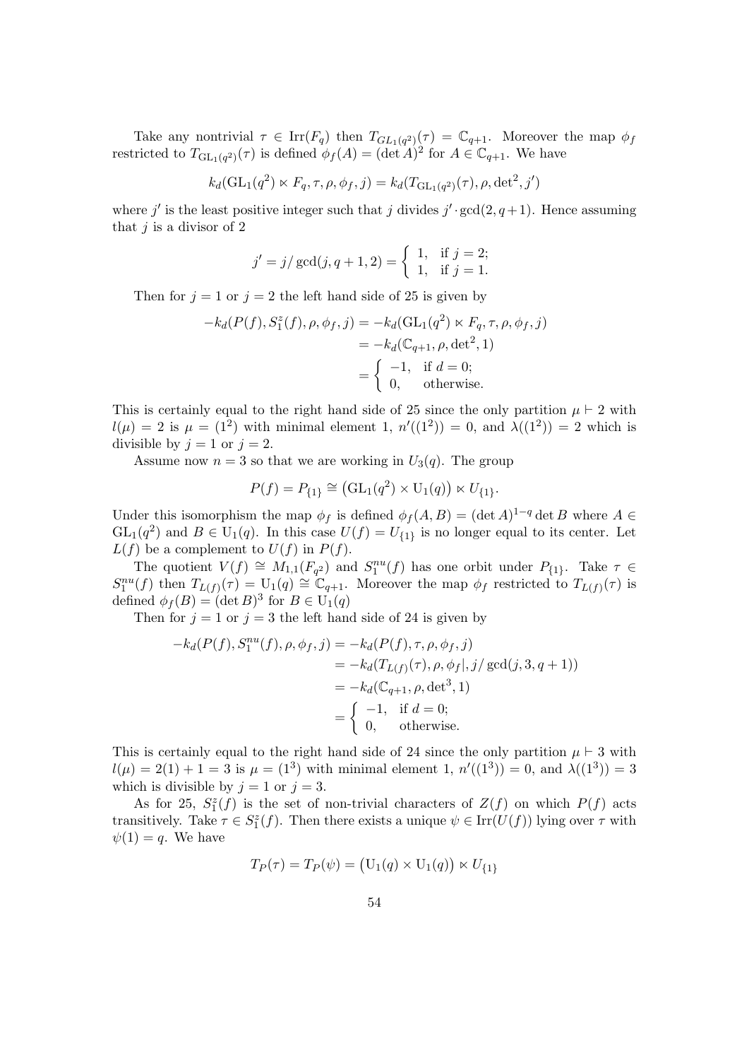Take any nontrivial $\tau \in \mathrm{Irr}(F_q)$ then $T_{GL_1(q^2)}(\tau) = \mathbb{C}_{q+1}$. Moreover the map $\phi_f$ restricted to $T_{\mathrm{GL}_1(q^2)}(\tau)$ is defined $\phi_f(A) = (\det A)^2$ for $A \in \mathbb{C}_{q+1}$. We have

$$k_d(\mathrm{GL}_1(q^2) \ltimes F_q, \tau, \rho, \phi_f, j) = k_d(T_{\mathrm{GL}_1(q^2)}(\tau), \rho, \det^2, j')$$

where $j'$ is the least positive integer such that $j$ divides $j' \cdot \gcd(2, q+1)$. Hence assuming that $j$ is a divisor of 2

$$j' = j/\gcd(j, q+1, 2) = \begin{cases} 1, & \text{if } j = 2; \\ 1, & \text{if } j = 1. \end{cases}$$

Then for $j = 1$ or $j = 2$ the left hand side of 25 is given by

$$\begin{aligned} -k_d(P(f), S_1^z(f), \rho, \phi_f, j) &= -k_d(\mathrm{GL}_1(q^2) \ltimes F_q, \tau, \rho, \phi_f, j) \\ &= -k_d(\mathbb{C}_{q+1}, \rho, \det^2, 1) \\ &= \begin{cases} -1, & \text{if } d = 0; \\ 0, & \text{otherwise.} \end{cases} \end{aligned}$$

This is certainly equal to the right hand side of 25 since the only partition $\mu \vdash 2$ with $l(\mu) = 2$ is $\mu = (1^2)$ with minimal element 1, $n'((1^2)) = 0$, and $\lambda((1^2)) = 2$ which is divisible by $j = 1$ or $j = 2$.

Assume now $n = 3$ so that we are working in $U_3(q)$. The group

$$P(f) = P_{\{1\}} \cong \left(\mathrm{GL}_1(q^2) \times \mathrm{U}_1(q)\right) \ltimes U_{\{1\}}.$$

Under this isomorphism the map $\phi_f$ is defined $\phi_f(A, B) = (\det A)^{1-q} \det B$ where $A \in \mathrm{GL}_1(q^2)$ and $B \in \mathrm{U}_1(q)$. In this case $U(f) = U_{\{1\}}$ is no longer equal to its center. Let $L(f)$ be a complement to $U(f)$ in $P(f)$.

The quotient $V(f) \cong M_{1,1}(F_{q^2})$ and $S_1^{nu}(f)$ has one orbit under $P_{\{1\}}$. Take $\tau \in S_1^{nu}(f)$ then $T_{L(f)}(\tau) = \mathrm{U}_1(q) \cong \mathbb{C}_{q+1}$. Moreover the map $\phi_f$ restricted to $T_{L(f)}(\tau)$ is defined $\phi_f(B) = (\det B)^3$ for $B \in \mathrm{U}_1(q)$

Then for $j = 1$ or $j = 3$ the left hand side of 24 is given by

$$\begin{aligned} -k_d(P(f), S_1^{nu}(f), \rho, \phi_f, j) &= -k_d(P(f), \tau, \rho, \phi_f, j) \\ &= -k_d(T_{L(f)}(\tau), \rho, \phi_f|, j/\gcd(j, 3, q+1)) \\ &= -k_d(\mathbb{C}_{q+1}, \rho, \det^3, 1) \\ &= \begin{cases} -1, & \text{if } d = 0; \\ 0, & \text{otherwise.} \end{cases} \end{aligned}$$

This is certainly equal to the right hand side of 24 since the only partition $\mu \vdash 3$ with $l(\mu) = 2(1) + 1 = 3$ is $\mu = (1^3)$ with minimal element 1, $n'((1^3)) = 0$, and $\lambda((1^3)) = 3$ which is divisible by $j = 1$ or $j = 3$.

As for 25, $S_1^z(f)$ is the set of non-trivial characters of $Z(f)$ on which $P(f)$ acts transitively. Take $\tau \in S_1^z(f)$. Then there exists a unique $\psi \in \mathrm{Irr}(U(f))$ lying over $\tau$ with $\psi(1) = q$. We have

$$T_P(\tau) = T_P(\psi) = \left(\mathrm{U}_1(q) \times \mathrm{U}_1(q)\right) \ltimes U_{\{1\}}$$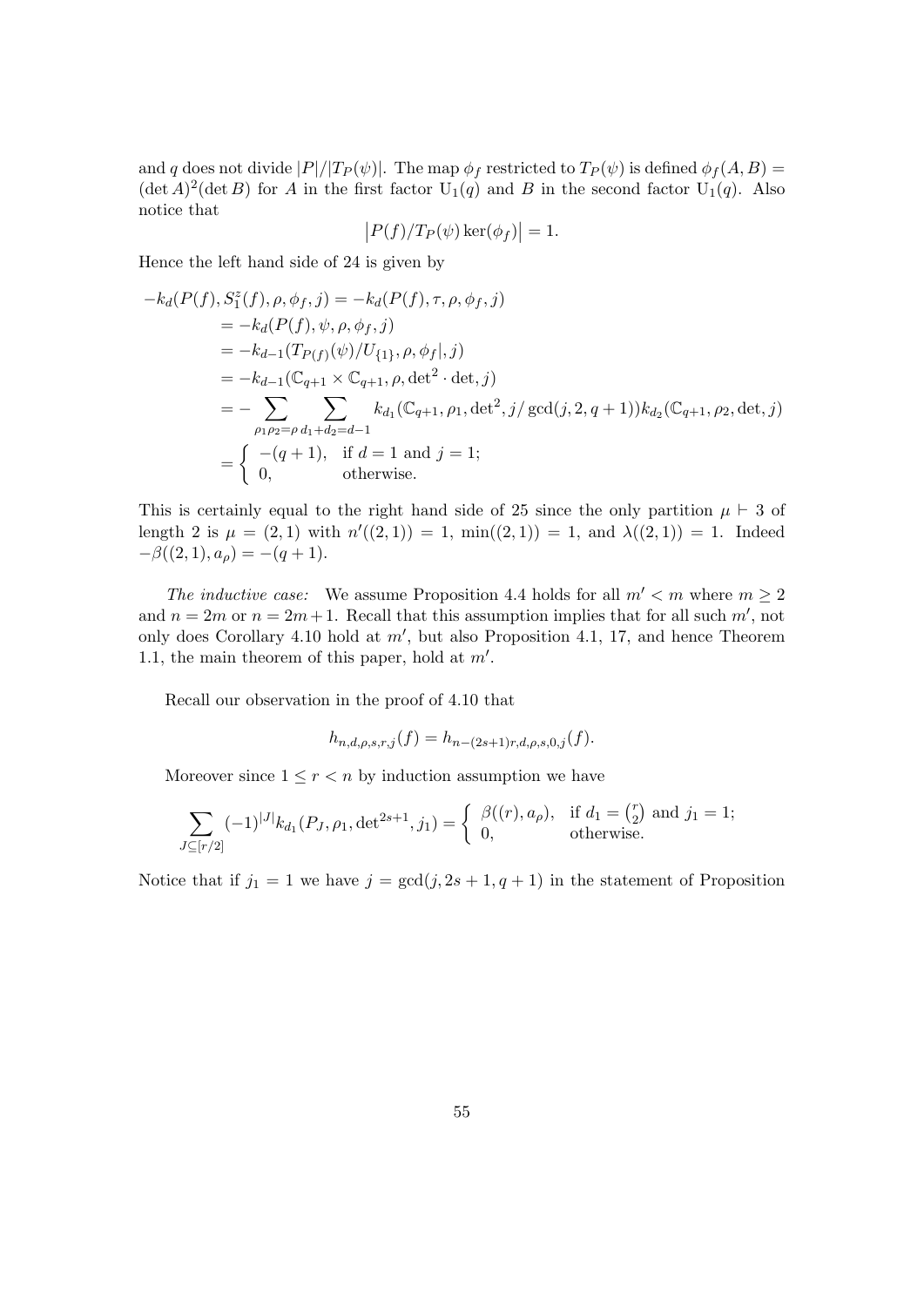and $q$ does not divide $|P|/|T_P(\psi)|$. The map $\phi_f$ restricted to $T_P(\psi)$ is defined $\phi_f(A,B) = (\det A)^2(\det B)$ for $A$ in the first factor $\mathrm{U}_1(q)$ and $B$ in the second factor $\mathrm{U}_1(q)$. Also notice that

$$\left|P(f)/T_P(\psi)\ker(\phi_f)\right| = 1.$$

Hence the left hand side of 24 is given by

$$\begin{aligned}
-k_d(P(f), S_1^z(f), \rho, \phi_f, j) &= -k_d(P(f), \tau, \rho, \phi_f, j) \\
&= -k_d(P(f), \psi, \rho, \phi_f, j) \\
&= -k_{d-1}(T_{P(f)}(\psi)/U_{\{1\}}, \rho, \phi_f|, j) \\
&= -k_{d-1}(\mathbb{C}_{q+1} \times \mathbb{C}_{q+1}, \rho, \det{}^2 \cdot \det, j) \\
&= -\sum_{\rho_1\rho_2=\rho} \sum_{d_1+d_2=d-1} k_{d_1}(\mathbb{C}_{q+1}, \rho_1, \det{}^2, j/\gcd(j,2,q+1)) k_{d_2}(\mathbb{C}_{q+1}, \rho_2, \det, j) \\
&= \begin{cases} -(q+1), & \text{if } d=1 \text{ and } j=1; \\ 0, & \text{otherwise.} \end{cases}
\end{aligned}$$

This is certainly equal to the right hand side of 25 since the only partition $\mu \vdash 3$ of length 2 is $\mu = (2,1)$ with $n'((2,1)) = 1$, $\min((2,1)) = 1$, and $\lambda((2,1)) = 1$. Indeed $-\beta((2,1), a_\rho) = -(q+1)$.

*The inductive case:* We assume Proposition 4.4 holds for all $m' < m$ where $m \geq 2$ and $n = 2m$ or $n = 2m+1$. Recall that this assumption implies that for all such $m'$, not only does Corollary 4.10 hold at $m'$, but also Proposition 4.1, 17, and hence Theorem 1.1, the main theorem of this paper, hold at $m'$.

Recall our observation in the proof of 4.10 that

$$h_{n,d,\rho,s,r,j}(f) = h_{n-(2s+1)r,d,\rho,s,0,j}(f).$$

Moreover since $1 \leq r < n$ by induction assumption we have

$$\sum_{J \subseteq [r/2]} (-1)^{|J|} k_{d_1}(P_J, \rho_1, \det{}^{2s+1}, j_1) = \begin{cases} \beta((r), a_\rho), & \text{if } d_1 = \binom{r}{2} \text{ and } j_1 = 1; \\ 0, & \text{otherwise.} \end{cases}$$

Notice that if $j_1 = 1$ we have $j = \gcd(j, 2s+1, q+1)$ in the statement of Proposition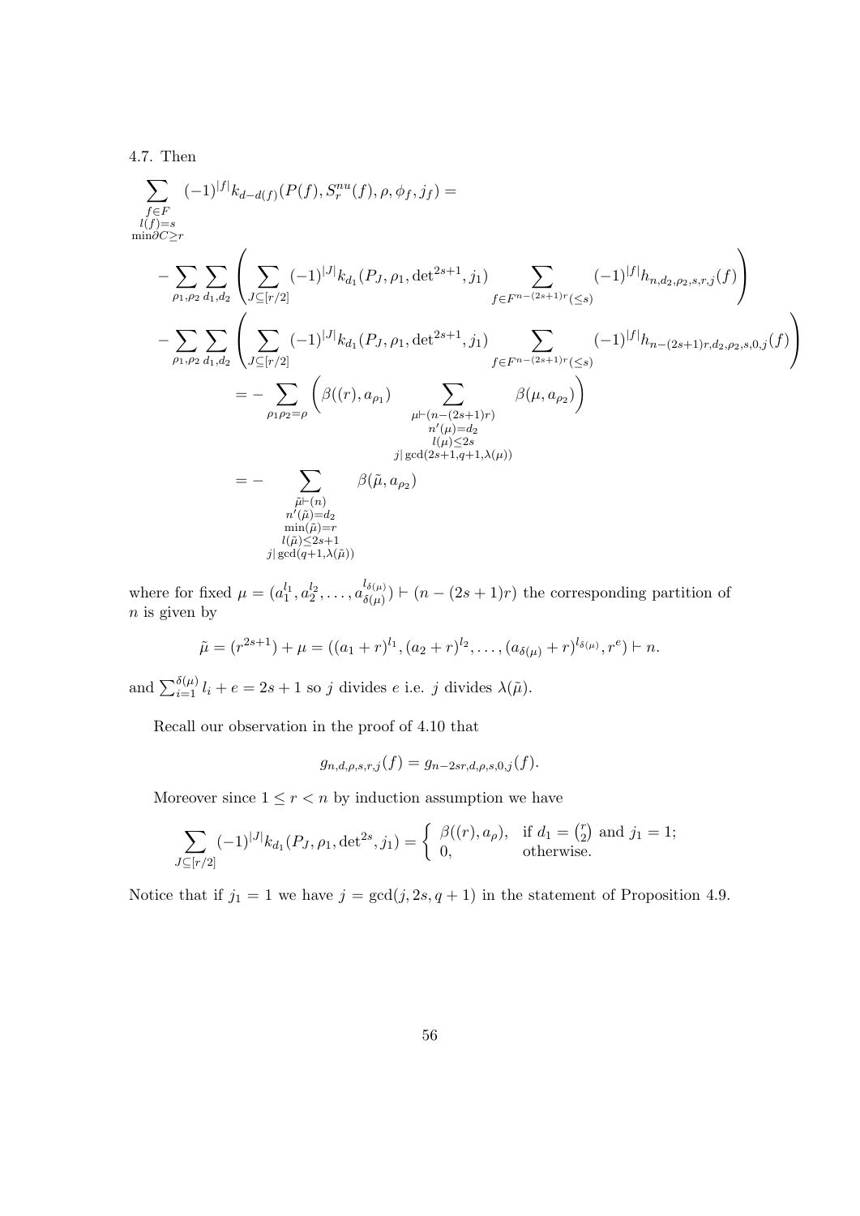4.7. Then

$$\sum_{\substack{f\in F\\ l(f)=s\\ \min\partial C\geq r}} (-1)^{|f|} k_{d-d(f)}(P(f), S_r^{nu}(f), \rho, \phi_f, j_f) =$$

$$-\sum_{\rho_1,\rho_2}\sum_{d_1,d_2}\left(\sum_{J\subseteq[r/2]}(-1)^{|J|}k_{d_1}(P_J,\rho_1,\det{}^{2s+1},j_1)\sum_{f\in F^{n-(2s+1)r}(\leq s)}(-1)^{|f|}h_{n,d_2,\rho_2,s,r,j}(f)\right)$$

$$-\sum_{\rho_1,\rho_2}\sum_{d_1,d_2}\left(\sum_{J\subseteq[r/2]}(-1)^{|J|}k_{d_1}(P_J,\rho_1,\det{}^{2s+1},j_1)\sum_{f\in F^{n-(2s+1)r}(\leq s)}(-1)^{|f|}h_{n-(2s+1)r,d_2,\rho_2,s,0,j}(f)\right)$$

$$= -\sum_{\rho_1\rho_2=\rho}\left(\beta((r),a_{\rho_1})\sum_{\substack{\mu\vdash(n-(2s+1)r)\\ n'(\mu)=d_2\\ l(\mu)\leq 2s\\ j|\gcd(2s+1,q+1,\lambda(\mu))}}\beta(\mu,a_{\rho_2})\right)$$

$$= -\sum_{\substack{\tilde{\mu}\vdash(n)\\ n'(\tilde{\mu})=d_2\\ \min(\tilde{\mu})=r\\ l(\tilde{\mu})\leq 2s+1\\ j|\gcd(q+1,\lambda(\tilde{\mu}))}}\beta(\tilde{\mu},a_{\rho_2})$$

where for fixed $\mu = (a_1^{l_1}, a_2^{l_2}, \ldots, a_{\delta(\mu)}^{l_{\delta(\mu)}}) \vdash (n-(2s+1)r)$ the corresponding partition of $n$ is given by

$$\tilde{\mu} = (r^{2s+1}) + \mu = ((a_1+r)^{l_1}, (a_2+r)^{l_2}, \ldots, (a_{\delta(\mu)}+r)^{l_{\delta(\mu)}}, r^e) \vdash n.$$

and $\sum_{i=1}^{\delta(\mu)} l_i + e = 2s+1$ so $j$ divides $e$ i.e. $j$ divides $\lambda(\tilde{\mu})$.

Recall our observation in the proof of 4.10 that

$$g_{n,d,\rho,s,r,j}(f) = g_{n-2sr,d,\rho,s,0,j}(f).$$

Moreover since $1 \leq r < n$ by induction assumption we have

$$\sum_{J\subseteq[r/2]}(-1)^{|J|}k_{d_1}(P_J,\rho_1,\det{}^{2s},j_1) = \begin{cases} \beta((r),a_\rho), & \text{if } d_1 = \binom{r}{2} \text{ and } j_1 = 1;\\ 0, & \text{otherwise.}\end{cases}$$

Notice that if $j_1 = 1$ we have $j = \gcd(j, 2s, q+1)$ in the statement of Proposition 4.9.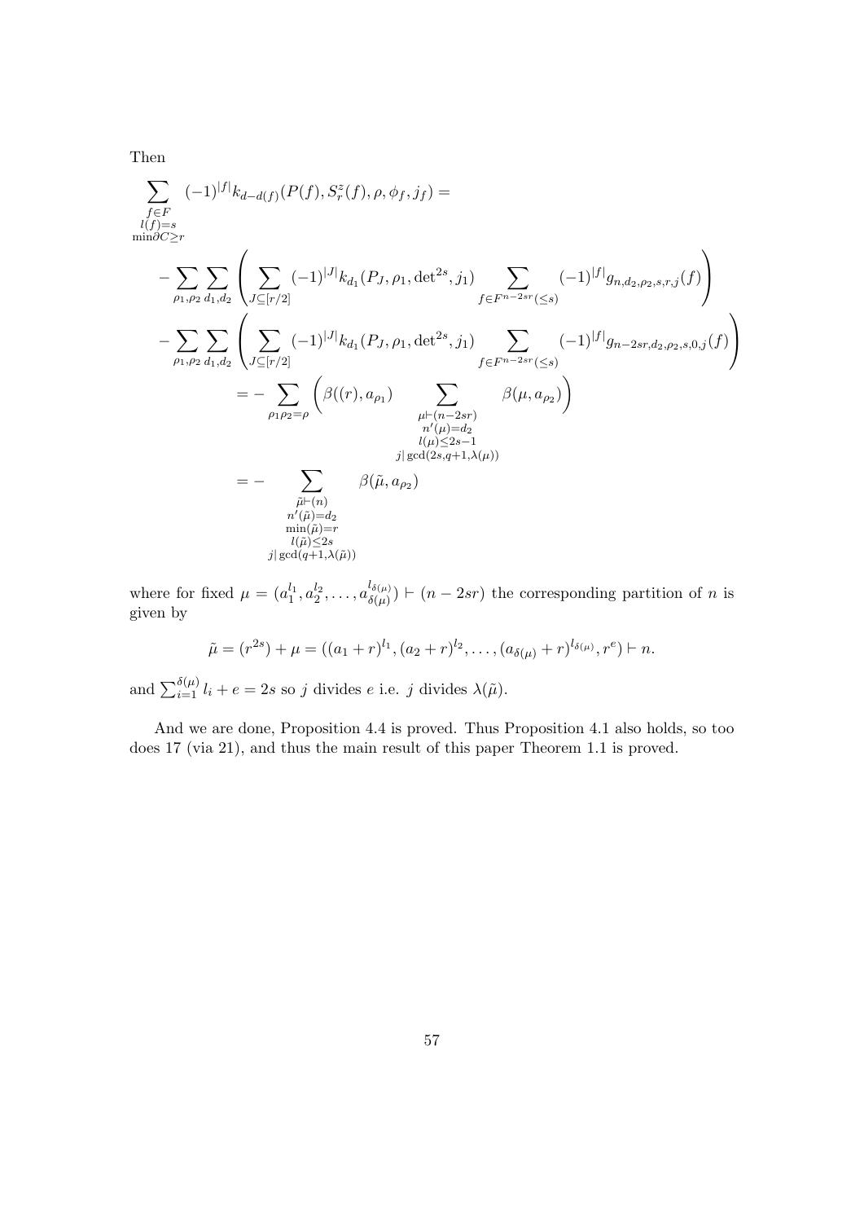Then

$$
\begin{aligned}
&\sum_{\substack{f\in F\\ l(f)=s\\ \min\partial C\geq r}} (-1)^{|f|} k_{d-d(f)}(P(f), S^z_r(f), \rho, \phi_f, j_f) = \\
&-\sum_{\rho_1,\rho_2}\sum_{d_1,d_2}\left(\sum_{J\subseteq[r/2]}(-1)^{|J|}k_{d_1}(P_J,\rho_1,\det{}^{2s},j_1)\sum_{f\in F^{n-2sr}(\leq s)}(-1)^{|f|}g_{n,d_2,\rho_2,s,r,j}(f)\right)\\
&-\sum_{\rho_1,\rho_2}\sum_{d_1,d_2}\left(\sum_{J\subseteq[r/2]}(-1)^{|J|}k_{d_1}(P_J,\rho_1,\det{}^{2s},j_1)\sum_{f\in F^{n-2sr}(\leq s)}(-1)^{|f|}g_{n-2sr,d_2,\rho_2,s,0,j}(f)\right)\\
&\qquad\qquad = -\sum_{\rho_1\rho_2=\rho}\left(\beta((r),a_{\rho_1})\sum_{\substack{\mu\vdash(n-2sr)\\ n'(\mu)=d_2\\ l(\mu)\leq 2s-1\\ j|\gcd(2s,q+1,\lambda(\mu))}}\beta(\mu,a_{\rho_2})\right)\\
&\qquad\qquad = -\sum_{\substack{\tilde{\mu}\vdash(n)\\ n'(\tilde{\mu})=d_2\\ \min(\tilde{\mu})=r\\ l(\tilde{\mu})\leq 2s\\ j|\gcd(q+1,\lambda(\tilde{\mu}))}}\beta(\tilde{\mu},a_{\rho_2})
\end{aligned}
$$

where for fixed $\mu = (a_1^{l_1}, a_2^{l_2}, \ldots, a_{\delta(\mu)}^{l_{\delta(\mu)}}) \vdash (n-2sr)$ the corresponding partition of $n$ is given by

$$
\tilde{\mu} = (r^{2s}) + \mu = ((a_1+r)^{l_1}, (a_2+r)^{l_2}, \ldots, (a_{\delta(\mu)}+r)^{l_{\delta(\mu)}}, r^e) \vdash n.
$$

and $\sum_{i=1}^{\delta(\mu)} l_i + e = 2s$ so $j$ divides $e$ i.e. $j$ divides $\lambda(\tilde{\mu})$.

And we are done, Proposition 4.4 is proved. Thus Proposition 4.1 also holds, so too does 17 (via 21), and thus the main result of this paper Theorem 1.1 is proved.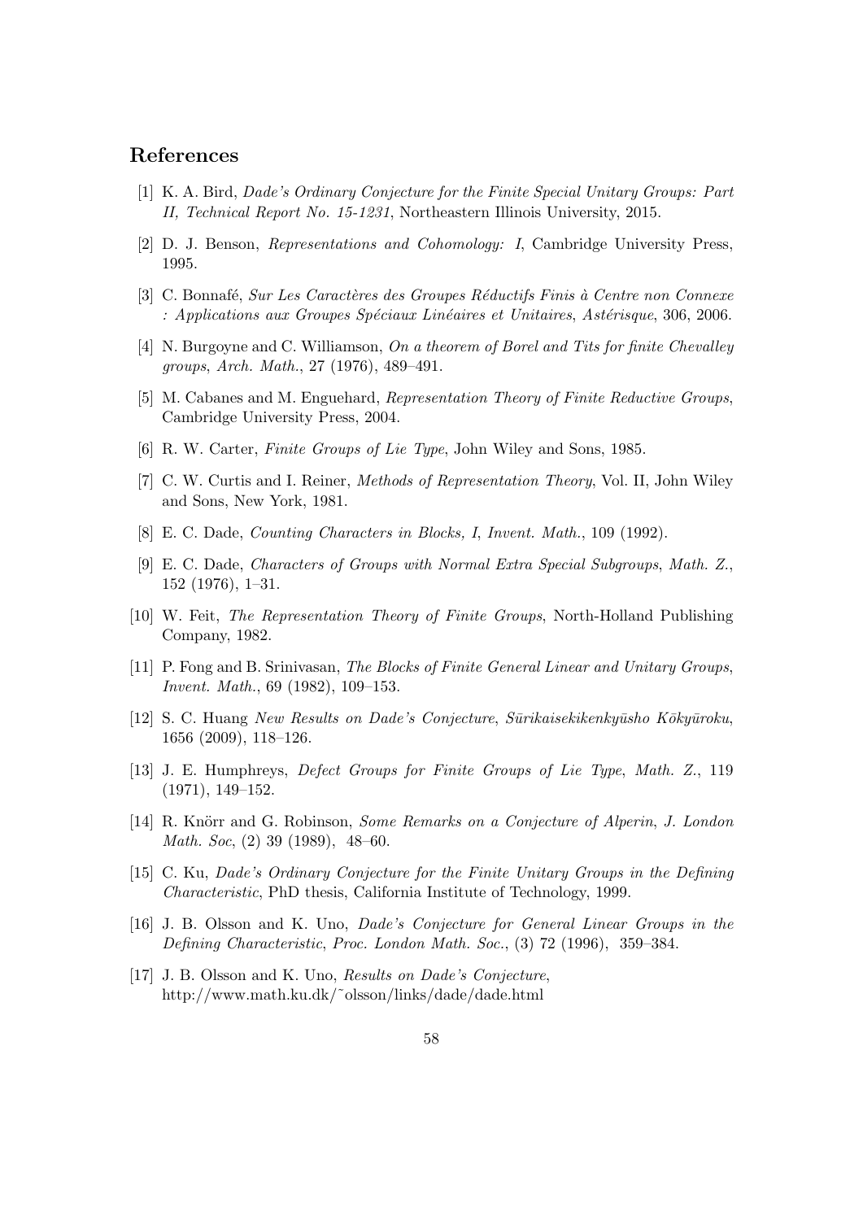## References

[1] K. A. Bird, *Dade's Ordinary Conjecture for the Finite Special Unitary Groups: Part II, Technical Report No. 15-1231*, Northeastern Illinois University, 2015.

[2] D. J. Benson, *Representations and Cohomology: I*, Cambridge University Press, 1995.

[3] C. Bonnafé, *Sur Les Caractères des Groupes Réductifs Finis à Centre non Connexe : Applications aux Groupes Spéciaux Linéaires et Unitaires*, *Astérisque*, 306, 2006.

[4] N. Burgoyne and C. Williamson, *On a theorem of Borel and Tits for finite Chevalley groups*, *Arch. Math.*, 27 (1976), 489–491.

[5] M. Cabanes and M. Enguehard, *Representation Theory of Finite Reductive Groups*, Cambridge University Press, 2004.

[6] R. W. Carter, *Finite Groups of Lie Type*, John Wiley and Sons, 1985.

[7] C. W. Curtis and I. Reiner, *Methods of Representation Theory*, Vol. II, John Wiley and Sons, New York, 1981.

[8] E. C. Dade, *Counting Characters in Blocks, I*, *Invent. Math.*, 109 (1992).

[9] E. C. Dade, *Characters of Groups with Normal Extra Special Subgroups*, *Math. Z.*, 152 (1976), 1–31.

[10] W. Feit, *The Representation Theory of Finite Groups*, North-Holland Publishing Company, 1982.

[11] P. Fong and B. Srinivasan, *The Blocks of Finite General Linear and Unitary Groups*, *Invent. Math.*, 69 (1982), 109–153.

[12] S. C. Huang *New Results on Dade's Conjecture*, *Sūrikaisekikenkyūsho Kōkyūroku*, 1656 (2009), 118–126.

[13] J. E. Humphreys, *Defect Groups for Finite Groups of Lie Type*, *Math. Z.*, 119 (1971), 149–152.

[14] R. Knörr and G. Robinson, *Some Remarks on a Conjecture of Alperin*, *J. London Math. Soc*, (2) 39 (1989), 48–60.

[15] C. Ku, *Dade's Ordinary Conjecture for the Finite Unitary Groups in the Defining Characteristic*, PhD thesis, California Institute of Technology, 1999.

[16] J. B. Olsson and K. Uno, *Dade's Conjecture for General Linear Groups in the Defining Characteristic*, *Proc. London Math. Soc.*, (3) 72 (1996), 359–384.

[17] J. B. Olsson and K. Uno, *Results on Dade's Conjecture*, http://www.math.ku.dk/˜olsson/links/dade/dade.html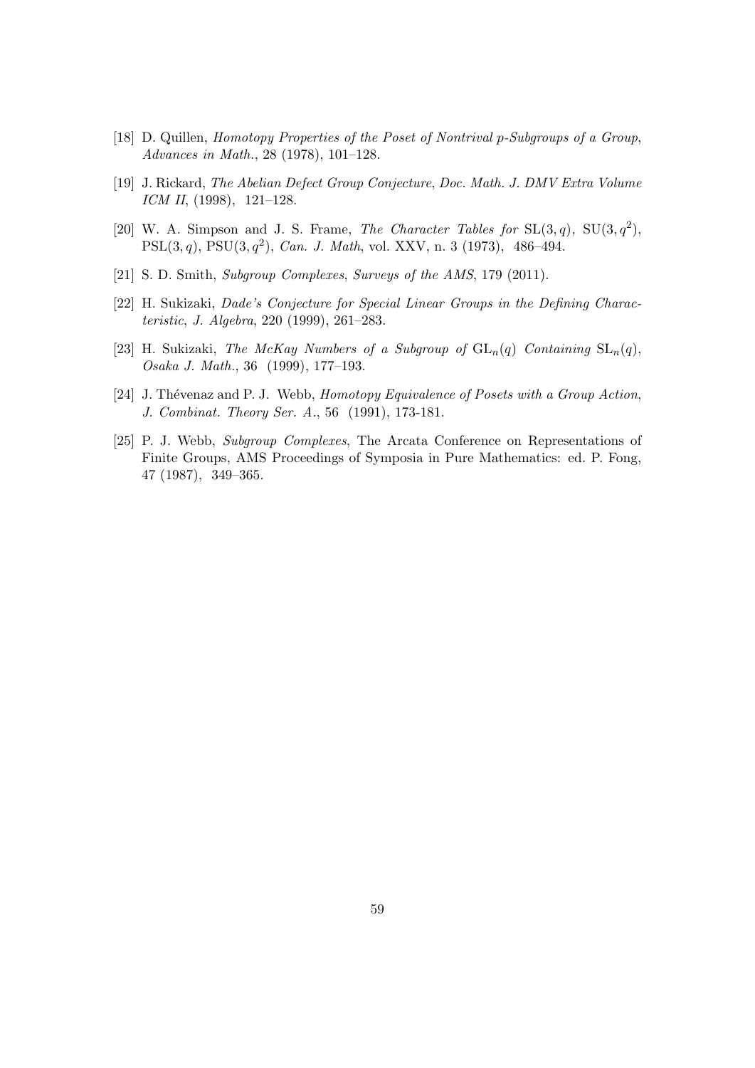[18] D. Quillen, *Homotopy Properties of the Poset of Nontrival p-Subgroups of a Group*, *Advances in Math.*, 28 (1978), 101–128.

[19] J. Rickard, *The Abelian Defect Group Conjecture*, *Doc. Math. J. DMV Extra Volume ICM II*, (1998), 121–128.

[20] W. A. Simpson and J. S. Frame, *The Character Tables for* $\mathrm{SL}(3, q)$, $\mathrm{SU}(3, q^2)$, $\mathrm{PSL}(3, q)$, $\mathrm{PSU}(3, q^2)$, *Can. J. Math*, vol. XXV, n. 3 (1973), 486–494.

[21] S. D. Smith, *Subgroup Complexes*, *Surveys of the AMS*, 179 (2011).

[22] H. Sukizaki, *Dade's Conjecture for Special Linear Groups in the Defining Characteristic*, *J. Algebra*, 220 (1999), 261–283.

[23] H. Sukizaki, *The McKay Numbers of a Subgroup of* $\mathrm{GL}_n(q)$ *Containing* $\mathrm{SL}_n(q)$, *Osaka J. Math.*, 36 (1999), 177–193.

[24] J. Thévenaz and P. J. Webb, *Homotopy Equivalence of Posets with a Group Action*, *J. Combinat. Theory Ser. A.*, 56 (1991), 173-181.

[25] P. J. Webb, *Subgroup Complexes*, The Arcata Conference on Representations of Finite Groups, AMS Proceedings of Symposia in Pure Mathematics: ed. P. Fong, 47 (1987), 349–365.